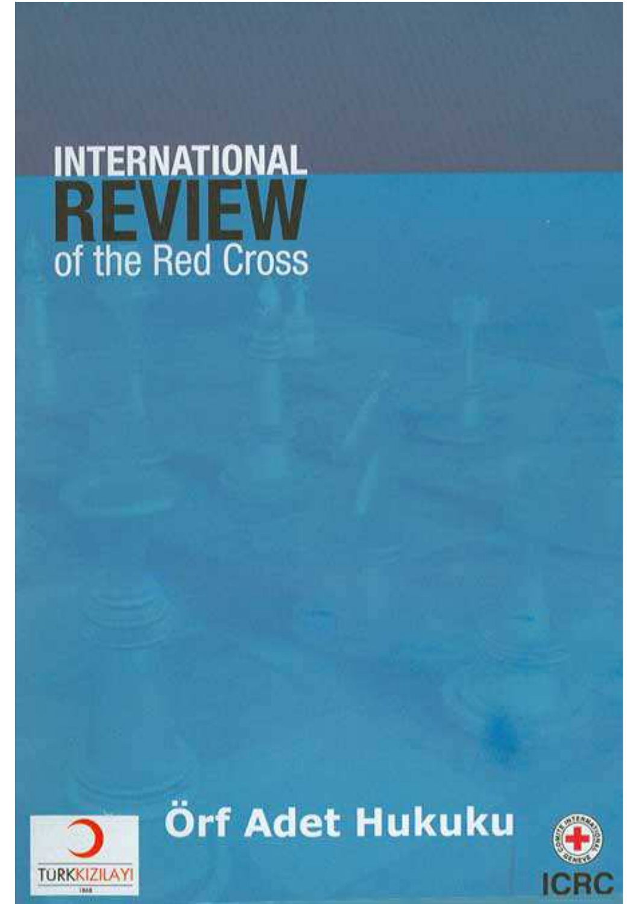# INTERNATIONAL REVIEW of the Red Cross

# Örf Adet Hukuku

TÜRKKIZILAYI

1868

ICRC

COMITE INTERNATIONAL GENEVE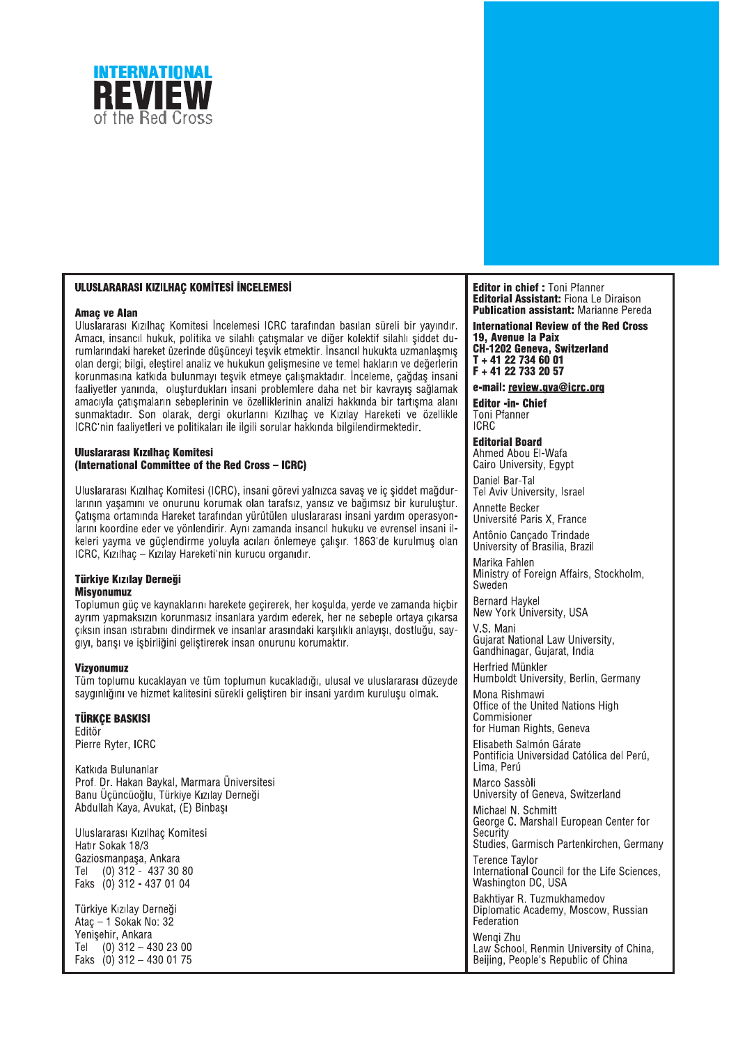# INTERNATIONAL REVIEW of the Red Cross

## ULUSLARARASI KIZILHAÇ KOMİTESİ İNCELEMESİ

### Amaç ve Alan

Uluslararası Kızılhaç Komitesi İncelemesi ICRC tarafından basılan süreli bir yayındır. Amacı, insancıl hukuk, politika ve silahlı çatışmalar ve diğer kolektif silahlı şiddet durumlarındaki hareket üzerinde düşünceyi teşvik etmektir. İnsancıl hukukta uzmanlaşmış olan dergi; bilgi, eleştirel analiz ve hukukun gelişmesine ve temel hakların ve değerlerin korunmasına katkıda bulunmayı teşvik etmeye çalışmaktadır. İnceleme, çağdaş insani faaliyetler yanında, oluşturdukları insani problemlere daha net bir kavrayış sağlamak amacıyla çatışmaların sebeplerinin ve özelliklerinin analizi hakkında bir tartışma alanı sunmaktadır. Son olarak, dergi okurlarını Kızılhaç ve Kızılay Hareketi ve özellikle ICRC'nin faaliyetleri ve politikaları ile ilgili sorular hakkında bilgilendirmektedir.

### Uluslararası Kızılhaç Komitesi (International Committee of the Red Cross – ICRC)

Uluslararası Kızılhaç Komitesi (ICRC), insani görevi yalnızca savaş ve iç şiddet mağdurlarının yaşamını ve onurunu korumak olan tarafsız, yansız ve bağımsız bir kuruluştur. Çatışma ortamında Hareket tarafından yürütülen uluslararası insani yardım operasyonlarını koordine eder ve yönlendirir. Aynı zamanda insancıl hukuku ve evrensel insani ilkeleri yayma ve güçlendirme yoluyla acıları önlemeye çalışır. 1863'de kurulmuş olan ICRC, Kızılhaç – Kızılay Hareketi'nin kurucu organıdır.

### Türkiye Kızılay Derneği

**Misyonumuz**

Toplumun güç ve kaynaklarını harekete geçirerek, her koşulda, yerde ve zamanda hiçbir ayrım yapmaksızın korunmasız insanlara yardım ederek, her ne sebeple ortaya çıkarsa çıksın insan ıstırabını dindirmek ve insanlar arasındaki karşılıklı anlayışı, dostluğu, saygıyı, barışı ve işbirliğini geliştirerek insan onurunu korumaktır.

**Vizyonumuz**

Tüm toplumu kucaklayan ve tüm toplumun kucakladığı, ulusal ve uluslararası düzeyde saygınlığını ve hizmet kalitesini sürekli geliştiren bir insani yardım kuruluşu olmak.

### TÜRKÇE BASKISI

Editör
Pierre Ryter, ICRC

Katkıda Bulunanlar
Prof. Dr. Hakan Baykal, Marmara Üniversitesi
Banu Üçüncüoğlu, Türkiye Kızılay Derneği
Abdullah Kaya, Avukat, (E) Binbaşı

Uluslararası Kızılhaç Komitesi
Hatır Sokak 18/3
Gaziosmanpaşa, Ankara
Tel (0) 312 - 437 30 80
Faks (0) 312 - 437 01 04

Türkiye Kızılay Derneği
Ataç – 1 Sokak No: 32
Yenişehir, Ankara
Tel (0) 312 – 430 23 00
Faks (0) 312 – 430 01 75

---

**Editor in chief :** Toni Pfanner
**Editorial Assistant:** Fiona Le Diraison
**Publication assistant:** Marianne Pereda

**International Review of the Red Cross**
**19, Avenue la Paix**
**CH-1202 Geneva, Switzerland**
**T + 41 22 734 60 01**
**F + 41 22 733 20 57**

**e-mail:** review.gva@icrc.org

**Editor -in- Chief**
Toni Pfanner
ICRC

**Editorial Board**

Ahmed Abou El-Wafa
Cairo University, Egypt

Daniel Bar-Tal
Tel Aviv University, Israel

Annette Becker
Université Paris X, France

Antônio Cançado Trindade
University of Brasilia, Brazil

Marika Fahlen
Ministry of Foreign Affairs, Stockholm, Sweden

Bernard Haykel
New York University, USA

V.S. Mani
Gujarat National Law University, Gandhinagar, Gujarat, India

Herfried Münkler
Humboldt University, Berlin, Germany

Mona Rishmawi
Office of the United Nations High Commisioner for Human Rights, Geneva

Elisabeth Salmón Gárate
Pontificia Universidad Católica del Perú, Lima, Perú

Marco Sassòli
University of Geneva, Switzerland

Michael N. Schmitt
George C. Marshall European Center for Security Studies, Garmisch Partenkirchen, Germany

Terence Taylor
International Council for the Life Sciences, Washington DC, USA

Bakhtiyar R. Tuzmukhamedov
Diplomatic Academy, Moscow, Russian Federation

Wenqi Zhu
Law School, Renmin University of China, Beijing, People's Republic of China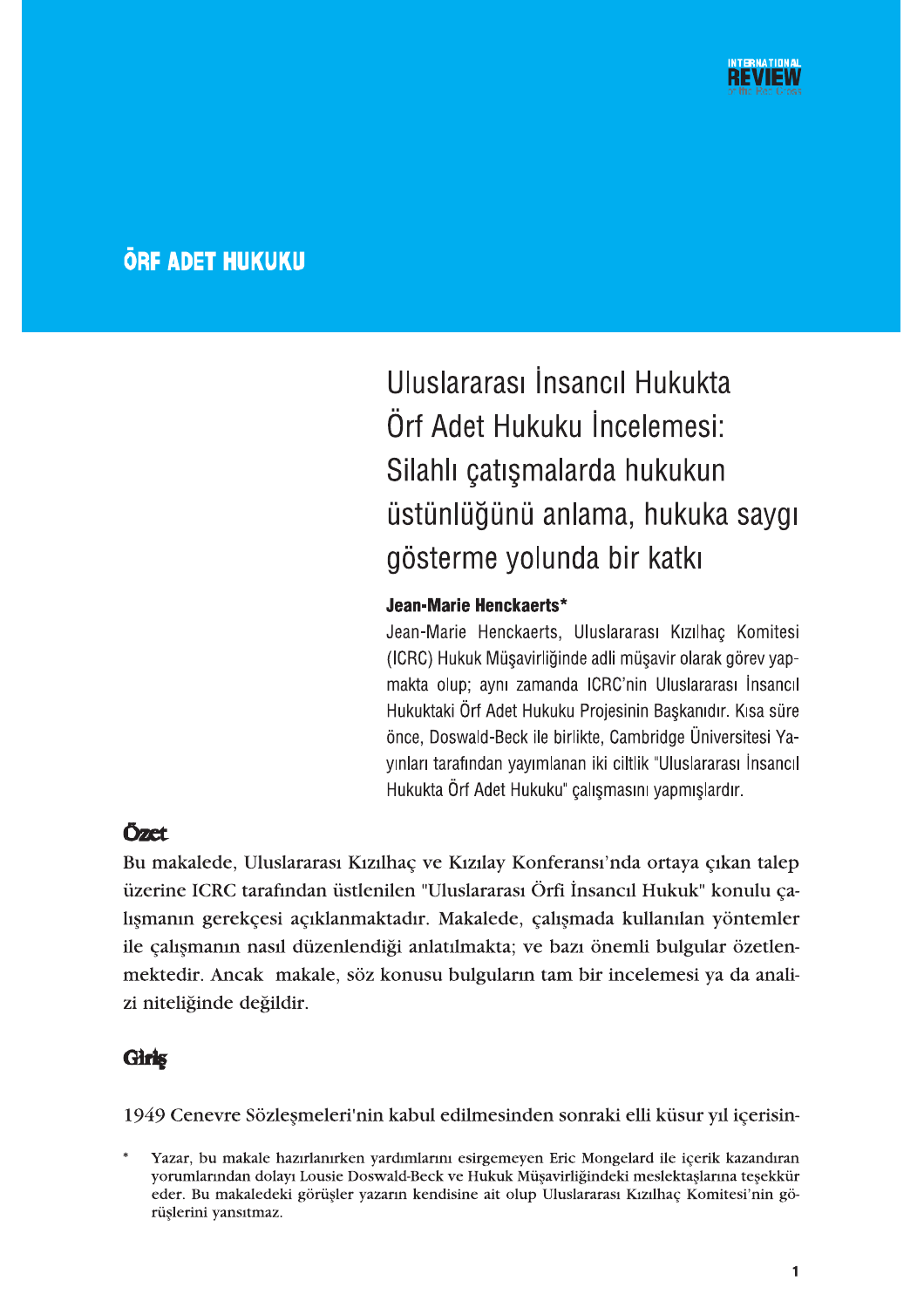## ÖRF ADET HUKUKU

# Uluslararası İnsancıl Hukukta Örf Adet Hukuku İncelemesi: Silahlı çatışmalarda hukukun üstünlüğünü anlama, hukuka saygı gösterme yolunda bir katkı

**Jean-Marie Henckaerts***

Jean-Marie Henckaerts, Uluslararası Kızılhaç Komitesi (ICRC) Hukuk Müşavirliğinde adli müşavir olarak görev yapmakta olup; aynı zamanda ICRC'nin Uluslararası İnsancıl Hukuktaki Örf Adet Hukuku Projesinin Başkanıdır. Kısa süre önce, Doswald-Beck ile birlikte, Cambridge Üniversitesi Yayınları tarafından yayımlanan iki ciltlik "Uluslararası İnsancıl Hukukta Örf Adet Hukuku" çalışmasını yapmışlardır.

## Özet

Bu makalede, Uluslararası Kızılhaç ve Kızılay Konferansı'nda ortaya çıkan talep üzerine ICRC tarafından üstlenilen "Uluslararası Örfi İnsancıl Hukuk" konulu çalışmanın gerekçesi açıklanmaktadır. Makalede, çalışmada kullanılan yöntemler ile çalışmanın nasıl düzenlendiği anlatılmakta; ve bazı önemli bulgular özetlenmektedir. Ancak makale, söz konusu bulguların tam bir incelemesi ya da analizi niteliğinde değildir.

## Giriş

1949 Cenevre Sözleşmeleri'nin kabul edilmesinden sonraki elli küsur yıl içerisin-

* Yazar, bu makale hazırlanırken yardımlarını esirgemeyen Eric Mongelard ile içerik kazandıran yorumlarından dolayı Lousie Doswald-Beck ve Hukuk Müşavirliğindeki meslektaşlarına teşekkür eder. Bu makaledeki görüşler yazarın kendisine ait olup Uluslararası Kızılhaç Komitesi'nin görüşlerini yansıtmaz.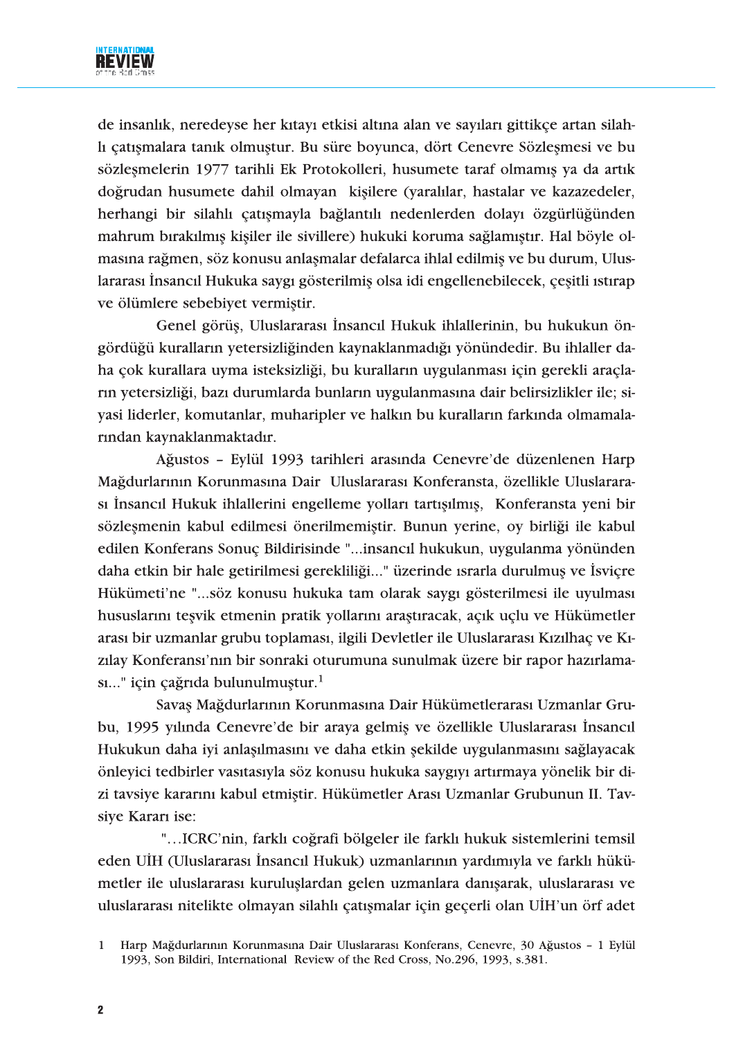de insanlık, neredeyse her kıtayı etkisi altına alan ve sayıları gittikçe artan silahlı çatışmalara tanık olmuştur. Bu süre boyunca, dört Cenevre Sözleşmesi ve bu sözleşmelerin 1977 tarihli Ek Protokolleri, husumete taraf olmamış ya da artık doğrudan husumete dahil olmayan kişilere (yaralılar, hastalar ve kazazedeler, herhangi bir silahlı çatışmayla bağlantılı nedenlerden dolayı özgürlüğünden mahrum bırakılmış kişiler ile sivillere) hukuki koruma sağlamıştır. Hal böyle olmasına rağmen, söz konusu anlaşmalar defalarca ihlal edilmiş ve bu durum, Uluslararası İnsancıl Hukuka saygı gösterilmiş olsa idi engellenebilecek, çeşitli ıstırap ve ölümlere sebebiyet vermiştir.

Genel görüş, Uluslararası İnsancıl Hukuk ihlallerinin, bu hukukun öngördüğü kuralların yetersizliğinden kaynaklanmadığı yönündedir. Bu ihlaller daha çok kurallara uyma isteksizliği, bu kuralların uygulanması için gerekli araçların yetersizliği, bazı durumlarda bunların uygulanmasına dair belirsizlikler ile; siyasi liderler, komutanlar, muharipler ve halkın bu kuralların farkında olmamalarından kaynaklanmaktadır.

Ağustos – Eylül 1993 tarihleri arasında Cenevre'de düzenlenen Harp Mağdurlarının Korunmasına Dair Uluslararası Konferansta, özellikle Uluslararası İnsancıl Hukuk ihlallerini engelleme yolları tartışılmış, Konferansta yeni bir sözleşmenin kabul edilmesi önerilmemiştir. Bunun yerine, oy birliği ile kabul edilen Konferans Sonuç Bildirisinde "...insancıl hukukun, uygulanma yönünden daha etkin bir hale getirilmesi gerekliliği..." üzerinde ısrarla durulmuş ve İsviçre Hükümeti'ne "...söz konusu hukuka tam olarak saygı gösterilmesi ile uyulması hususlarını teşvik etmenin pratik yollarını araştıracak, açık uçlu ve Hükümetler arası bir uzmanlar grubu toplaması, ilgili Devletler ile Uluslararası Kızılhaç ve Kızılay Konferansı'nın bir sonraki oturumuna sunulmak üzere bir rapor hazırlaması..." için çağrıda bulunulmuştur.[1]

Savaş Mağdurlarının Korunmasına Dair Hükümetlerarası Uzmanlar Grubu, 1995 yılında Cenevre'de bir araya gelmiş ve özellikle Uluslararası İnsancıl Hukukun daha iyi anlaşılmasını ve daha etkin şekilde uygulanmasını sağlayacak önleyici tedbirler vasıtasıyla söz konusu hukuka saygıyı artırmaya yönelik bir dizi tavsiye kararını kabul etmiştir. Hükümetler Arası Uzmanlar Grubunun II. Tavsiye Kararı ise:

"…ICRC'nin, farklı coğrafi bölgeler ile farklı hukuk sistemlerini temsil eden UİH (Uluslararası İnsancıl Hukuk) uzmanlarının yardımıyla ve farklı hükümetler ile uluslararası kuruluşlardan gelen uzmanlara danışarak, uluslararası ve uluslararası nitelikte olmayan silahlı çatışmalar için geçerli olan UİH'un örf adet

1 Harp Mağdurlarının Korunmasına Dair Uluslararası Konferans, Cenevre, 30 Ağustos – 1 Eylül 1993, Son Bildiri, International Review of the Red Cross, No.296, 1993, s.381.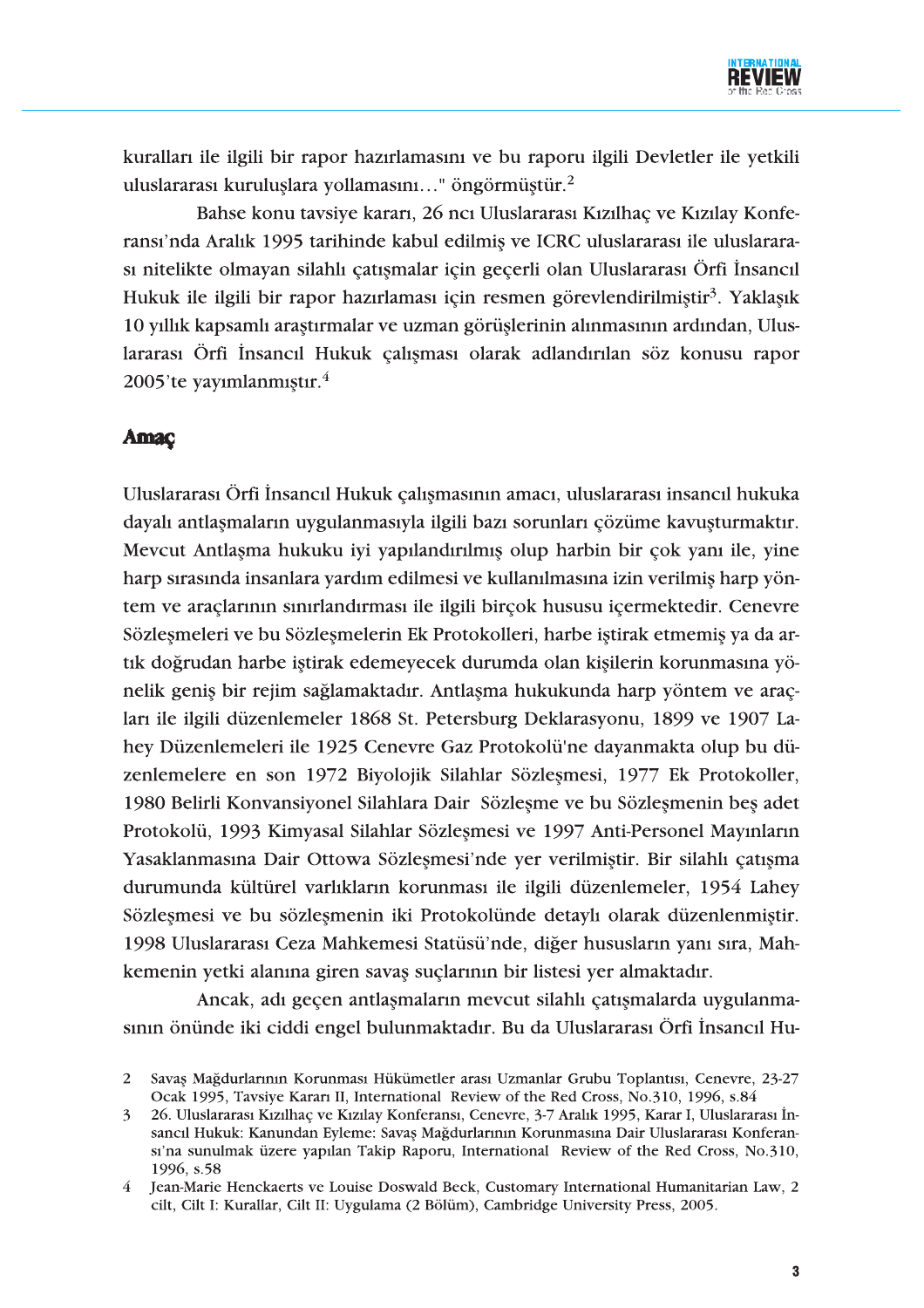kuralları ile ilgili bir rapor hazırlamasını ve bu raporu ilgili Devletler ile yetkili uluslararası kuruluşlara yollamasını…" öngörmüştür.[2]

Bahse konu tavsiye kararı, 26 ncı Uluslararası Kızılhaç ve Kızılay Konferansı'nda Aralık 1995 tarihinde kabul edilmiş ve ICRC uluslararası ile uluslararası nitelikte olmayan silahlı çatışmalar için geçerli olan Uluslararası Örfi İnsancıl Hukuk ile ilgili bir rapor hazırlaması için resmen görevlendirilmiştir[3]. Yaklaşık 10 yıllık kapsamlı araştırmalar ve uzman görüşlerinin alınmasının ardından, Uluslararası Örfi İnsancıl Hukuk çalışması olarak adlandırılan söz konusu rapor 2005'te yayımlanmıştır.[4]

## Amaç

Uluslararası Örfi İnsancıl Hukuk çalışmasının amacı, uluslararası insancıl hukuka dayalı antlaşmaların uygulanmasıyla ilgili bazı sorunları çözüme kavuşturmaktır. Mevcut Antlaşma hukuku iyi yapılandırılmış olup harbin bir çok yanı ile, yine harp sırasında insanlara yardım edilmesi ve kullanılmasına izin verilmiş harp yöntem ve araçlarının sınırlandırması ile ilgili birçok hususu içermektedir. Cenevre Sözleşmeleri ve bu Sözleşmelerin Ek Protokolleri, harbe iştirak etmemiş ya da artık doğrudan harbe iştirak edemeyecek durumda olan kişilerin korunmasına yönelik geniş bir rejim sağlamaktadır. Antlaşma hukukunda harp yöntem ve araçları ile ilgili düzenlemeler 1868 St. Petersburg Deklarasyonu, 1899 ve 1907 Lahey Düzenlemeleri ile 1925 Cenevre Gaz Protokolü'ne dayanmakta olup bu düzenlemelere en son 1972 Biyolojik Silahlar Sözleşmesi, 1977 Ek Protokoller, 1980 Belirli Konvansiyonel Silahlara Dair Sözleşme ve bu Sözleşmenin beş adet Protokolü, 1993 Kimyasal Silahlar Sözleşmesi ve 1997 Anti-Personel Mayınların Yasaklanmasına Dair Ottowa Sözleşmesi'nde yer verilmiştir. Bir silahlı çatışma durumunda kültürel varlıkların korunması ile ilgili düzenlemeler, 1954 Lahey Sözleşmesi ve bu sözleşmenin iki Protokolünde detaylı olarak düzenlenmiştir. 1998 Uluslararası Ceza Mahkemesi Statüsü'nde, diğer hususların yanı sıra, Mahkemenin yetki alanına giren savaş suçlarının bir listesi yer almaktadır.

Ancak, adı geçen antlaşmaların mevcut silahlı çatışmalarda uygulanmasının önünde iki ciddi engel bulunmaktadır. Bu da Uluslararası Örfi İnsancıl Hu-

---

2 Savaş Mağdurlarının Korunması Hükümetler arası Uzmanlar Grubu Toplantısı, Cenevre, 23-27 Ocak 1995, Tavsiye Kararı II, International Review of the Red Cross, No.310, 1996, s.84

3 26. Uluslararası Kızılhaç ve Kızılay Konferansı, Cenevre, 3-7 Aralık 1995, Karar I, Uluslararası İnsancıl Hukuk: Kanundan Eyleme: Savaş Mağdurlarının Korunmasına Dair Uluslararası Konferansı'na sunulmak üzere yapılan Takip Raporu, International Review of the Red Cross, No.310, 1996, s.58

4 Jean-Marie Henckaerts ve Louise Doswald Beck, Customary International Humanitarian Law, 2 cilt, Cilt I: Kurallar, Cilt II: Uygulama (2 Bölüm), Cambridge University Press, 2005.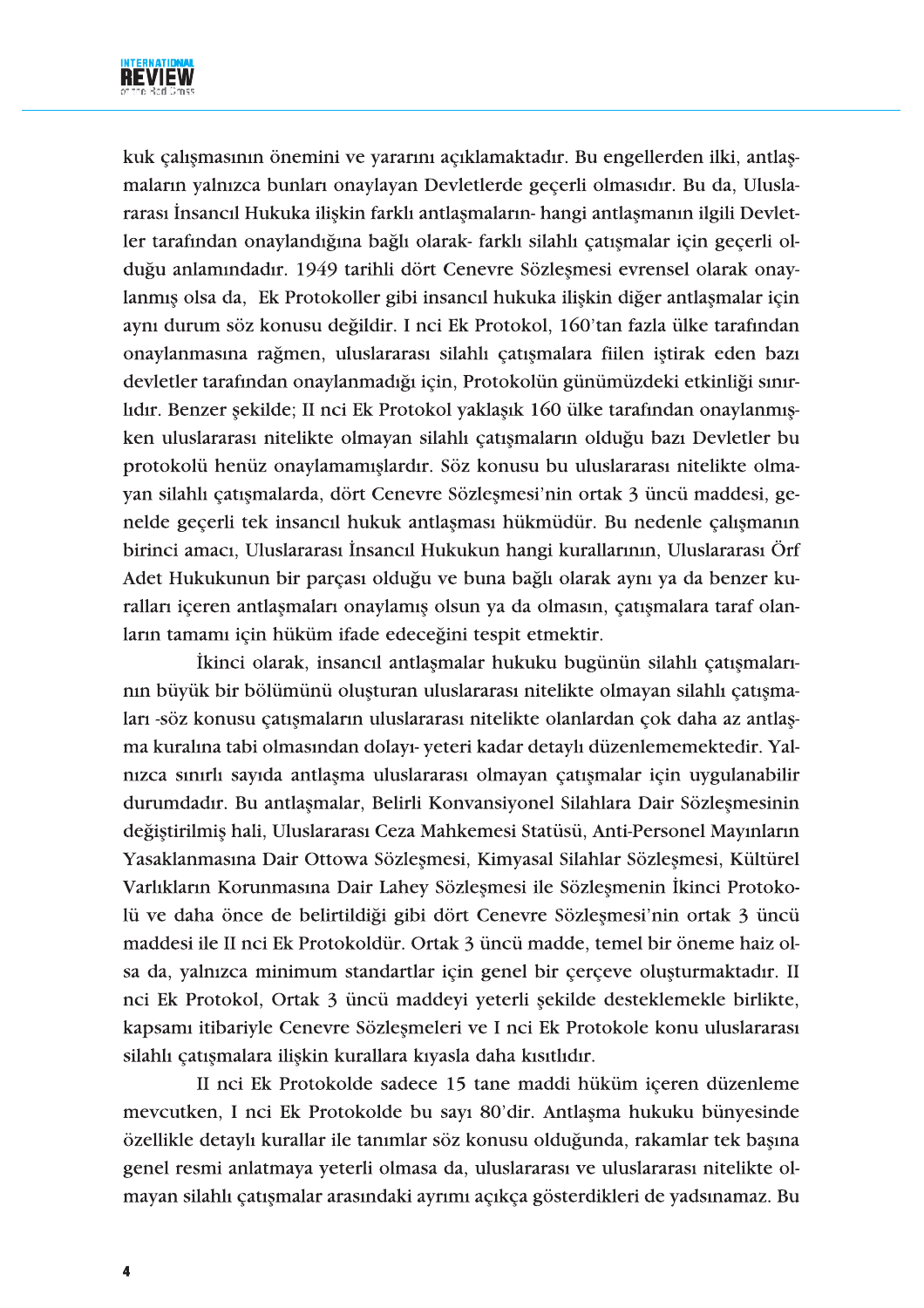kuk çalışmasının önemini ve yararını açıklamaktadır. Bu engellerden ilki, antlaşmaların yalnızca bunları onaylayan Devletlerde geçerli olmasıdır. Bu da, Uluslararası İnsancıl Hukuka ilişkin farklı antlaşmaların- hangi antlaşmanın ilgili Devletler tarafından onaylandığına bağlı olarak- farklı silahlı çatışmalar için geçerli olduğu anlamındadır. 1949 tarihli dört Cenevre Sözleşmesi evrensel olarak onaylanmış olsa da, Ek Protokoller gibi insancıl hukuka ilişkin diğer antlaşmalar için aynı durum söz konusu değildir. I nci Ek Protokol, 160'tan fazla ülke tarafından onaylanmasına rağmen, uluslararası silahlı çatışmalara fiilen iştirak eden bazı devletler tarafından onaylanmadığı için, Protokolün günümüzdeki etkinliği sınırlıdır. Benzer şekilde; II nci Ek Protokol yaklaşık 160 ülke tarafından onaylanmışken uluslararası nitelikte olmayan silahlı çatışmaların olduğu bazı Devletler bu protokolü henüz onaylamamışlardır. Söz konusu bu uluslararası nitelikte olmayan silahlı çatışmalarda, dört Cenevre Sözleşmesi'nin ortak 3 üncü maddesi, genelde geçerli tek insancıl hukuk antlaşması hükmüdür. Bu nedenle çalışmanın birinci amacı, Uluslararası İnsancıl Hukukun hangi kurallarının, Uluslararası Örf Adet Hukukunun bir parçası olduğu ve buna bağlı olarak aynı ya da benzer kuralları içeren antlaşmaları onaylamış olsun ya da olmasın, çatışmalara taraf olanların tamamı için hüküm ifade edeceğini tespit etmektir.

İkinci olarak, insancıl antlaşmalar hukuku bugünün silahlı çatışmalarının büyük bir bölümünü oluşturan uluslararası nitelikte olmayan silahlı çatışmaları -söz konusu çatışmaların uluslararası nitelikte olanlardan çok daha az antlaşma kuralına tabi olmasından dolayı- yeteri kadar detaylı düzenlememektedir. Yalnızca sınırlı sayıda antlaşma uluslararası olmayan çatışmalar için uygulanabilir durumdadır. Bu antlaşmalar, Belirli Konvansiyonel Silahlara Dair Sözleşmesinin değiştirilmiş hali, Uluslararası Ceza Mahkemesi Statüsü, Anti-Personel Mayınların Yasaklanmasına Dair Ottowa Sözleşmesi, Kimyasal Silahlar Sözleşmesi, Kültürel Varlıkların Korunmasına Dair Lahey Sözleşmesi ile Sözleşmenin İkinci Protokolü ve daha önce de belirtildiği gibi dört Cenevre Sözleşmesi'nin ortak 3 üncü maddesi ile II nci Ek Protokoldür. Ortak 3 üncü madde, temel bir öneme haiz olsa da, yalnızca minimum standartlar için genel bir çerçeve oluşturmaktadır. II nci Ek Protokol, Ortak 3 üncü maddeyi yeterli şekilde desteklemekle birlikte, kapsamı itibariyle Cenevre Sözleşmeleri ve I nci Ek Protokole konu uluslararası silahlı çatışmalara ilişkin kurallara kıyasla daha kısıtlıdır.

II nci Ek Protokolde sadece 15 tane maddi hüküm içeren düzenleme mevcutken, I nci Ek Protokolde bu sayı 80'dir. Antlaşma hukuku bünyesinde özellikle detaylı kurallar ile tanımlar söz konusu olduğunda, rakamlar tek başına genel resmi anlatmaya yeterli olmasa da, uluslararası ve uluslararası nitelikte olmayan silahlı çatışmalar arasındaki ayrımı açıkça gösterdikleri de yadsınamaz. Bu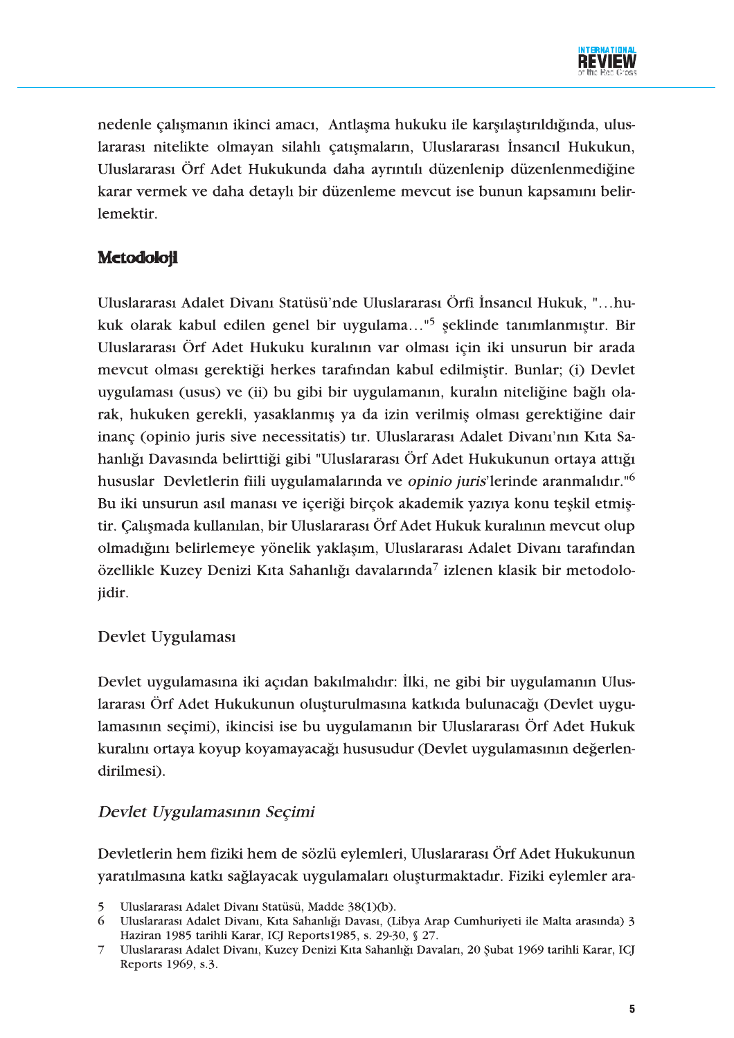nedenle çalışmanın ikinci amacı, Antlaşma hukuku ile karşılaştırıldığında, uluslararası nitelikte olmayan silahlı çatışmaların, Uluslararası İnsancıl Hukukun, Uluslararası Örf Adet Hukukunda daha ayrıntılı düzenlenip düzenlenmediğine karar vermek ve daha detaylı bir düzenleme mevcut ise bunun kapsamını belirlemektir.

## Metodoloji

Uluslararası Adalet Divanı Statüsü'nde Uluslararası Örfi İnsancıl Hukuk, "…hukuk olarak kabul edilen genel bir uygulama…"[5] şeklinde tanımlanmıştır. Bir Uluslararası Örf Adet Hukuku kuralının var olması için iki unsurun bir arada mevcut olması gerektiği herkes tarafından kabul edilmiştir. Bunlar; (i) Devlet uygulaması (usus) ve (ii) bu gibi bir uygulamanın, kuralın niteliğine bağlı olarak, hukuken gerekli, yasaklanmış ya da izin verilmiş olması gerektiğine dair inanç (opinio juris sive necessitatis) tır. Uluslararası Adalet Divanı'nın Kıta Sahanlığı Davasında belirttiği gibi "Uluslararası Örf Adet Hukukunun ortaya attığı hususlar Devletlerin fiili uygulamalarında ve *opinio juris*'lerinde aranmalıdır."[6] Bu iki unsurun asıl manası ve içeriği birçok akademik yazıya konu teşkil etmiştir. Çalışmada kullanılan, bir Uluslararası Örf Adet Hukuk kuralının mevcut olup olmadığını belirlemeye yönelik yaklaşım, Uluslararası Adalet Divanı tarafından özellikle Kuzey Denizi Kıta Sahanlığı davalarında[7] izlenen klasik bir metodolojidir.

### Devlet Uygulaması

Devlet uygulamasına iki açıdan bakılmalıdır: İlki, ne gibi bir uygulamanın Uluslararası Örf Adet Hukukunun oluşturulmasına katkıda bulunacağı (Devlet uygulamasının seçimi), ikincisi ise bu uygulamanın bir Uluslararası Örf Adet Hukuk kuralını ortaya koyup koyamayacağı hususudur (Devlet uygulamasının değerlendirilmesi).

#### *Devlet Uygulamasının Seçimi*

Devletlerin hem fiziki hem de sözlü eylemleri, Uluslararası Örf Adet Hukukunun yaratılmasına katkı sağlayacak uygulamaları oluşturmaktadır. Fiziki eylemler ara-

5 Uluslararası Adalet Divanı Statüsü, Madde 38(1)(b).

6 Uluslararası Adalet Divanı, Kıta Sahanlığı Davası, (Libya Arap Cumhuriyeti ile Malta arasında) 3 Haziran 1985 tarihli Karar, ICJ Reports1985, s. 29-30, § 27.

7 Uluslararası Adalet Divanı, Kuzey Denizi Kıta Sahanlığı Davaları, 20 Şubat 1969 tarihli Karar, ICJ Reports 1969, s.3.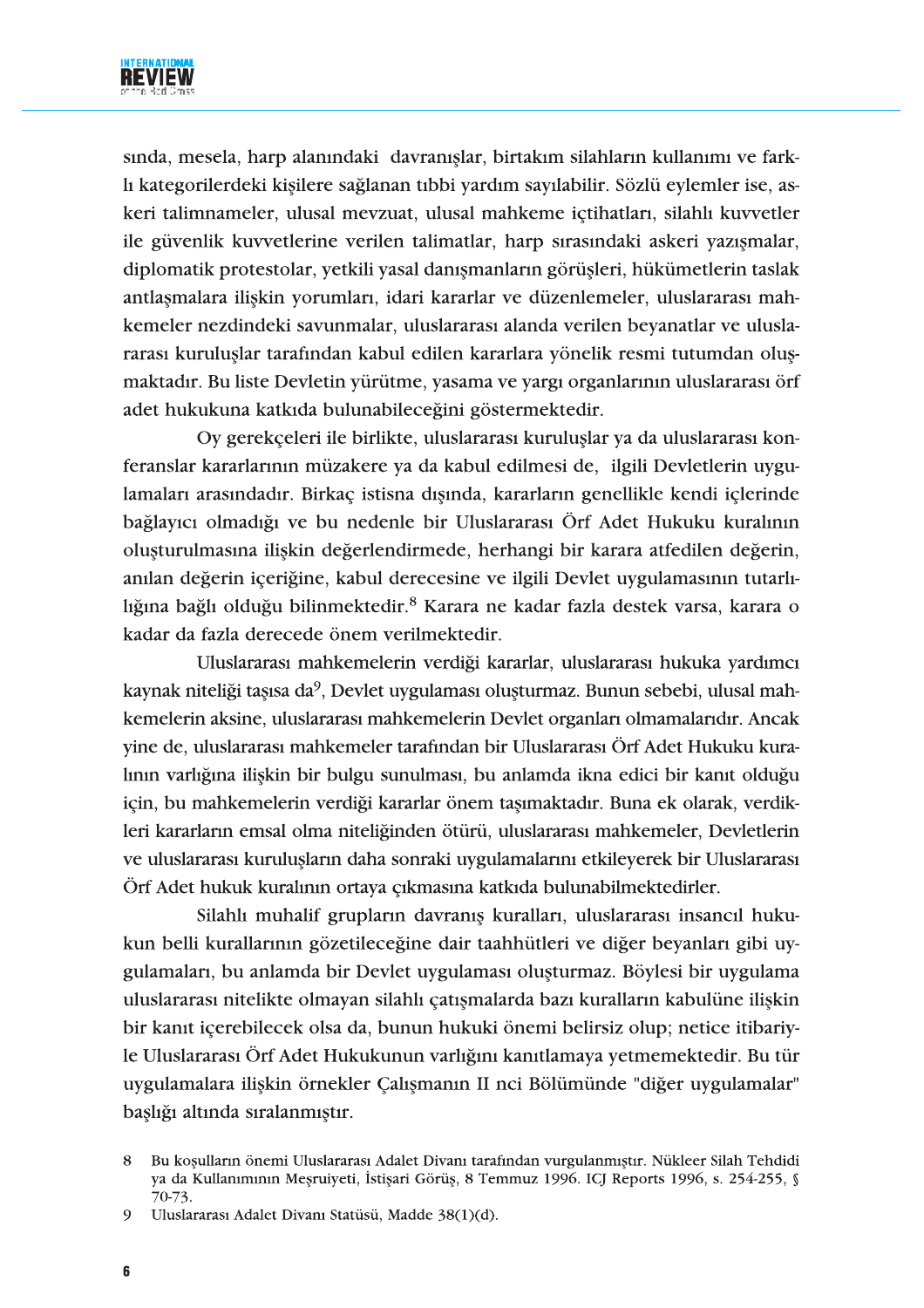sında, mesela, harp alanındaki davranışlar, birtakım silahların kullanımı ve farklı kategorilerdeki kişilere sağlanan tıbbi yardım sayılabilir. Sözlü eylemler ise, askeri talimnameler, ulusal mevzuat, ulusal mahkeme içtihatları, silahlı kuvvetler ile güvenlik kuvvetlerine verilen talimatlar, harp sırasındaki askeri yazışmalar, diplomatik protestolar, yetkili yasal danışmanların görüşleri, hükümetlerin taslak antlaşmalara ilişkin yorumları, idari kararlar ve düzenlemeler, uluslararası mahkemeler nezdindeki savunmalar, uluslararası alanda verilen beyanatlar ve uluslararası kuruluşlar tarafından kabul edilen kararlara yönelik resmi tutumdan oluşmaktadır. Bu liste Devletin yürütme, yasama ve yargı organlarının uluslararası örf adet hukukuna katkıda bulunabileceğini göstermektedir.

Oy gerekçeleri ile birlikte, uluslararası kuruluşlar ya da uluslararası konferanslar kararlarının müzakere ya da kabul edilmesi de, ilgili Devletlerin uygulamaları arasındadır. Birkaç istisna dışında, kararların genellikle kendi içlerinde bağlayıcı olmadığı ve bu nedenle bir Uluslararası Örf Adet Hukuku kuralının oluşturulmasına ilişkin değerlendirmede, herhangi bir karara atfedilen değerin, anılan değerin içeriğine, kabul derecesine ve ilgili Devlet uygulamasının tutarlılığına bağlı olduğu bilinmektedir.[8] Karara ne kadar fazla destek varsa, karara o kadar da fazla derecede önem verilmektedir.

Uluslararası mahkemelerin verdiği kararlar, uluslararası hukuka yardımcı kaynak niteliği taşısa da[9], Devlet uygulaması oluşturmaz. Bunun sebebi, ulusal mahkemelerin aksine, uluslararası mahkemelerin Devlet organları olmamalarıdır. Ancak yine de, uluslararası mahkemeler tarafından bir Uluslararası Örf Adet Hukuku kuralının varlığına ilişkin bir bulgu sunulması, bu anlamda ikna edici bir kanıt olduğu için, bu mahkemelerin verdiği kararlar önem taşımaktadır. Buna ek olarak, verdikleri kararların emsal olma niteliğinden ötürü, uluslararası mahkemeler, Devletlerin ve uluslararası kuruluşların daha sonraki uygulamalarını etkileyerek bir Uluslararası Örf Adet hukuk kuralının ortaya çıkmasına katkıda bulunabilmektedirler.

Silahlı muhalif grupların davranış kuralları, uluslararası insancıl hukukun belli kurallarının gözetileceğine dair taahhütleri ve diğer beyanları gibi uygulamaları, bu anlamda bir Devlet uygulaması oluşturmaz. Böylesi bir uygulama uluslararası nitelikte olmayan silahlı çatışmalarda bazı kuralların kabulüne ilişkin bir kanıt içerebilecek olsa da, bunun hukuki önemi belirsiz olup; netice itibariyle Uluslararası Örf Adet Hukukunun varlığını kanıtlamaya yetmemektedir. Bu tür uygulamalara ilişkin örnekler Çalışmanın II nci Bölümünde "diğer uygulamalar" başlığı altında sıralanmıştır.

8 Bu koşulların önemi Uluslararası Adalet Divanı tarafından vurgulanmıştır. Nükleer Silah Tehdidi ya da Kullanımının Meşruiyeti, İstişari Görüş, 8 Temmuz 1996. ICJ Reports 1996, s. 254-255, § 70-73.

9 Uluslararası Adalet Divanı Statüsü, Madde 38(1)(d).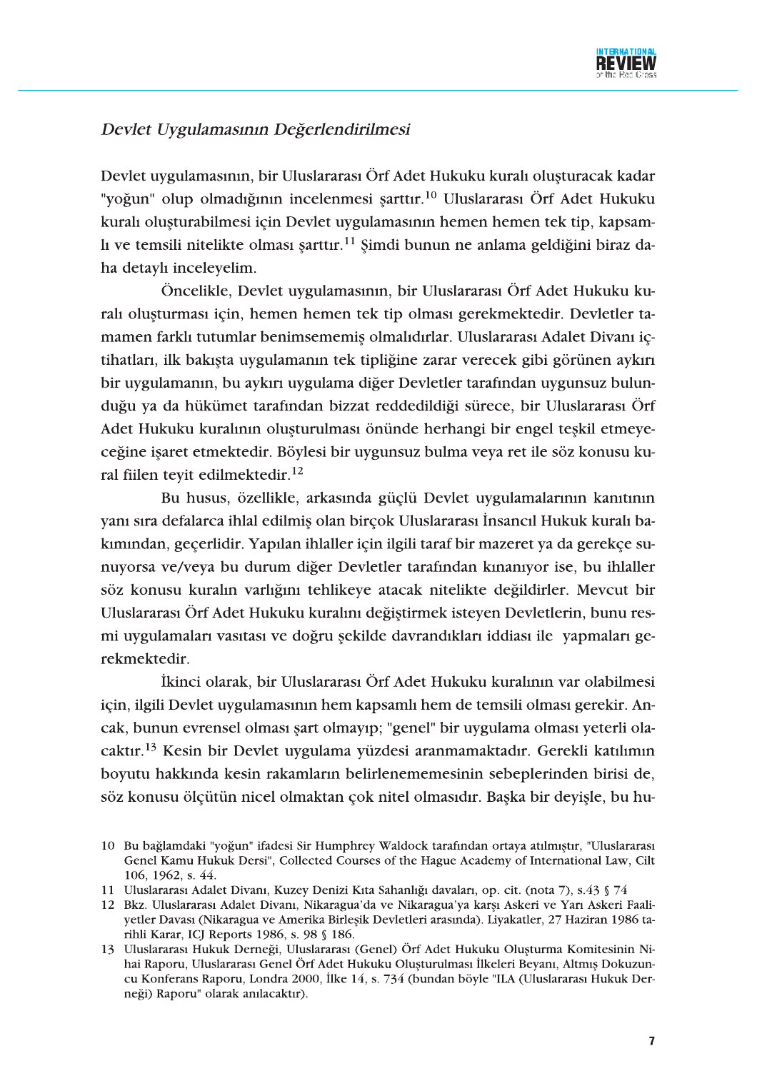### *Devlet Uygulamasının Değerlendirilmesi*

Devlet uygulamasının, bir Uluslararası Örf Adet Hukuku kuralı oluşturacak kadar "yoğun" olup olmadığının incelenmesi şarttır.[10] Uluslararası Örf Adet Hukuku kuralı oluşturabilmesi için Devlet uygulamasının hemen hemen tek tip, kapsamlı ve temsili nitelikte olması şarttır.[11] Şimdi bunun ne anlama geldiğini biraz daha detaylı inceleyelim.

Öncelikle, Devlet uygulamasının, bir Uluslararası Örf Adet Hukuku kuralı oluşturması için, hemen hemen tek tip olması gerekmektedir. Devletler tamamen farklı tutumlar benimsememiş olmalıdırlar. Uluslararası Adalet Divanı içtihatları, ilk bakışta uygulamanın tek tipliğine zarar verecek gibi görünen aykırı bir uygulamanın, bu aykırı uygulama diğer Devletler tarafından uygunsuz bulunduğu ya da hükümet tarafından bizzat reddedildiği sürece, bir Uluslararası Örf Adet Hukuku kuralının oluşturulması önünde herhangi bir engel teşkil etmeyeceğine işaret etmektedir. Böylesi bir uygunsuz bulma veya ret ile söz konusu kural fiilen teyit edilmektedir.[12]

Bu husus, özellikle, arkasında güçlü Devlet uygulamalarının kanıtının yanı sıra defalarca ihlal edilmiş olan birçok Uluslararası İnsancıl Hukuk kuralı bakımından, geçerlidir. Yapılan ihlaller için ilgili taraf bir mazeret ya da gerekçe sunuyorsa ve/veya bu durum diğer Devletler tarafından kınanıyor ise, bu ihlaller söz konusu kuralın varlığını tehlikeye atacak nitelikte değildirler. Mevcut bir Uluslararası Örf Adet Hukuku kuralını değiştirmek isteyen Devletlerin, bunu resmi uygulamaları vasıtası ve doğru şekilde davrandıkları iddiası ile yapmaları gerekmektedir.

İkinci olarak, bir Uluslararası Örf Adet Hukuku kuralının var olabilmesi için, ilgili Devlet uygulamasının hem kapsamlı hem de temsili olması gerekir. Ancak, bunun evrensel olması şart olmayıp; "genel" bir uygulama olması yeterli olacaktır.[13] Kesin bir Devlet uygulama yüzdesi aranmamaktadır. Gerekli katılımın boyutu hakkında kesin rakamların belirlenememesinin sebeplerinden birisi de, söz konusu ölçütün nicel olmaktan çok nitel olmasıdır. Başka bir deyişle, bu hu-

---

10 Bu bağlamdaki "yoğun" ifadesi Sir Humphrey Waldock tarafından ortaya atılmıştır, "Uluslararası Genel Kamu Hukuk Dersi", Collected Courses of the Hague Academy of International Law, Cilt 106, 1962, s. 44.

11 Uluslararası Adalet Divanı, Kuzey Denizi Kıta Sahanlığı davaları, op. cit. (nota 7), s.43 § 74

12 Bkz. Uluslararası Adalet Divanı, Nikaragua'da ve Nikaragua'ya karşı Askeri ve Yarı Askeri Faaliyetler Davası (Nikaragua ve Amerika Birleşik Devletleri arasında). Liyakatler, 27 Haziran 1986 tarihli Karar, ICJ Reports 1986, s. 98 § 186.

13 Uluslararası Hukuk Derneği, Uluslararası (Genel) Örf Adet Hukuku Oluşturma Komitesinin Nihai Raporu, Uluslararası Genel Örf Adet Hukuku Oluşturulması İlkeleri Beyanı, Altmış Dokuzuncu Konferans Raporu, Londra 2000, İlke 14, s. 734 (bundan böyle "ILA (Uluslararası Hukuk Derneği) Raporu" olarak anılacaktır).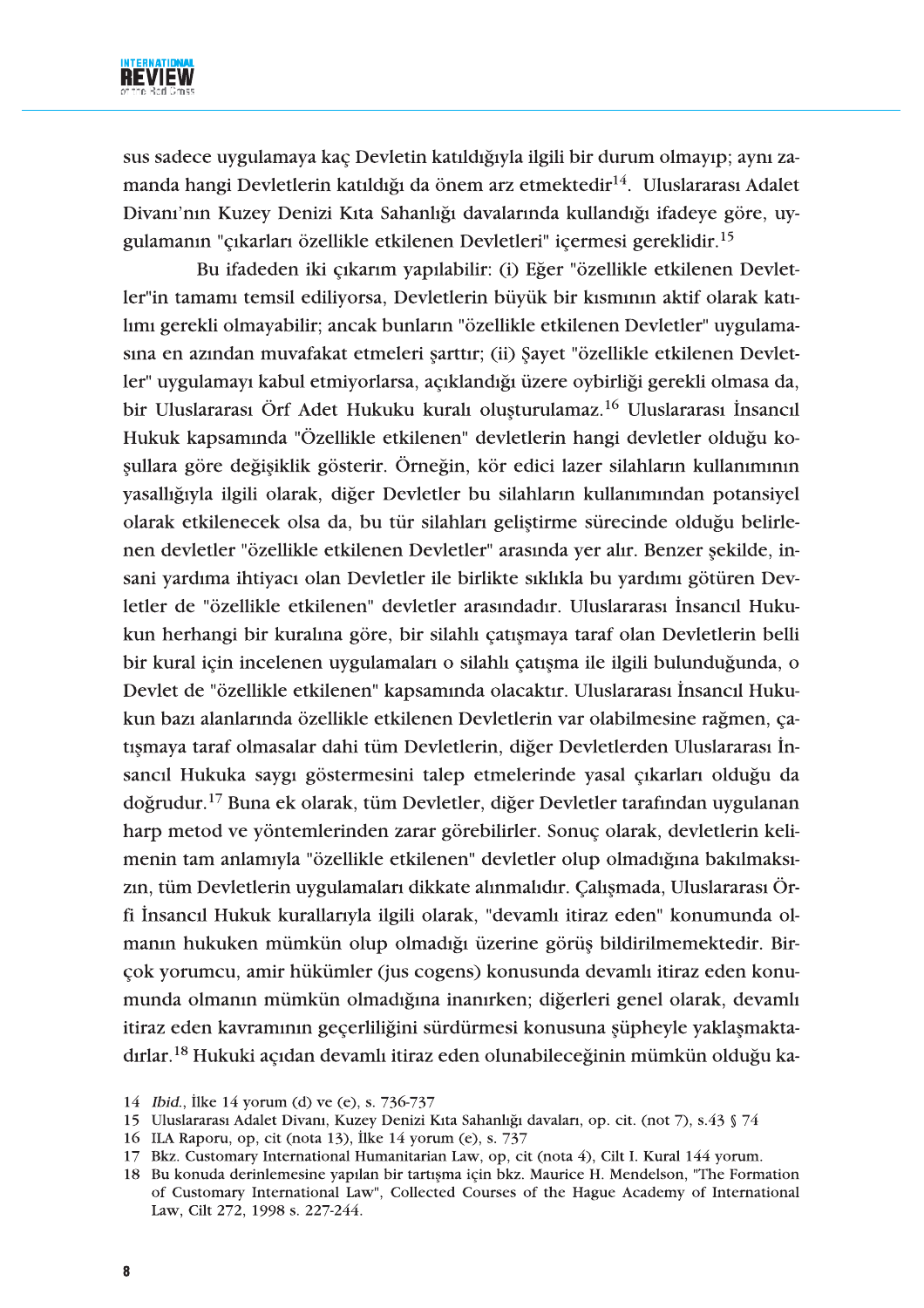sus sadece uygulamaya kaç Devletin katıldığıyla ilgili bir durum olmayıp; aynı zamanda hangi Devletlerin katıldığı da önem arz etmektedir[14]. Uluslararası Adalet Divanı'nın Kuzey Denizi Kıta Sahanlığı davalarında kullandığı ifadeye göre, uygulamanın "çıkarları özellikle etkilenen Devletleri" içermesi gereklidir.[15]

Bu ifadeden iki çıkarım yapılabilir: (i) Eğer "özellikle etkilenen Devletler"in tamamı temsil ediliyorsa, Devletlerin büyük bir kısmının aktif olarak katılımı gerekli olmayabilir; ancak bunların "özellikle etkilenen Devletler" uygulamasına en azından muvafakat etmeleri şarttır; (ii) Şayet "özellikle etkilenen Devletler" uygulamayı kabul etmiyorlarsa, açıklandığı üzere oybirliği gerekli olmasa da, bir Uluslararası Örf Adet Hukuku kuralı oluşturulamaz.[16] Uluslararası İnsancıl Hukuk kapsamında "Özellikle etkilenen" devletlerin hangi devletler olduğu koşullara göre değişiklik gösterir. Örneğin, kör edici lazer silahların kullanımının yasallığıyla ilgili olarak, diğer Devletler bu silahların kullanımından potansiyel olarak etkilenecek olsa da, bu tür silahları geliştirme sürecinde olduğu belirlenen devletler "özellikle etkilenen Devletler" arasında yer alır. Benzer şekilde, insani yardıma ihtiyacı olan Devletler ile birlikte sıklıkla bu yardımı götüren Devletler de "özellikle etkilenen" devletler arasındadır. Uluslararası İnsancıl Hukukun herhangi bir kuralına göre, bir silahlı çatışmaya taraf olan Devletlerin belli bir kural için incelenen uygulamaları o silahlı çatışma ile ilgili bulunduğunda, o Devlet de "özellikle etkilenen" kapsamında olacaktır. Uluslararası İnsancıl Hukukun bazı alanlarında özellikle etkilenen Devletlerin var olabilmesine rağmen, çatışmaya taraf olmasalar dahi tüm Devletlerin, diğer Devletlerden Uluslararası İnsancıl Hukuka saygı göstermesini talep etmelerinde yasal çıkarları olduğu da doğrudur.[17] Buna ek olarak, tüm Devletler, diğer Devletler tarafından uygulanan harp metod ve yöntemlerinden zarar görebilirler. Sonuç olarak, devletlerin kelimenin tam anlamıyla "özellikle etkilenen" devletler olup olmadığına bakılmaksızın, tüm Devletlerin uygulamaları dikkate alınmalıdır. Çalışmada, Uluslararası Örfi İnsancıl Hukuk kurallarıyla ilgili olarak, "devamlı itiraz eden" konumunda olmanın hukuken mümkün olup olmadığı üzerine görüş bildirilmemektedir. Birçok yorumcu, amir hükümler (jus cogens) konusunda devamlı itiraz eden konumunda olmanın mümkün olmadığına inanırken; diğerleri genel olarak, devamlı itiraz eden kavramının geçerliliğini sürdürmesi konusuna şüpheyle yaklaşmaktadırlar.[18] Hukuki açıdan devamlı itiraz eden olunabileceğinin mümkün olduğu ka-

---

14 *Ibid.*, İlke 14 yorum (d) ve (e), s. 736-737

15 Uluslararası Adalet Divanı, Kuzey Denizi Kıta Sahanlığı davaları, op. cit. (not 7), s.43 § 74

16 ILA Raporu, op, cit (nota 13), İlke 14 yorum (e), s. 737

17 Bkz. Customary International Humanitarian Law, op, cit (nota 4), Cilt I. Kural 144 yorum.

18 Bu konuda derinlemesine yapılan bir tartışma için bkz. Maurice H. Mendelson, "The Formation of Customary International Law", Collected Courses of the Hague Academy of International Law, Cilt 272, 1998 s. 227-244.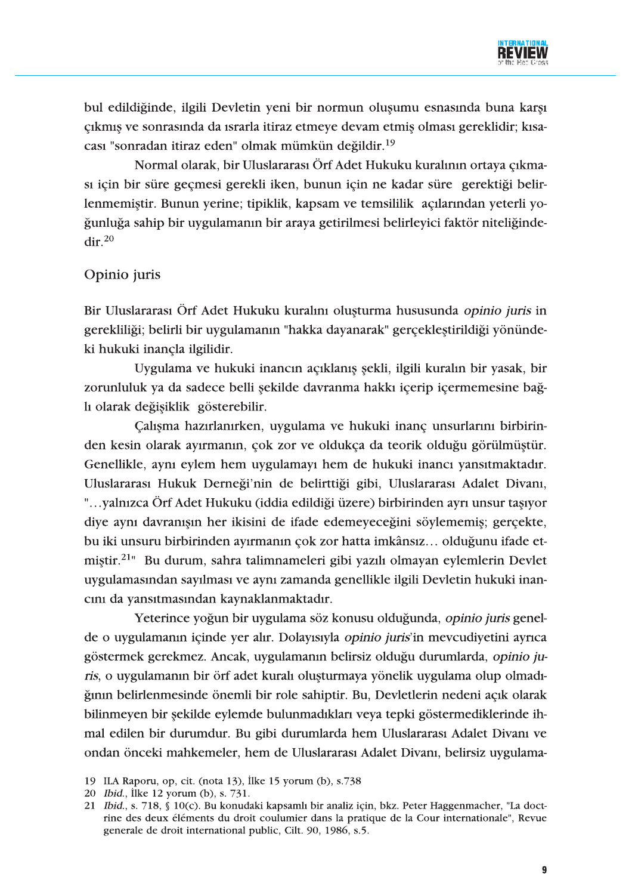bul edildiğinde, ilgili Devletin yeni bir normun oluşumu esnasında buna karşı çıkmış ve sonrasında da ısrarla itiraz etmeye devam etmiş olması gereklidir; kısacası "sonradan itiraz eden" olmak mümkün değildir.[19]

Normal olarak, bir Uluslararası Örf Adet Hukuku kuralının ortaya çıkması için bir süre geçmesi gerekli iken, bunun için ne kadar süre gerektiği belirlenmemiştir. Bunun yerine; tipiklik, kapsam ve temsililik açılarından yeterli yoğunluğa sahip bir uygulamanın bir araya getirilmesi belirleyici faktör niteliğindedir.[20]

## Opinio juris

Bir Uluslararası Örf Adet Hukuku kuralını oluşturma hususunda *opinio juris* in gerekliliği; belirli bir uygulamanın "hakka dayanarak" gerçekleştirildiği yönündeki hukuki inançla ilgilidir.

Uygulama ve hukuki inancın açıklanış şekli, ilgili kuralın bir yasak, bir zorunluluk ya da sadece belli şekilde davranma hakkı içerip içermemesine bağlı olarak değişiklik gösterebilir.

Çalışma hazırlanırken, uygulama ve hukuki inanç unsurlarını birbirinden kesin olarak ayırmanın, çok zor ve oldukça da teorik olduğu görülmüştür. Genellikle, aynı eylem hem uygulamayı hem de hukuki inancı yansıtmaktadır. Uluslararası Hukuk Derneği'nin de belirttiği gibi, Uluslararası Adalet Divanı, "…yalnızca Örf Adet Hukuku (iddia edildiği üzere) birbirinden ayrı unsur taşıyor diye aynı davranışın her ikisini de ifade edemeyeceğini söylememiş; gerçekte, bu iki unsuru birbirinden ayırmanın çok zor hatta imkânsız… olduğunu ifade etmiştir.[21]" Bu durum, sahra talimnameleri gibi yazılı olmayan eylemlerin Devlet uygulamasından sayılması ve aynı zamanda genellikle ilgili Devletin hukuki inancını da yansıtmasından kaynaklanmaktadır.

Yeterince yoğun bir uygulama söz konusu olduğunda, *opinio juris* genelde o uygulamanın içinde yer alır. Dolayısıyla *opinio juris*'in mevcudiyetini ayrıca göstermek gerekmez. Ancak, uygulamanın belirsiz olduğu durumlarda, *opinio juris*, o uygulamanın bir örf adet kuralı oluşturmaya yönelik uygulama olup olmadığının belirlenmesinde önemli bir role sahiptir. Bu, Devletlerin nedeni açık olarak bilinmeyen bir şekilde eylemde bulunmadıkları veya tepki göstermediklerinde ihmal edilen bir durumdur. Bu gibi durumlarda hem Uluslararası Adalet Divanı ve ondan önceki mahkemeler, hem de Uluslararası Adalet Divanı, belirsiz uygulama-

19 ILA Raporu, op, cit. (nota 13), İlke 15 yorum (b), s.738

20 *Ibid.*, İlke 12 yorum (b), s. 731.

21 *Ibid.*, s. 718, § 10(c). Bu konudaki kapsamlı bir analiz için, bkz. Peter Haggenmacher, "La doctrine des deux éléments du droit coulumier dans la pratique de la Cour internationale", Revue generale de droit international public, Cilt. 90, 1986, s.5.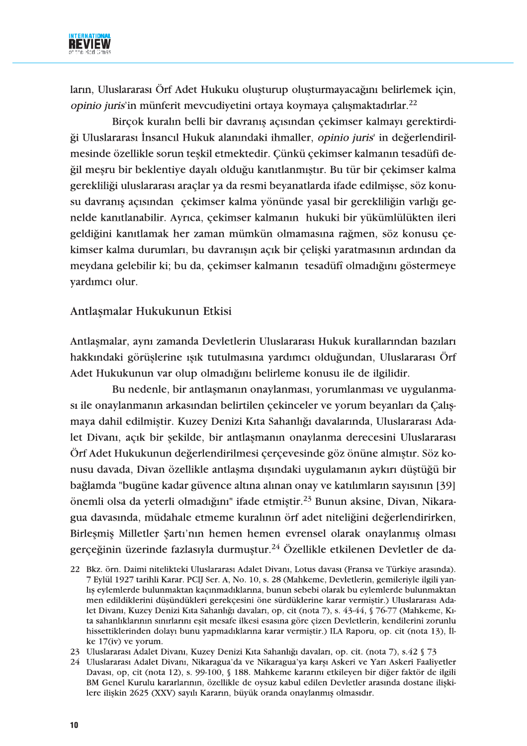ların, Uluslararası Örf Adet Hukuku oluşturup oluşturmayacağını belirlemek için, *opinio juris*'in münferit mevcudiyetini ortaya koymaya çalışmaktadırlar.[22]

Birçok kuralın belli bir davranış açısından çekimser kalmayı gerektirdiği Uluslararası İnsancıl Hukuk alanındaki ihmaller, *opinio juris*' in değerlendirilmesinde özellikle sorun teşkil etmektedir. Çünkü çekimser kalmanın tesadüfi değil meşru bir beklentiye dayalı olduğu kanıtlanmıştır. Bu tür bir çekimser kalma gerekliliği uluslararası araçlar ya da resmi beyanatlarda ifade edilmişse, söz konusu davranış açısından çekimser kalma yönünde yasal bir gerekliliğin varlığı genelde kanıtlanabilir. Ayrıca, çekimser kalmanın hukuki bir yükümlülükten ileri geldiğini kanıtlamak her zaman mümkün olmamasına rağmen, söz konusu çekimser kalma durumları, bu davranışın açık bir çelişki yaratmasının ardından da meydana gelebilir ki; bu da, çekimser kalmanın tesadüfi olmadığını göstermeye yardımcı olur.

## Antlaşmalar Hukukunun Etkisi

Antlaşmalar, aynı zamanda Devletlerin Uluslararası Hukuk kurallarından bazıları hakkındaki görüşlerine ışık tutulmasına yardımcı olduğundan, Uluslararası Örf Adet Hukukunun var olup olmadığını belirleme konusu ile de ilgilidir.

Bu nedenle, bir antlaşmanın onaylanması, yorumlanması ve uygulanması ile onaylanmanın arkasından belirtilen çekinceler ve yorum beyanları da Çalışmaya dahil edilmiştir. Kuzey Denizi Kıta Sahanlığı davalarında, Uluslararası Adalet Divanı, açık bir şekilde, bir antlaşmanın onaylanma derecesini Uluslararası Örf Adet Hukukunun değerlendirilmesi çerçevesinde göz önüne almıştır. Söz konusu davada, Divan özellikle antlaşma dışındaki uygulamanın aykırı düştüğü bir bağlamda "bugüne kadar güvence altına alınan onay ve katılımların sayısının [39] önemli olsa da yeterli olmadığını" ifade etmiştir.[23] Bunun aksine, Divan, Nikaragua davasında, müdahale etmeme kuralının örf adet niteliğini değerlendirirken, Birleşmiş Milletler Şartı'nın hemen hemen evrensel olarak onaylanmış olması gerçeğinin üzerinde fazlasıyla durmuştur.[24] Özellikle etkilenen Devletler de da-

22 Bkz. örn. Daimi nitelikteki Uluslararası Adalet Divanı, Lotus davası (Fransa ve Türkiye arasında). 7 Eylül 1927 tarihli Karar. PCIJ Ser. A, No. 10, s. 28 (Mahkeme, Devletlerin, gemileriyle ilgili yanlış eylemlerde bulunmaktan kaçınmadıklarına, bunun sebebi olarak bu eylemlerde bulunmaktan men edildiklerini düşündükleri gerekçesini öne sürdüklerine karar vermiştir.) Uluslararası Adalet Divanı, Kuzey Denizi Kıta Sahanlığı davaları, op, cit (nota 7), s. 43-44, § 76-77 (Mahkeme, Kıta sahanlıklarının sınırlarını eşit mesafe ilkesi esasına göre çizen Devletlerin, kendilerini zorunlu hissettiklerinden dolayı bunu yapmadıklarına karar vermiştir.) ILA Raporu, op. cit (nota 13), İlke 17(iv) ve yorum.

23 Uluslararası Adalet Divanı, Kuzey Denizi Kıta Sahanlığı davaları, op. cit. (nota 7), s.42 § 73

24 Uluslararası Adalet Divanı, Nikaragua'da ve Nikaragua'ya karşı Askeri ve Yarı Askeri Faaliyetler Davası, op, cit (nota 12), s. 99-100, § 188. Mahkeme kararını etkileyen bir diğer faktör de ilgili BM Genel Kurulu kararlarının, özellikle de oysuz kabul edilen Devletler arasında dostane ilişkilere ilişkin 2625 (XXV) sayılı Kararın, büyük oranda onaylanmış olmasıdır.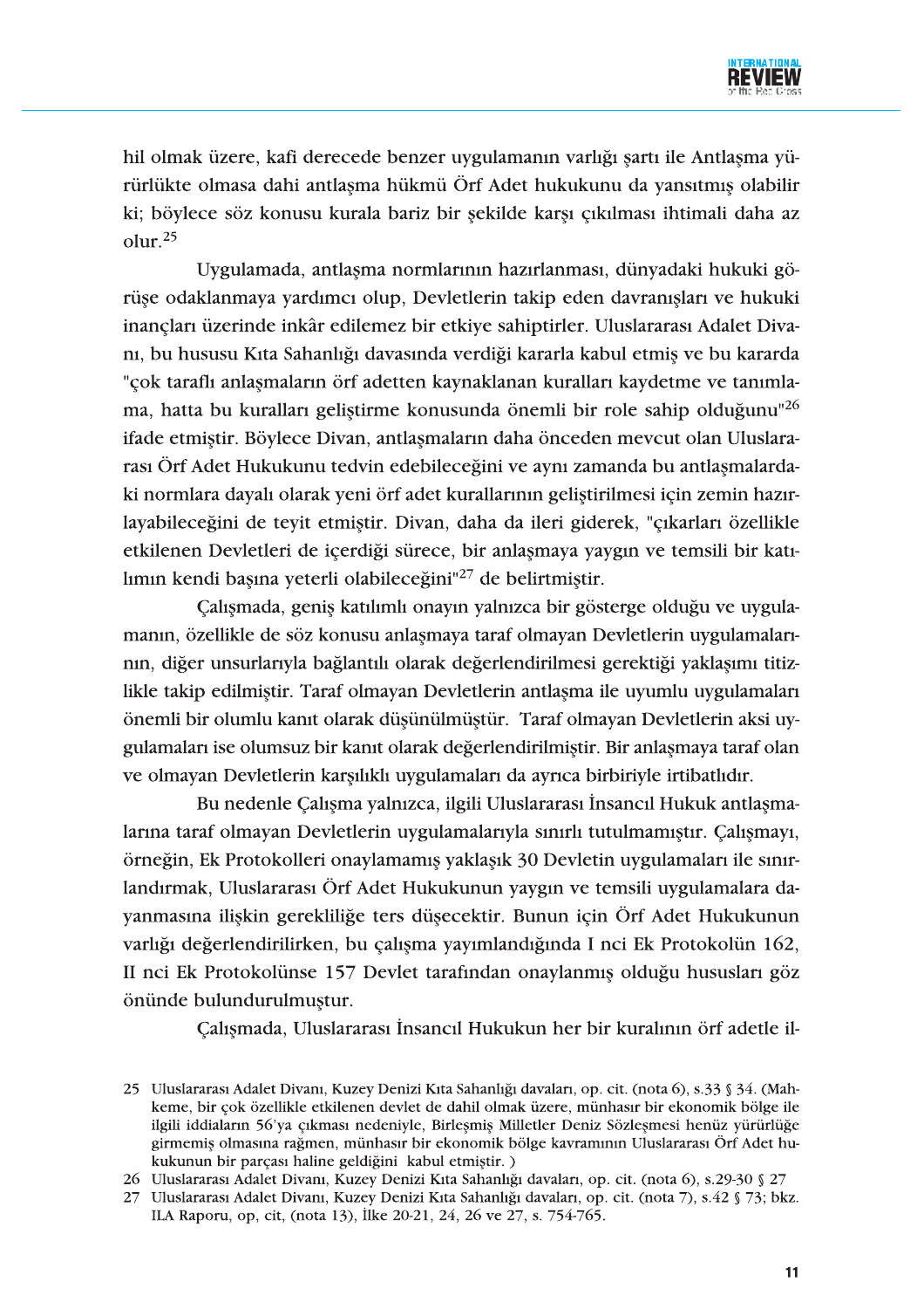hil olmak üzere, kafi derecede benzer uygulamanın varlığı şartı ile Antlaşma yürürlükte olmasa dahi antlaşma hükmü Örf Adet hukukunu da yansıtmış olabilir ki; böylece söz konusu kurala bariz bir şekilde karşı çıkılması ihtimali daha az olur.[25]

Uygulamada, antlaşma normlarının hazırlanması, dünyadaki hukuki görüşe odaklanmaya yardımcı olup, Devletlerin takip eden davranışları ve hukuki inançları üzerinde inkâr edilemez bir etkiye sahiptirler. Uluslararası Adalet Divanı, bu hususu Kıta Sahanlığı davasında verdiği kararla kabul etmiş ve bu kararda "çok taraflı anlaşmaların örf adetten kaynaklanan kuralları kaydetme ve tanımlama, hatta bu kuralları geliştirme konusunda önemli bir role sahip olduğunu"[26] ifade etmiştir. Böylece Divan, antlaşmaların daha önceden mevcut olan Uluslararası Örf Adet Hukukunu tedvin edebileceğini ve aynı zamanda bu antlaşmalardaki normlara dayalı olarak yeni örf adet kurallarının geliştirilmesi için zemin hazırlayabileceğini de teyit etmiştir. Divan, daha da ileri giderek, "çıkarları özellikle etkilenen Devletleri de içerdiği sürece, bir anlaşmaya yaygın ve temsili bir katılımın kendi başına yeterli olabileceğini"[27] de belirtmiştir.

Çalışmada, geniş katılımlı onayın yalnızca bir gösterge olduğu ve uygulamanın, özellikle de söz konusu anlaşmaya taraf olmayan Devletlerin uygulamalarının, diğer unsurlarıyla bağlantılı olarak değerlendirilmesi gerektiği yaklaşımı titizlikle takip edilmiştir. Taraf olmayan Devletlerin antlaşma ile uyumlu uygulamaları önemli bir olumlu kanıt olarak düşünülmüştür. Taraf olmayan Devletlerin aksi uygulamaları ise olumsuz bir kanıt olarak değerlendirilmiştir. Bir anlaşmaya taraf olan ve olmayan Devletlerin karşılıklı uygulamaları da ayrıca birbiriyle irtibatlıdır.

Bu nedenle Çalışma yalnızca, ilgili Uluslararası İnsancıl Hukuk antlaşmalarına taraf olmayan Devletlerin uygulamalarıyla sınırlı tutulmamıştır. Çalışmayı, örneğin, Ek Protokolleri onaylamamış yaklaşık 30 Devletin uygulamaları ile sınırlandırmak, Uluslararası Örf Adet Hukukunun yaygın ve temsili uygulamalara dayanmasına ilişkin gerekliliğe ters düşecektir. Bunun için Örf Adet Hukukunun varlığı değerlendirilirken, bu çalışma yayımlandığında I nci Ek Protokolün 162, II nci Ek Protokolünse 157 Devlet tarafından onaylanmış olduğu hususları göz önünde bulundurulmuştur.

Çalışmada, Uluslararası İnsancıl Hukukun her bir kuralının örf adetle il-

---

25 Uluslararası Adalet Divanı, Kuzey Denizi Kıta Sahanlığı davaları, op. cit. (nota 6), s.33 § 34. (Mahkeme, bir çok özellikle etkilenen devlet de dahil olmak üzere, münhasır bir ekonomik bölge ile ilgili iddiaların 56'ya çıkması nedeniyle, Birleşmiş Milletler Deniz Sözleşmesi henüz yürürlüğe girmemiş olmasına rağmen, münhasır bir ekonomik bölge kavramının Uluslararası Örf Adet hukukunun bir parçası haline geldiğini kabul etmiştir. )

26 Uluslararası Adalet Divanı, Kuzey Denizi Kıta Sahanlığı davaları, op. cit. (nota 6), s.29-30 § 27

27 Uluslararası Adalet Divanı, Kuzey Denizi Kıta Sahanlığı davaları, op. cit. (nota 7), s.42 § 73; bkz. ILA Raporu, op, cit, (nota 13), İlke 20-21, 24, 26 ve 27, s. 754-765.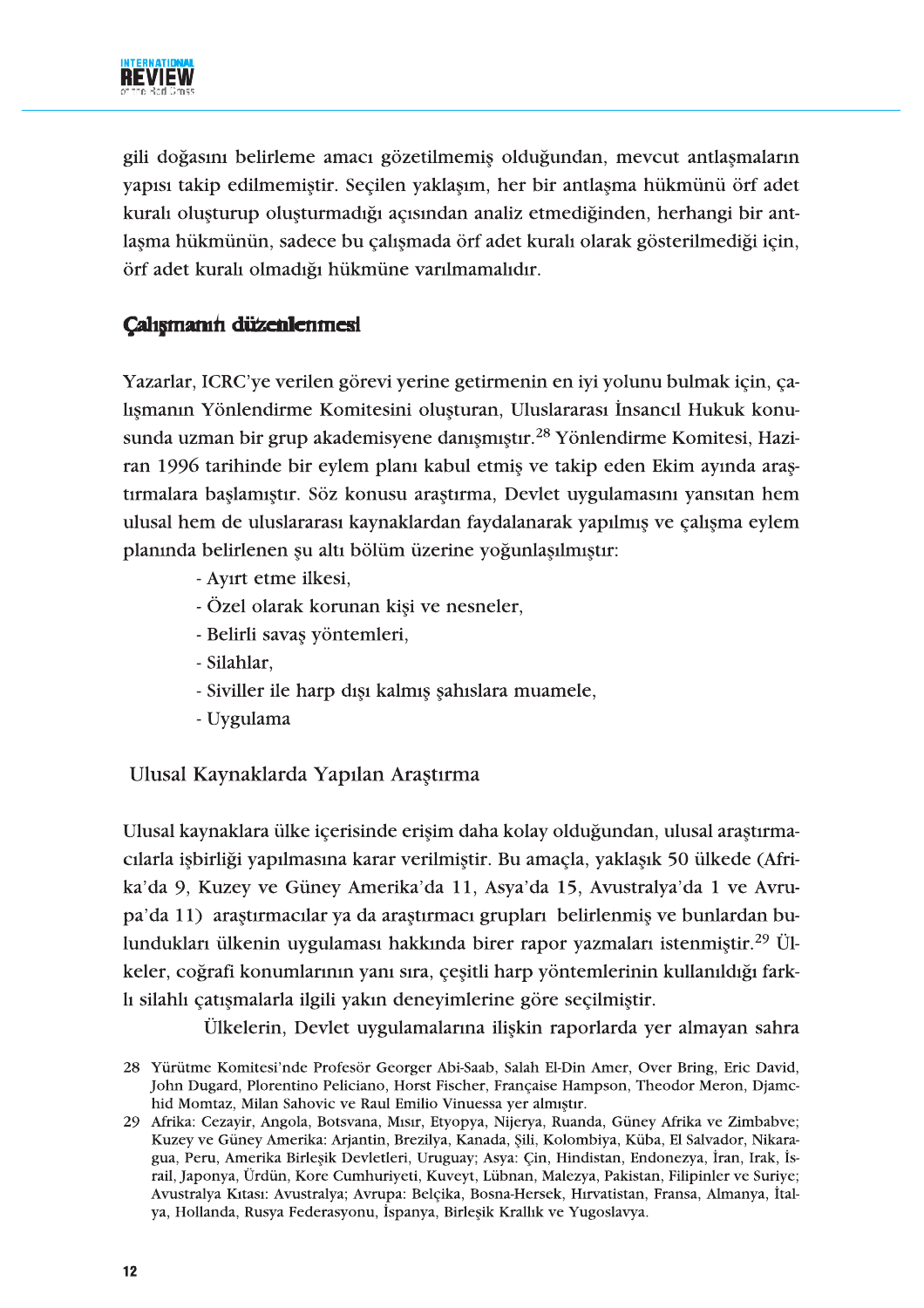gili doğasını belirleme amacı gözetilmemiş olduğundan, mevcut antlaşmaların yapısı takip edilmemiştir. Seçilen yaklaşım, her bir antlaşma hükmünü örf adet kuralı oluşturup oluşturmadığı açısından analiz etmediğinden, herhangi bir antlaşma hükmünün, sadece bu çalışmada örf adet kuralı olarak gösterilmediği için, örf adet kuralı olmadığı hükmüne varılmamalıdır.

## Çalışmanın düzenlenmesi

Yazarlar, ICRC'ye verilen görevi yerine getirmenin en iyi yolunu bulmak için, çalışmanın Yönlendirme Komitesini oluşturan, Uluslararası İnsancıl Hukuk konusunda uzman bir grup akademisyene danışmıştır.[28] Yönlendirme Komitesi, Haziran 1996 tarihinde bir eylem planı kabul etmiş ve takip eden Ekim ayında araştırmalara başlamıştır. Söz konusu araştırma, Devlet uygulamasını yansıtan hem ulusal hem de uluslararası kaynaklardan faydalanarak yapılmış ve çalışma eylem planında belirlenen şu altı bölüm üzerine yoğunlaşılmıştır:

- Ayırt etme ilkesi,
- Özel olarak korunan kişi ve nesneler,
- Belirli savaş yöntemleri,
- Silahlar,
- Siviller ile harp dışı kalmış şahıslara muamele,
- Uygulama

### Ulusal Kaynaklarda Yapılan Araştırma

Ulusal kaynaklara ülke içerisinde erişim daha kolay olduğundan, ulusal araştırmacılarla işbirliği yapılmasına karar verilmiştir. Bu amaçla, yaklaşık 50 ülkede (Afrika'da 9, Kuzey ve Güney Amerika'da 11, Asya'da 15, Avustralya'da 1 ve Avrupa'da 11) araştırmacılar ya da araştırmacı grupları belirlenmiş ve bunlardan bulundukları ülkenin uygulaması hakkında birer rapor yazmaları istenmiştir.[29] Ülkeler, coğrafi konumlarının yanı sıra, çeşitli harp yöntemlerinin kullanıldığı farklı silahlı çatışmalarla ilgili yakın deneyimlerine göre seçilmiştir.

Ülkelerin, Devlet uygulamalarına ilişkin raporlarda yer almayan sahra

---

28 Yürütme Komitesi'nde Profesör Georger Abi-Saab, Salah El-Din Amer, Over Bring, Eric David, John Dugard, Plorentino Peliciano, Horst Fischer, Française Hampson, Theodor Meron, Djamchid Momtaz, Milan Sahovic ve Raul Emilio Vinuessa yer almıştır.

29 Afrika: Cezayir, Angola, Botsvana, Mısır, Etyopya, Nijerya, Ruanda, Güney Afrika ve Zimbabve; Kuzey ve Güney Amerika: Arjantin, Brezilya, Kanada, Şili, Kolombiya, Küba, El Salvador, Nikaragua, Peru, Amerika Birleşik Devletleri, Uruguay; Asya: Çin, Hindistan, Endonezya, İran, Irak, İsrail, Japonya, Ürdün, Kore Cumhuriyeti, Kuveyt, Lübnan, Malezya, Pakistan, Filipinler ve Suriye; Avustralya Kıtası: Avustralya; Avrupa: Belçika, Bosna-Hersek, Hırvatistan, Fransa, Almanya, İtalya, Hollanda, Rusya Federasyonu, İspanya, Birleşik Krallık ve Yugoslavya.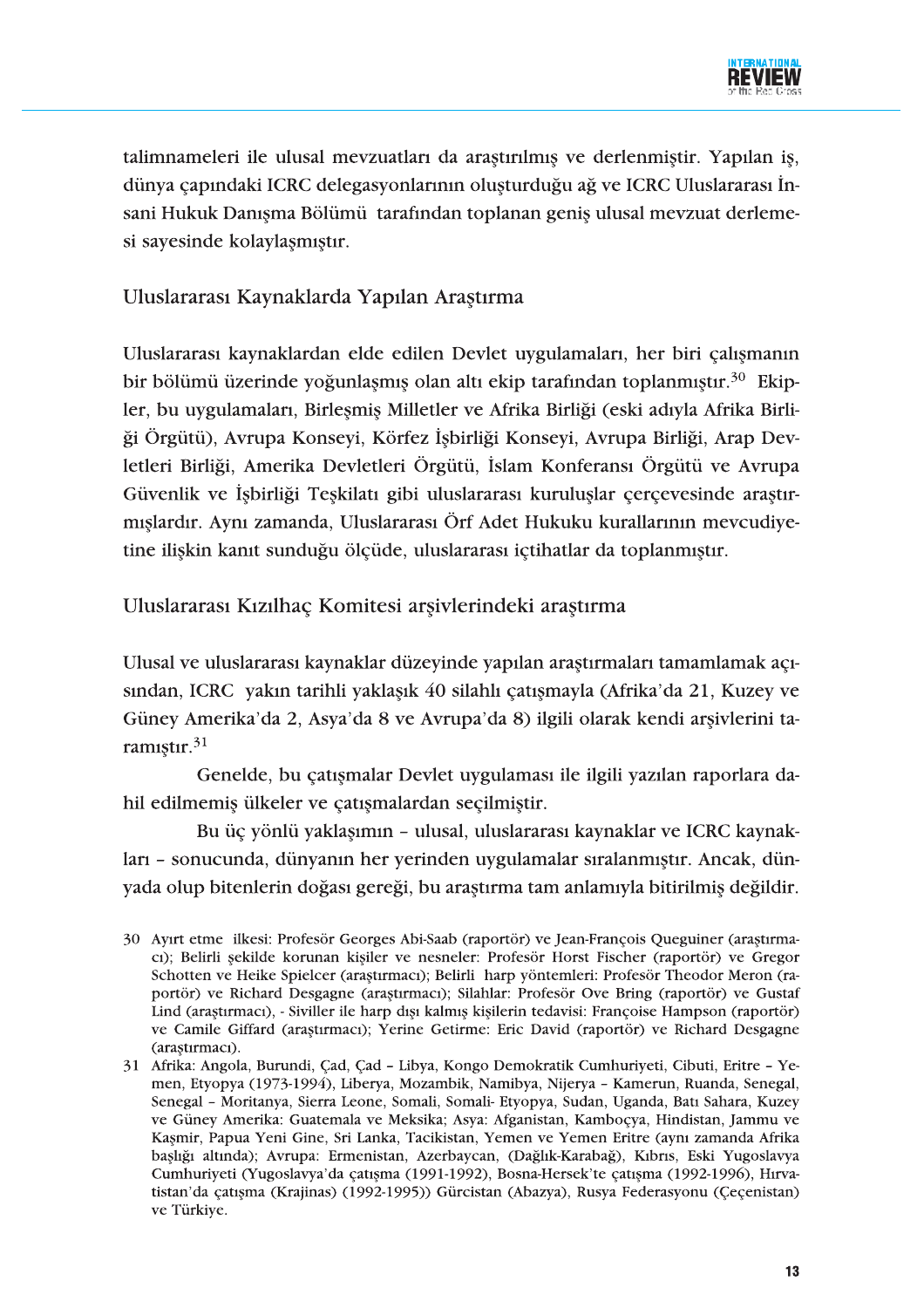talimnameleri ile ulusal mevzuatları da araştırılmış ve derlenmiştir. Yapılan iş, dünya çapındaki ICRC delegasyonlarının oluşturduğu ağ ve ICRC Uluslararası İnsani Hukuk Danışma Bölümü tarafından toplanan geniş ulusal mevzuat derlemesi sayesinde kolaylaşmıştır.

## Uluslararası Kaynaklarda Yapılan Araştırma

Uluslararası kaynaklardan elde edilen Devlet uygulamaları, her biri çalışmanın bir bölümü üzerinde yoğunlaşmış olan altı ekip tarafından toplanmıştır.[30] Ekipler, bu uygulamaları, Birleşmiş Milletler ve Afrika Birliği (eski adıyla Afrika Birliği Örgütü), Avrupa Konseyi, Körfez İşbirliği Konseyi, Avrupa Birliği, Arap Devletleri Birliği, Amerika Devletleri Örgütü, İslam Konferansı Örgütü ve Avrupa Güvenlik ve İşbirliği Teşkilatı gibi uluslararası kuruluşlar çerçevesinde araştırmışlardır. Aynı zamanda, Uluslararası Örf Adet Hukuku kurallarının mevcudiyetine ilişkin kanıt sunduğu ölçüde, uluslararası içtihatlar da toplanmıştır.

## Uluslararası Kızılhaç Komitesi arşivlerindeki araştırma

Ulusal ve uluslararası kaynaklar düzeyinde yapılan araştırmaları tamamlamak açısından, ICRC yakın tarihli yaklaşık 40 silahlı çatışmayla (Afrika'da 21, Kuzey ve Güney Amerika'da 2, Asya'da 8 ve Avrupa'da 8) ilgili olarak kendi arşivlerini taramıştır.[31]

Genelde, bu çatışmalar Devlet uygulaması ile ilgili yazılan raporlara dahil edilmemiş ülkeler ve çatışmalardan seçilmiştir.

Bu üç yönlü yaklaşımın – ulusal, uluslararası kaynaklar ve ICRC kaynakları – sonucunda, dünyanın her yerinden uygulamalar sıralanmıştır. Ancak, dünyada olup bitenlerin doğası gereği, bu araştırma tam anlamıyla bitirilmiş değildir.

30 Ayırt etme ilkesi: Profesör Georges Abi-Saab (raportör) ve Jean-François Queguiner (araştırmacı); Belirli şekilde korunan kişiler ve nesneler: Profesör Horst Fischer (raportör) ve Gregor Schotten ve Heike Spielcer (araştırmacı); Belirli harp yöntemleri: Profesör Theodor Meron (raportör) ve Richard Desgagne (araştırmacı); Silahlar: Profesör Ove Bring (raportör) ve Gustaf Lind (araştırmacı), - Siviller ile harp dışı kalmış kişilerin tedavisi: Françoise Hampson (raportör) ve Camile Giffard (araştırmacı); Yerine Getirme: Eric David (raportör) ve Richard Desgagne (araştırmacı).

31 Afrika: Angola, Burundi, Çad, Çad – Libya, Kongo Demokratik Cumhuriyeti, Cibuti, Eritre – Yemen, Etyopya (1973-1994), Liberya, Mozambik, Namibya, Nijerya – Kamerun, Ruanda, Senegal, Senegal – Moritanya, Sierra Leone, Somali, Somali- Etyopya, Sudan, Uganda, Batı Sahara, Kuzey ve Güney Amerika: Guatemala ve Meksika; Asya: Afganistan, Kamboçya, Hindistan, Jammu ve Kaşmir, Papua Yeni Gine, Sri Lanka, Tacikistan, Yemen ve Yemen Eritre (aynı zamanda Afrika başlığı altında); Avrupa: Ermenistan, Azerbaycan, (Dağlık-Karabağ), Kıbrıs, Eski Yugoslavya Cumhuriyeti (Yugoslavya'da çatışma (1991-1992), Bosna-Hersek'te çatışma (1992-1996), Hırvatistan'da çatışma (Krajinas) (1992-1995)) Gürcistan (Abazya), Rusya Federasyonu (Çeçenistan) ve Türkiye.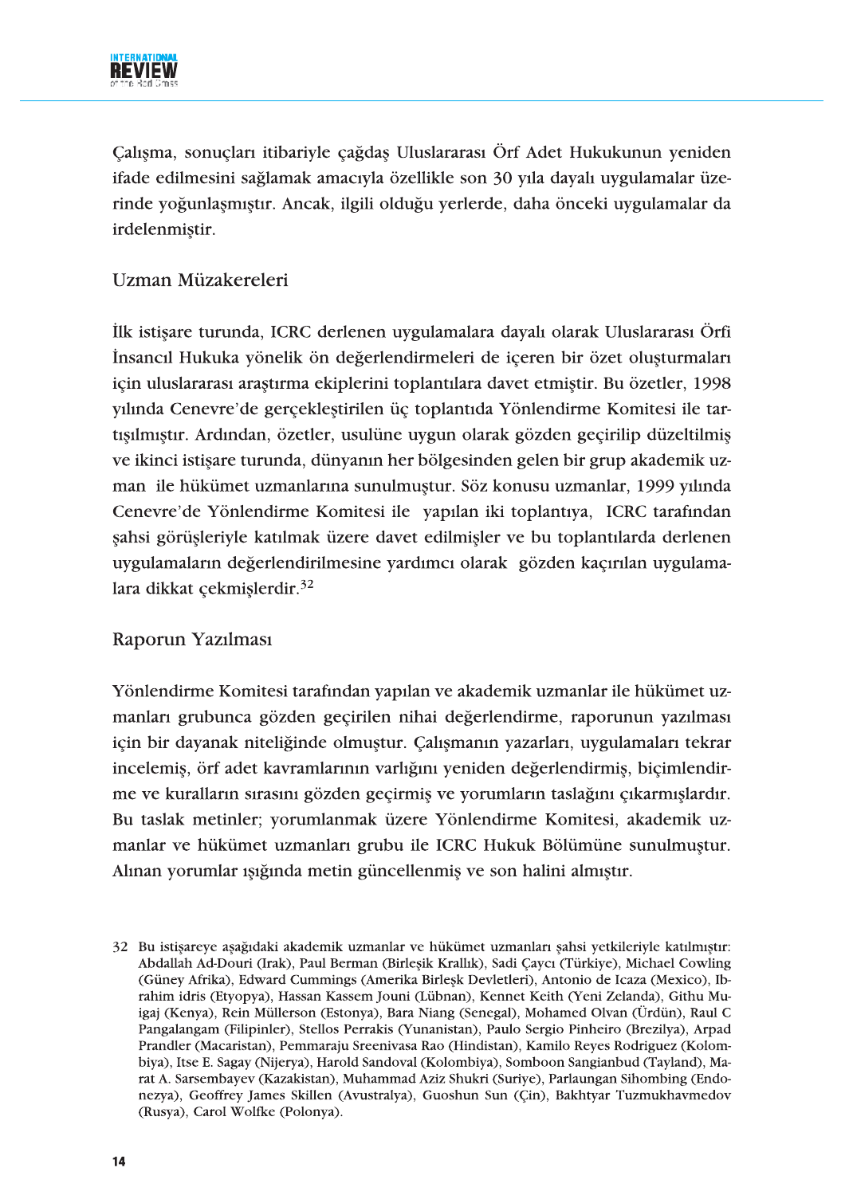Çalışma, sonuçları itibariyle çağdaş Uluslararası Örf Adet Hukukunun yeniden ifade edilmesini sağlamak amacıyla özellikle son 30 yıla dayalı uygulamalar üzerinde yoğunlaşmıştır. Ancak, ilgili olduğu yerlerde, daha önceki uygulamalar da irdelenmiştir.

## Uzman Müzakereleri

İlk istişare turunda, ICRC derlenen uygulamalara dayalı olarak Uluslararası Örfi İnsancıl Hukuka yönelik ön değerlendirmeleri de içeren bir özet oluşturmaları için uluslararası araştırma ekiplerini toplantılara davet etmiştir. Bu özetler, 1998 yılında Cenevre'de gerçekleştirilen üç toplantıda Yönlendirme Komitesi ile tartışılmıştır. Ardından, özetler, usulüne uygun olarak gözden geçirilip düzeltilmiş ve ikinci istişare turunda, dünyanın her bölgesinden gelen bir grup akademik uzman ile hükümet uzmanlarına sunulmuştur. Söz konusu uzmanlar, 1999 yılında Cenevre'de Yönlendirme Komitesi ile yapılan iki toplantıya, ICRC tarafından şahsi görüşleriyle katılmak üzere davet edilmişler ve bu toplantılarda derlenen uygulamaların değerlendirilmesine yardımcı olarak gözden kaçırılan uygulamalara dikkat çekmişlerdir.[32]

## Raporun Yazılması

Yönlendirme Komitesi tarafından yapılan ve akademik uzmanlar ile hükümet uzmanları grubunca gözden geçirilen nihai değerlendirme, raporunun yazılması için bir dayanak niteliğinde olmuştur. Çalışmanın yazarları, uygulamaları tekrar incelemiş, örf adet kavramlarının varlığını yeniden değerlendirmiş, biçimlendirme ve kuralların sırasını gözden geçirmiş ve yorumların taslağını çıkarmışlardır. Bu taslak metinler; yorumlanmak üzere Yönlendirme Komitesi, akademik uzmanlar ve hükümet uzmanları grubu ile ICRC Hukuk Bölümüne sunulmuştur. Alınan yorumlar ışığında metin güncellenmiş ve son halini almıştır.

32 Bu istişareye aşağıdaki akademik uzmanlar ve hükümet uzmanları şahsi yetkileriyle katılmıştır: Abdallah Ad-Douri (Irak), Paul Berman (Birleşik Krallık), Sadi Çaycı (Türkiye), Michael Cowling (Güney Afrika), Edward Cummings (Amerika Birleşk Devletleri), Antonio de Icaza (Mexico), Ibrahim idris (Etyopya), Hassan Kassem Jouni (Lübnan), Kennet Keith (Yeni Zelanda), Githu Muigaj (Kenya), Rein Müllerson (Estonya), Bara Niang (Senegal), Mohamed Olvan (Ürdün), Raul C Pangalangam (Filipinler), Stellos Perrakis (Yunanistan), Paulo Sergio Pinheiro (Brezilya), Arpad Prandler (Macaristan), Pemmaraju Sreenivasa Rao (Hindistan), Kamilo Reyes Rodriguez (Kolombiya), Itse E. Sagay (Nijerya), Harold Sandoval (Kolombiya), Somboon Sangianbud (Tayland), Marat A. Sarsembayev (Kazakistan), Muhammad Aziz Shukri (Suriye), Parlaungan Sihombing (Endonezya), Geoffrey James Skillen (Avustralya), Guoshun Sun (Çin), Bakhtyar Tuzmukhavmedov (Rusya), Carol Wolfke (Polonya).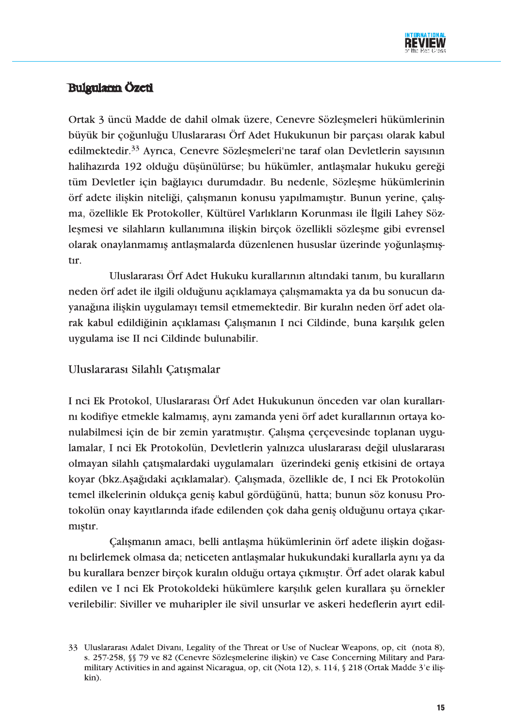## Bulguların Özeti

Ortak 3 üncü Madde de dahil olmak üzere, Cenevre Sözleşmeleri hükümlerinin büyük bir çoğunluğu Uluslararası Örf Adet Hukukunun bir parçası olarak kabul edilmektedir.[33] Ayrıca, Cenevre Sözleşmeleri'ne taraf olan Devletlerin sayısının halihazırda 192 olduğu düşünülürse; bu hükümler, antlaşmalar hukuku gereği tüm Devletler için bağlayıcı durumdadır. Bu nedenle, Sözleşme hükümlerinin örf adete ilişkin niteliği, çalışmanın konusu yapılmamıştır. Bunun yerine, çalışma, özellikle Ek Protokoller, Kültürel Varlıkların Korunması ile İlgili Lahey Sözleşmesi ve silahların kullanımına ilişkin birçok özellikli sözleşme gibi evrensel olarak onaylanmamış antlaşmalarda düzenlenen hususlar üzerinde yoğunlaşmıştır.

Uluslararası Örf Adet Hukuku kurallarının altındaki tanım, bu kuralların neden örf adet ile ilgili olduğunu açıklamaya çalışmamakta ya da bu sonucun dayanağına ilişkin uygulamayı temsil etmemektedir. Bir kuralın neden örf adet olarak kabul edildiğinin açıklaması Çalışmanın I nci Cildinde, buna karşılık gelen uygulama ise II nci Cildinde bulunabilir.

### Uluslararası Silahlı Çatışmalar

I nci Ek Protokol, Uluslararası Örf Adet Hukukunun önceden var olan kurallarını kodifiye etmekle kalmamış, aynı zamanda yeni örf adet kurallarının ortaya konulabilmesi için de bir zemin yaratmıştır. Çalışma çerçevesinde toplanan uygulamalar, I nci Ek Protokolün, Devletlerin yalnızca uluslararası değil uluslararası olmayan silahlı çatışmalardaki uygulamaları üzerindeki geniş etkisini de ortaya koyar (bkz.Aşağıdaki açıklamalar). Çalışmada, özellikle de, I nci Ek Protokolün temel ilkelerinin oldukça geniş kabul gördüğünü, hatta; bunun söz konusu Protokolün onay kayıtlarında ifade edilenden çok daha geniş olduğunu ortaya çıkarmıştır.

Çalışmanın amacı, belli antlaşma hükümlerinin örf adete ilişkin doğasını belirlemek olmasa da; neticeten antlaşmalar hukukundaki kurallarla aynı ya da bu kurallara benzer birçok kuralın olduğu ortaya çıkmıştır. Örf adet olarak kabul edilen ve I nci Ek Protokoldeki hükümlere karşılık gelen kurallara şu örnekler verilebilir: Siviller ve muharipler ile sivil unsurlar ve askeri hedeflerin ayırt edil-

---

[33] Uluslararası Adalet Divanı, Legality of the Threat or Use of Nuclear Weapons, op, cit (nota 8), s. 257-258, §§ 79 ve 82 (Cenevre Sözleşmelerine ilişkin) ve Case Concerning Military and Paramilitary Activities in and against Nicaragua, op, cit (Nota 12), s. 114, § 218 (Ortak Madde 3'e ilişkin).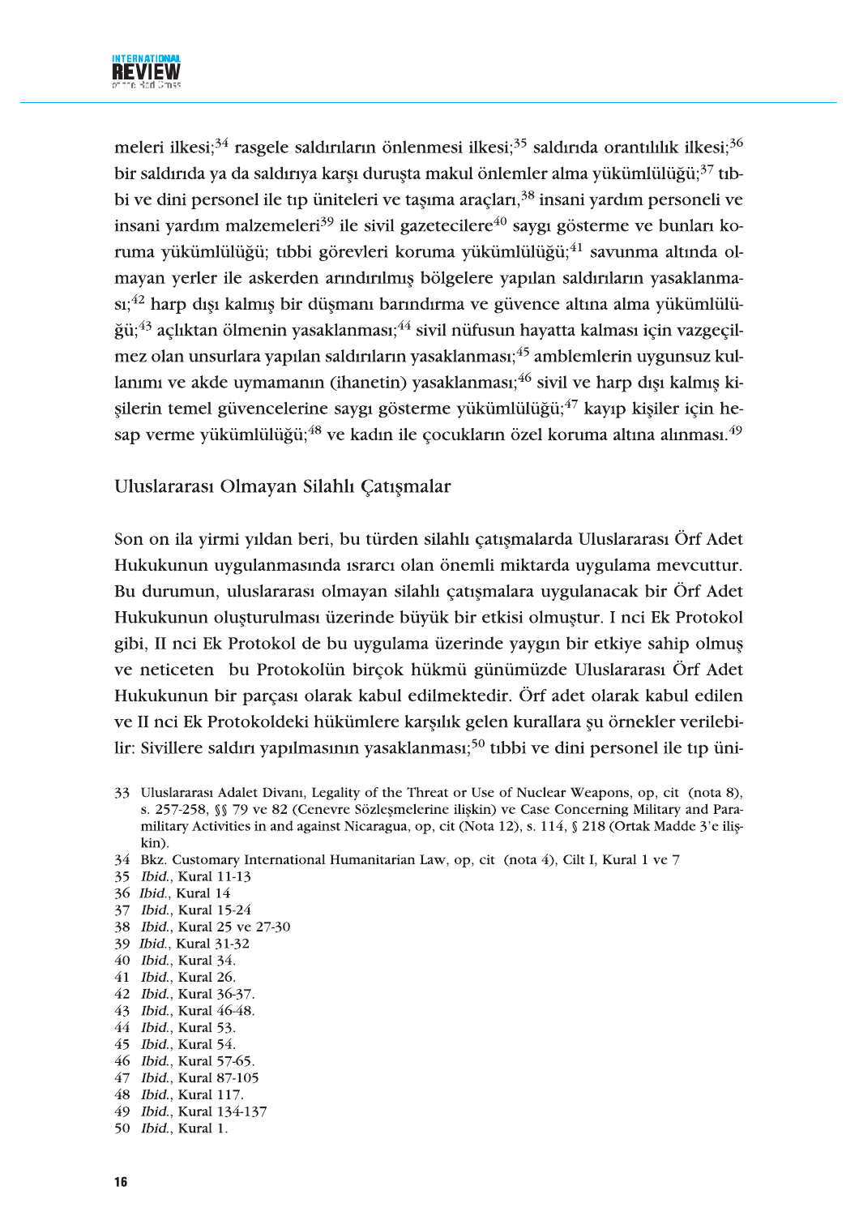meleri ilkesi;[34] rasgele saldırıların önlenmesi ilkesi;[35] saldırıda orantılılık ilkesi;[36] bir saldırıda ya da saldırıya karşı duruşta makul önlemler alma yükümlülüğü;[37] tıbbi ve dini personel ile tıp üniteleri ve taşıma araçları,[38] insani yardım personeli ve insani yardım malzemeleri[39] ile sivil gazetecilere[40] saygı gösterme ve bunları koruma yükümlülüğü; tıbbi görevleri koruma yükümlülüğü;[41] savunma altında olmayan yerler ile askerden arındırılmış bölgelere yapılan saldırıların yasaklanması;[42] harp dışı kalmış bir düşmanı barındırma ve güvence altına alma yükümlülüğü;[43] açlıktan ölmenin yasaklanması;[44] sivil nüfusun hayatta kalması için vazgeçilmez olan unsurlara yapılan saldırıların yasaklanması;[45] amblemlerin uygunsuz kullanımı ve akde uymamanın (ihanetin) yasaklanması;[46] sivil ve harp dışı kalmış kişilerin temel güvencelerine saygı gösterme yükümlülüğü;[47] kayıp kişiler için hesap verme yükümlülüğü;[48] ve kadın ile çocukların özel koruma altına alınması.[49]

## Uluslararası Olmayan Silahlı Çatışmalar

Son on ila yirmi yıldan beri, bu türden silahlı çatışmalarda Uluslararası Örf Adet Hukukunun uygulanmasında ısrarcı olan önemli miktarda uygulama mevcuttur. Bu durumun, uluslararası olmayan silahlı çatışmalara uygulanacak bir Örf Adet Hukukunun oluşturulması üzerinde büyük bir etkisi olmuştur. I nci Ek Protokol gibi, II nci Ek Protokol de bu uygulama üzerinde yaygın bir etkiye sahip olmuş ve neticeten bu Protokolün birçok hükmü günümüzde Uluslararası Örf Adet Hukukunun bir parçası olarak kabul edilmektedir. Örf adet olarak kabul edilen ve II nci Ek Protokoldeki hükümlere karşılık gelen kurallara şu örnekler verilebilir: Sivillere saldırı yapılmasının yasaklanması;[50] tıbbi ve dini personel ile tıp üni-

33 Uluslararası Adalet Divanı, Legality of the Threat or Use of Nuclear Weapons, op, cit (nota 8), s. 257-258, §§ 79 ve 82 (Cenevre Sözleşmelerine ilişkin) ve Case Concerning Military and Paramilitary Activities in and against Nicaragua, op, cit (Nota 12), s. 114, § 218 (Ortak Madde 3'e ilişkin).

34 Bkz. Customary International Humanitarian Law, op, cit (nota 4), Cilt I, Kural 1 ve 7

35 *Ibid.*, Kural 11-13

36 *Ibid.*, Kural 14

37 *Ibid.*, Kural 15-24

38 *Ibid.*, Kural 25 ve 27-30

39 *Ibid.*, Kural 31-32

40 *Ibid.*, Kural 34.

41 *Ibid.*, Kural 26.

42 *Ibid.*, Kural 36-37.

43 *Ibid.*, Kural 46-48.

44 *Ibid.*, Kural 53.

45 *Ibid.*, Kural 54.

46 *Ibid.*, Kural 57-65.

47 *Ibid.*, Kural 87-105

48 *Ibid.*, Kural 117.

49 *Ibid.*, Kural 134-137

50 *Ibid.*, Kural 1.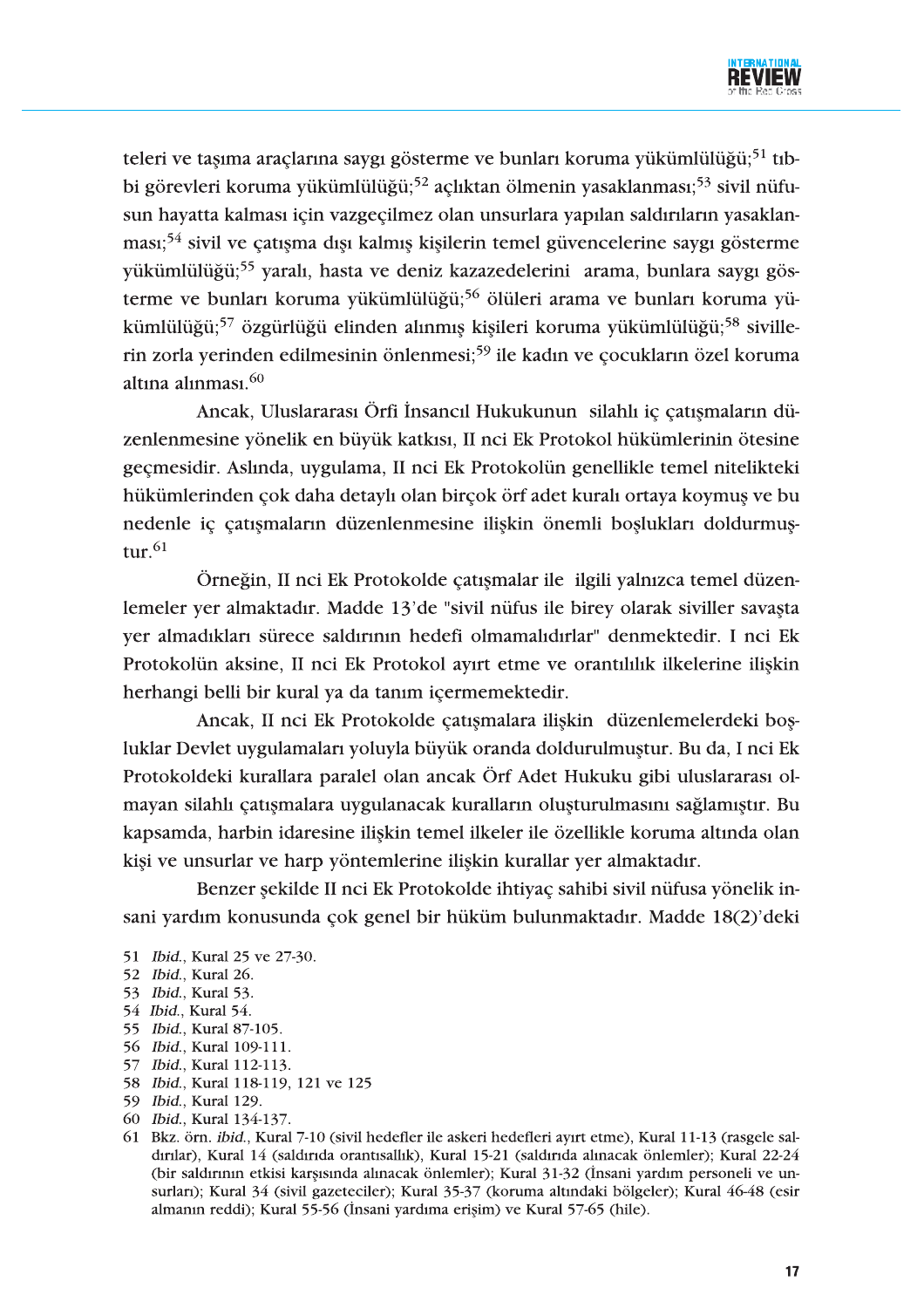teleri ve taşıma araçlarına saygı gösterme ve bunları koruma yükümlülüğü;[51] tıbbi görevleri koruma yükümlülüğü;[52] açlıktan ölmenin yasaklanması;[53] sivil nüfusun hayatta kalması için vazgeçilmez olan unsurlara yapılan saldırıların yasaklanması;[54] sivil ve çatışma dışı kalmış kişilerin temel güvencelerine saygı gösterme yükümlülüğü;[55] yaralı, hasta ve deniz kazazedelerini arama, bunlara saygı gösterme ve bunları koruma yükümlülüğü;[56] ölüleri arama ve bunları koruma yükümlülüğü;[57] özgürlüğü elinden alınmış kişileri koruma yükümlülüğü;[58] sivillerin zorla yerinden edilmesinin önlenmesi;[59] ile kadın ve çocukların özel koruma altına alınması.[60]

Ancak, Uluslararası Örfi İnsancıl Hukukunun silahlı iç çatışmaların düzenlenmesine yönelik en büyük katkısı, II nci Ek Protokol hükümlerinin ötesine geçmesidir. Aslında, uygulama, II nci Ek Protokolün genellikle temel nitelikteki hükümlerinden çok daha detaylı olan birçok örf adet kuralı ortaya koymuş ve bu nedenle iç çatışmaların düzenlenmesine ilişkin önemli boşlukları doldurmuştur.[61]

Örneğin, II nci Ek Protokolde çatışmalar ile ilgili yalnızca temel düzenlemeler yer almaktadır. Madde 13'de "sivil nüfus ile birey olarak siviller savaşta yer almadıkları sürece saldırının hedefi olmamalıdırlar" denmektedir. I nci Ek Protokolün aksine, II nci Ek Protokol ayırt etme ve orantılılık ilkelerine ilişkin herhangi belli bir kural ya da tanım içermemektedir.

Ancak, II nci Ek Protokolde çatışmalara ilişkin düzenlemelerdeki boşluklar Devlet uygulamaları yoluyla büyük oranda doldurulmuştur. Bu da, I nci Ek Protokoldeki kurallara paralel olan ancak Örf Adet Hukuku gibi uluslararası olmayan silahlı çatışmalara uygulanacak kuralların oluşturulmasını sağlamıştır. Bu kapsamda, harbin idaresine ilişkin temel ilkeler ile özellikle koruma altında olan kişi ve unsurlar ve harp yöntemlerine ilişkin kurallar yer almaktadır.

Benzer şekilde II nci Ek Protokolde ihtiyaç sahibi sivil nüfusa yönelik insani yardım konusunda çok genel bir hüküm bulunmaktadır. Madde 18(2)'deki

---

51 *Ibid.*, Kural 25 ve 27-30.

52 *Ibid.*, Kural 26.

53 *Ibid.*, Kural 53.

54 *Ibid.*, Kural 54.

55 *Ibid.*, Kural 87-105.

56 *Ibid.*, Kural 109-111.

57 *Ibid.*, Kural 112-113.

58 *Ibid.*, Kural 118-119, 121 ve 125

59 *Ibid.*, Kural 129.

60 *Ibid.*, Kural 134-137.

61 Bkz. örn. *ibid.*, Kural 7-10 (sivil hedefler ile askeri hedefleri ayırt etme), Kural 11-13 (rasgele saldırılar), Kural 14 (saldırıda orantısallık), Kural 15-21 (saldırıda alınacak önlemler); Kural 22-24 (bir saldırının etkisi karşısında alınacak önlemler); Kural 31-32 (İnsani yardım personeli ve unsurları); Kural 34 (sivil gazeteciler); Kural 35-37 (koruma altındaki bölgeler); Kural 46-48 (esir almanın reddi); Kural 55-56 (İnsani yardıma erişim) ve Kural 57-65 (hile).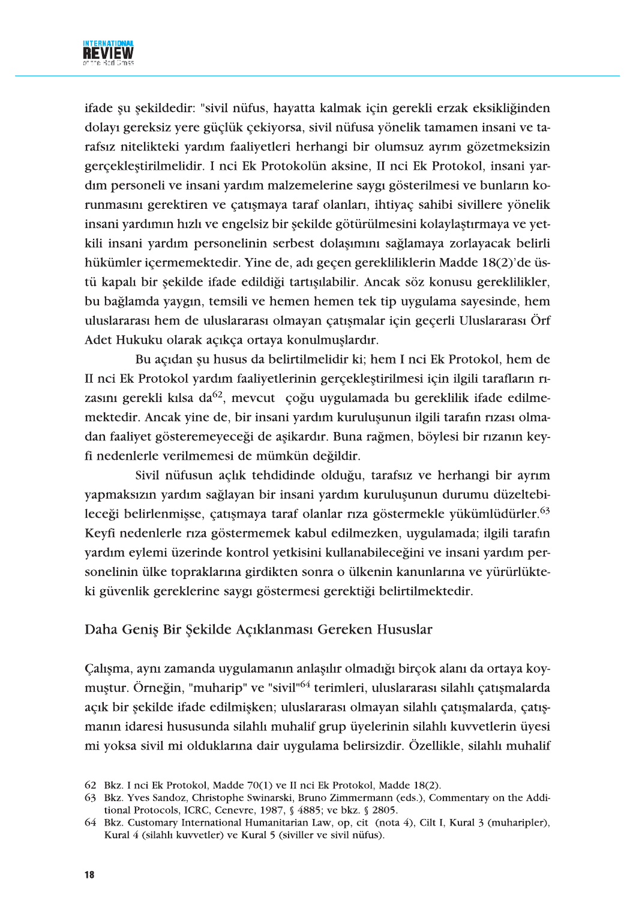ifade şu şekildedir: "sivil nüfus, hayatta kalmak için gerekli erzak eksikliğinden dolayı gereksiz yere güçlük çekiyorsa, sivil nüfusa yönelik tamamen insani ve tarafsız nitelikteki yardım faaliyetleri herhangi bir olumsuz ayrım gözetmeksizin gerçekleştirilmelidir. I nci Ek Protokolün aksine, II nci Ek Protokol, insani yardım personeli ve insani yardım malzemelerine saygı gösterilmesi ve bunların korunmasını gerektiren ve çatışmaya taraf olanları, ihtiyaç sahibi sivillere yönelik insani yardımın hızlı ve engelsiz bir şekilde götürülmesini kolaylaştırmaya ve yetkili insani yardım personelinin serbest dolaşımını sağlamaya zorlayacak belirli hükümler içermemektedir. Yine de, adı geçen gerekliliklerin Madde 18(2)'de üstü kapalı bir şekilde ifade edildiği tartışılabilir. Ancak söz konusu gereklilikler, bu bağlamda yaygın, temsili ve hemen hemen tek tip uygulama sayesinde, hem uluslararası hem de uluslararası olmayan çatışmalar için geçerli Uluslararası Örf Adet Hukuku olarak açıkça ortaya konulmuşlardır.

Bu açıdan şu husus da belirtilmelidir ki; hem I nci Ek Protokol, hem de II nci Ek Protokol yardım faaliyetlerinin gerçekleştirilmesi için ilgili tarafların rızasını gerekli kılsa da[62], mevcut çoğu uygulamada bu gereklilik ifade edilmemektedir. Ancak yine de, bir insani yardım kuruluşunun ilgili tarafın rızası olmadan faaliyet gösteremeyeceği de aşikardır. Buna rağmen, böylesi bir rızanın keyfi nedenlerle verilmemesi de mümkün değildir.

Sivil nüfusun açlık tehdidinde olduğu, tarafsız ve herhangi bir ayrım yapmaksızın yardım sağlayan bir insani yardım kuruluşunun durumu düzeltebileceği belirlenmişse, çatışmaya taraf olanlar rıza göstermekle yükümlüdürler.[63] Keyfi nedenlerle rıza göstermemek kabul edilmezken, uygulamada; ilgili tarafın yardım eylemi üzerinde kontrol yetkisini kullanabileceğini ve insani yardım personelinin ülke topraklarına girdikten sonra o ülkenin kanunlarına ve yürürlükteki güvenlik gereklerine saygı göstermesi gerektiği belirtilmektedir.

## Daha Geniş Bir Şekilde Açıklanması Gereken Hususlar

Çalışma, aynı zamanda uygulamanın anlaşılır olmadığı birçok alanı da ortaya koymuştur. Örneğin, "muharip" ve "sivil"[64] terimleri, uluslararası silahlı çatışmalarda açık bir şekilde ifade edilmişken; uluslararası olmayan silahlı çatışmalarda, çatışmanın idaresi hususunda silahlı muhalif grup üyelerinin silahlı kuvvetlerin üyesi mi yoksa sivil mi olduklarına dair uygulama belirsizdir. Özellikle, silahlı muhalif

62 Bkz. I nci Ek Protokol, Madde 70(1) ve II nci Ek Protokol, Madde 18(2).

63 Bkz. Yves Sandoz, Christophe Swinarski, Bruno Zimmermann (eds.), Commentary on the Additional Protocols, ICRC, Cenevre, 1987, § 4885; ve bkz. § 2805.

64 Bkz. Customary International Humanitarian Law, op, cit (nota 4), Cilt I, Kural 3 (muharipler), Kural 4 (silahlı kuvvetler) ve Kural 5 (siviller ve sivil nüfus).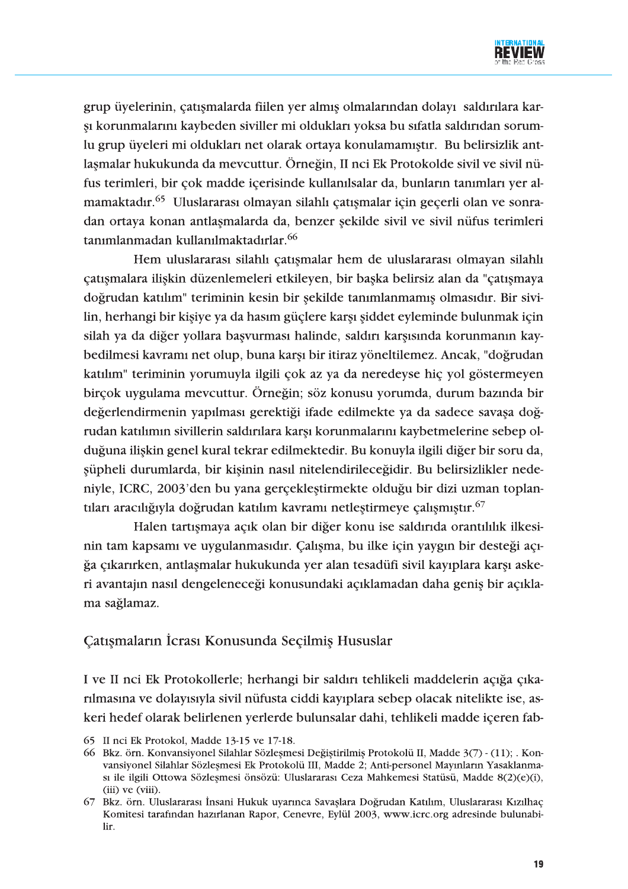grup üyelerinin, çatışmalarda fiilen yer almış olmalarından dolayı saldırılara karşı korunmalarını kaybeden siviller mi oldukları yoksa bu sıfatla saldırıdan sorumlu grup üyeleri mi oldukları net olarak ortaya konulamamıştır. Bu belirsizlik antlaşmalar hukukunda da mevcuttur. Örneğin, II nci Ek Protokolde sivil ve sivil nüfus terimleri, bir çok madde içerisinde kullanılsalar da, bunların tanımları yer almamaktadır.[65] Uluslararası olmayan silahlı çatışmalar için geçerli olan ve sonradan ortaya konan antlaşmalarda da, benzer şekilde sivil ve sivil nüfus terimleri tanımlanmadan kullanılmaktadırlar.[66]

Hem uluslararası silahlı çatışmalar hem de uluslararası olmayan silahlı çatışmalara ilişkin düzenlemeleri etkileyen, bir başka belirsiz alan da "çatışmaya doğrudan katılım" teriminin kesin bir şekilde tanımlanmamış olmasıdır. Bir sivilin, herhangi bir kişiye ya da hasım güçlere karşı şiddet eyleminde bulunmak için silah ya da diğer yollara başvurması halinde, saldırı karşısında korunmanın kaybedilmesi kavramı net olup, buna karşı bir itiraz yöneltilemez. Ancak, "doğrudan katılım" teriminin yorumuyla ilgili çok az ya da neredeyse hiç yol göstermeyen birçok uygulama mevcuttur. Örneğin; söz konusu yorumda, durum bazında bir değerlendirmenin yapılması gerektiği ifade edilmekte ya da sadece savaşa doğrudan katılımın sivillerin saldırılara karşı korunmalarını kaybetmelerine sebep olduğuna ilişkin genel kural tekrar edilmektedir. Bu konuyla ilgili diğer bir soru da, şüpheli durumlarda, bir kişinin nasıl nitelendirileceğidir. Bu belirsizlikler nedeniyle, ICRC, 2003'den bu yana gerçekleştirmekte olduğu bir dizi uzman toplantıları aracılığıyla doğrudan katılım kavramı netleştirmeye çalışmıştır.[67]

Halen tartışmaya açık olan bir diğer konu ise saldırıda orantılılık ilkesinin tam kapsamı ve uygulanmasıdır. Çalışma, bu ilke için yaygın bir desteği açığa çıkarırken, antlaşmalar hukukunda yer alan tesadüfi sivil kayıplara karşı askeri avantajın nasıl dengeleneceği konusundaki açıklamadan daha geniş bir açıklama sağlamaz.

## Çatışmaların İcrası Konusunda Seçilmiş Hususlar

I ve II nci Ek Protokollerle; herhangi bir saldırı tehlikeli maddelerin açığa çıkarılmasına ve dolayısıyla sivil nüfusta ciddi kayıplara sebep olacak nitelikte ise, askeri hedef olarak belirlenen yerlerde bulunsalar dahi, tehlikeli madde içeren fab-

65 II nci Ek Protokol, Madde 13-15 ve 17-18.

66 Bkz. örn. Konvansiyonel Silahlar Sözleşmesi Değiştirilmiş Protokolü II, Madde 3(7) - (11); . Konvansiyonel Silahlar Sözleşmesi Ek Protokolü III, Madde 2; Anti-personel Mayınların Yasaklanması ile ilgili Ottowa Sözleşmesi önsözü: Uluslararası Ceza Mahkemesi Statüsü, Madde 8(2)(e)(i), (iii) ve (viii).

67 Bkz. örn. Uluslararası İnsani Hukuk uyarınca Savaşlara Doğrudan Katılım, Uluslararası Kızılhaç Komitesi tarafından hazırlanan Rapor, Cenevre, Eylül 2003, www.icrc.org adresinde bulunabilir.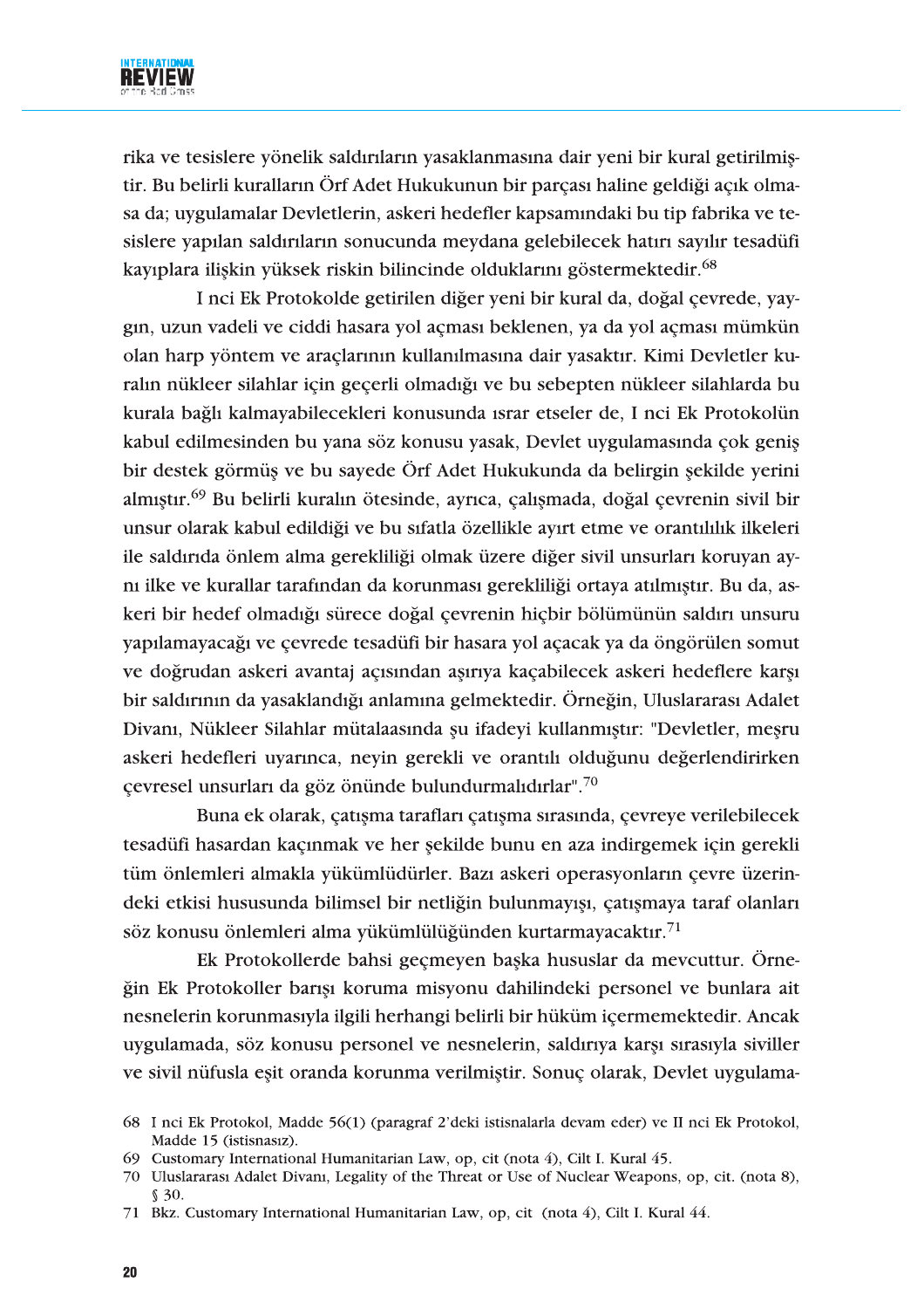rika ve tesislere yönelik saldırıların yasaklanmasına dair yeni bir kural getirilmiştir. Bu belirli kuralların Örf Adet Hukukunun bir parçası haline geldiği açık olmasa da; uygulamalar Devletlerin, askeri hedefler kapsamındaki bu tip fabrika ve tesislere yapılan saldırıların sonucunda meydana gelebilecek hatırı sayılır tesadüfi kayıplara ilişkin yüksek riskin bilincinde olduklarını göstermektedir.[68]

I nci Ek Protokolde getirilen diğer yeni bir kural da, doğal çevrede, yaygın, uzun vadeli ve ciddi hasara yol açması beklenen, ya da yol açması mümkün olan harp yöntem ve araçlarının kullanılmasına dair yasaktır. Kimi Devletler kuralın nükleer silahlar için geçerli olmadığı ve bu sebepten nükleer silahlarda bu kurala bağlı kalmayabilecekleri konusunda ısrar etseler de, I nci Ek Protokolün kabul edilmesinden bu yana söz konusu yasak, Devlet uygulamasında çok geniş bir destek görmüş ve bu sayede Örf Adet Hukukunda da belirgin şekilde yerini almıştır.[69] Bu belirli kuralın ötesinde, ayrıca, çalışmada, doğal çevrenin sivil bir unsur olarak kabul edildiği ve bu sıfatla özellikle ayırt etme ve orantılılık ilkeleri ile saldırıda önlem alma gerekliliği olmak üzere diğer sivil unsurları koruyan aynı ilke ve kurallar tarafından da korunması gerekliliği ortaya atılmıştır. Bu da, askeri bir hedef olmadığı sürece doğal çevrenin hiçbir bölümünün saldırı unsuru yapılamayacağı ve çevrede tesadüfi bir hasara yol açacak ya da öngörülen somut ve doğrudan askeri avantaj açısından aşırıya kaçabilecek askeri hedeflere karşı bir saldırının da yasaklandığı anlamına gelmektedir. Örneğin, Uluslararası Adalet Divanı, Nükleer Silahlar mütalaasında şu ifadeyi kullanmıştır: "Devletler, meşru askeri hedefleri uyarınca, neyin gerekli ve orantılı olduğunu değerlendirirken çevresel unsurları da göz önünde bulundurmalıdırlar".[70]

Buna ek olarak, çatışma tarafları çatışma sırasında, çevreye verilebilecek tesadüfi hasardan kaçınmak ve her şekilde bunu en aza indirgemek için gerekli tüm önlemleri almakla yükümlüdürler. Bazı askeri operasyonların çevre üzerindeki etkisi hususunda bilimsel bir netliğin bulunmayışı, çatışmaya taraf olanları söz konusu önlemleri alma yükümlülüğünden kurtarmayacaktır.[71]

Ek Protokollerde bahsi geçmeyen başka hususlar da mevcuttur. Örneğin Ek Protokoller barışı koruma misyonu dahilindeki personel ve bunlara ait nesnelerin korunmasıyla ilgili herhangi belirli bir hüküm içermemektedir. Ancak uygulamada, söz konusu personel ve nesnelerin, saldırıya karşı sırasıyla siviller ve sivil nüfusla eşit oranda korunma verilmiştir. Sonuç olarak, Devlet uygulama-

68 I nci Ek Protokol, Madde 56(1) (paragraf 2'deki istisnalarla devam eder) ve II nci Ek Protokol, Madde 15 (istisnasız).

69 Customary International Humanitarian Law, op, cit (nota 4), Cilt I. Kural 45.

70 Uluslararası Adalet Divanı, Legality of the Threat or Use of Nuclear Weapons, op, cit. (nota 8), § 30.

71 Bkz. Customary International Humanitarian Law, op, cit (nota 4), Cilt I. Kural 44.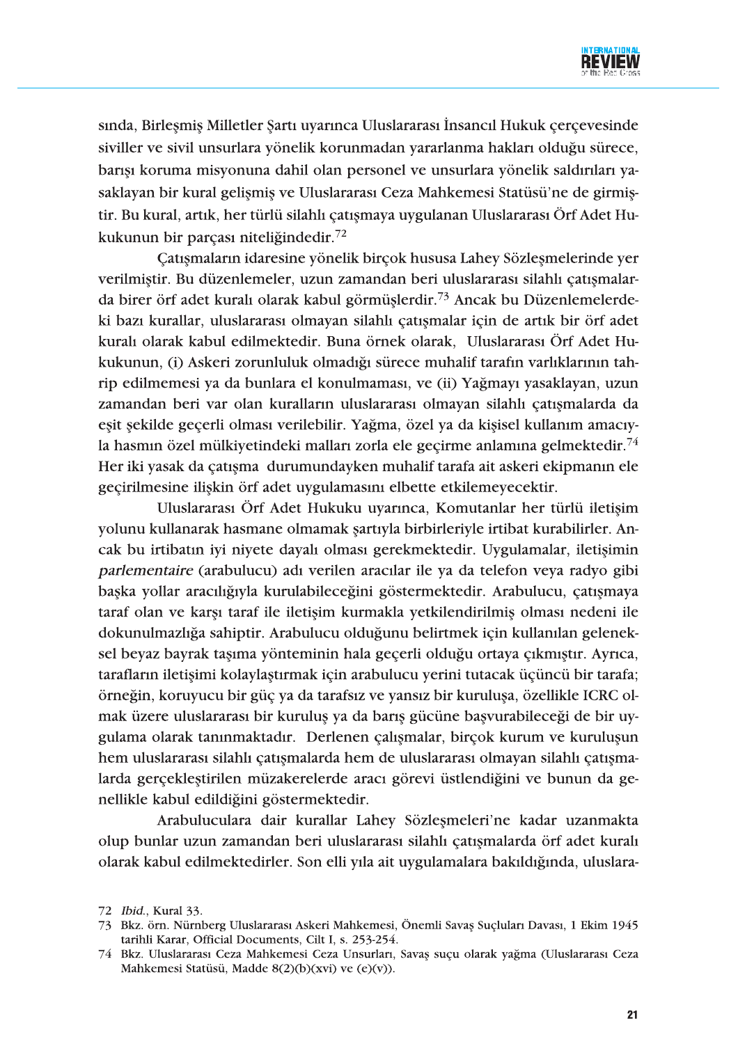sında, Birleşmiş Milletler Şartı uyarınca Uluslararası İnsancıl Hukuk çerçevesinde siviller ve sivil unsurlara yönelik korunmadan yararlanma hakları olduğu sürece, barışı koruma misyonuna dahil olan personel ve unsurlara yönelik saldırıları yasaklayan bir kural gelişmiş ve Uluslararası Ceza Mahkemesi Statüsü'ne de girmiştir. Bu kural, artık, her türlü silahlı çatışmaya uygulanan Uluslararası Örf Adet Hukukunun bir parçası niteliğindedir.[72]

Çatışmaların idaresine yönelik birçok hususa Lahey Sözleşmelerinde yer verilmiştir. Bu düzenlemeler, uzun zamandan beri uluslararası silahlı çatışmalarda birer örf adet kuralı olarak kabul görmüşlerdir.[73] Ancak bu Düzenlemelerdeki bazı kurallar, uluslararası olmayan silahlı çatışmalar için de artık bir örf adet kuralı olarak kabul edilmektedir. Buna örnek olarak, Uluslararası Örf Adet Hukukunun, (i) Askeri zorunluluk olmadığı sürece muhalif tarafın varlıklarının tahrip edilmemesi ya da bunlara el konulmaması, ve (ii) Yağmayı yasaklayan, uzun zamandan beri var olan kuralların uluslararası olmayan silahlı çatışmalarda da eşit şekilde geçerli olması verilebilir. Yağma, özel ya da kişisel kullanım amacıyla hasmın özel mülkiyetindeki malları zorla ele geçirme anlamına gelmektedir.[74] Her iki yasak da çatışma durumundayken muhalif tarafa ait askeri ekipmanın ele geçirilmesine ilişkin örf adet uygulamasını elbette etkilemeyecektir.

Uluslararası Örf Adet Hukuku uyarınca, Komutanlar her türlü iletişim yolunu kullanarak hasmane olmamak şartıyla birbirleriyle irtibat kurabilirler. Ancak bu irtibatın iyi niyete dayalı olması gerekmektedir. Uygulamalar, iletişimin *parlementaire* (arabulucu) adı verilen aracılar ile ya da telefon veya radyo gibi başka yollar aracılığıyla kurulabileceğini göstermektedir. Arabulucu, çatışmaya taraf olan ve karşı taraf ile iletişim kurmakla yetkilendirilmiş olması nedeni ile dokunulmazlığa sahiptir. Arabulucu olduğunu belirtmek için kullanılan geleneksel beyaz bayrak taşıma yönteminin hala geçerli olduğu ortaya çıkmıştır. Ayrıca, tarafların iletişimi kolaylaştırmak için arabulucu yerini tutacak üçüncü bir tarafa; örneğin, koruyucu bir güç ya da tarafsız ve yansız bir kuruluşa, özellikle ICRC olmak üzere uluslararası bir kuruluş ya da barış gücüne başvurabileceği de bir uygulama olarak tanınmaktadır. Derlenen çalışmalar, birçok kurum ve kuruluşun hem uluslararası silahlı çatışmalarda hem de uluslararası olmayan silahlı çatışmalarda gerçekleştirilen müzakerelerde aracı görevi üstlendiğini ve bunun da genellikle kabul edildiğini göstermektedir.

Arabuluculara dair kurallar Lahey Sözleşmeleri'ne kadar uzanmakta olup bunlar uzun zamandan beri uluslararası silahlı çatışmalarda örf adet kuralı olarak kabul edilmektedirler. Son elli yıla ait uygulamalara bakıldığında, uluslara-

72 *Ibid.*, Kural 33.

73 Bkz. örn. Nürnberg Uluslararası Askeri Mahkemesi, Önemli Savaş Suçluları Davası, 1 Ekim 1945 tarihli Karar, Official Documents, Cilt I, s. 253-254.

74 Bkz. Uluslararası Ceza Mahkemesi Ceza Unsurları, Savaş suçu olarak yağma (Uluslararası Ceza Mahkemesi Statüsü, Madde 8(2)(b)(xvi) ve (e)(v)).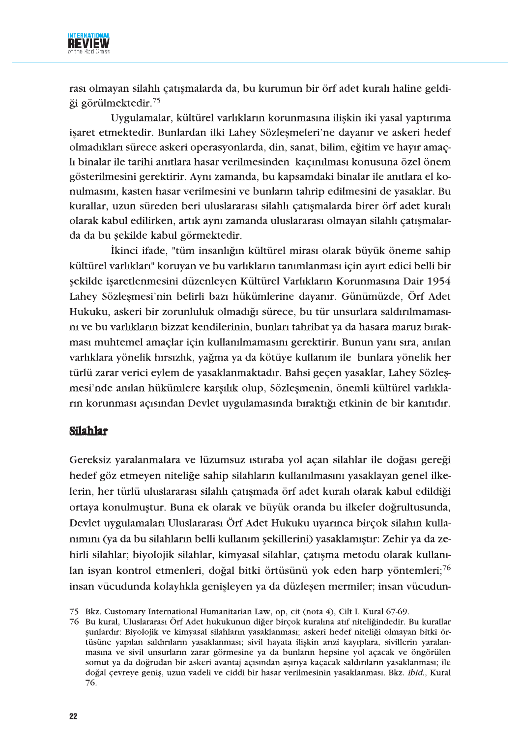rası olmayan silahlı çatışmalarda da, bu kurumun bir örf adet kuralı haline geldiği görülmektedir.[75]

Uygulamalar, kültürel varlıkların korunmasına ilişkin iki yasal yaptırıma işaret etmektedir. Bunlardan ilki Lahey Sözleşmeleri'ne dayanır ve askeri hedef olmadıkları sürece askeri operasyonlarda, din, sanat, bilim, eğitim ve hayır amaçlı binalar ile tarihi anıtlara hasar verilmesinden kaçınılması konusuna özel önem gösterilmesini gerektirir. Aynı zamanda, bu kapsamdaki binalar ile anıtlara el konulmasını, kasten hasar verilmesini ve bunların tahrip edilmesini de yasaklar. Bu kurallar, uzun süreden beri uluslararası silahlı çatışmalarda birer örf adet kuralı olarak kabul edilirken, artık aynı zamanda uluslararası olmayan silahlı çatışmalarda da bu şekilde kabul görmektedir.

İkinci ifade, "tüm insanlığın kültürel mirası olarak büyük öneme sahip kültürel varlıkları" koruyan ve bu varlıkların tanımlanması için ayırt edici belli bir şekilde işaretlenmesini düzenleyen Kültürel Varlıkların Korunmasına Dair 1954 Lahey Sözleşmesi'nin belirli bazı hükümlerine dayanır. Günümüzde, Örf Adet Hukuku, askeri bir zorunluluk olmadığı sürece, bu tür unsurlara saldırılmamasını ve bu varlıkların bizzat kendilerinin, bunları tahribat ya da hasara maruz bırakması muhtemel amaçlar için kullanılmamasını gerektirir. Bunun yanı sıra, anılan varlıklara yönelik hırsızlık, yağma ya da kötüye kullanım ile bunlara yönelik her türlü zarar verici eylem de yasaklanmaktadır. Bahsi geçen yasaklar, Lahey Sözleşmesi'nde anılan hükümlere karşılık olup, Sözleşmenin, önemli kültürel varlıkların korunması açısından Devlet uygulamasında bıraktığı etkinin de bir kanıtıdır.

## Silahlar

Gereksiz yaralanmalara ve lüzumsuz ıstıraba yol açan silahlar ile doğası gereği hedef göz etmeyen niteliğe sahip silahların kullanılmasını yasaklayan genel ilkelerin, her türlü uluslararası silahlı çatışmada örf adet kuralı olarak kabul edildiği ortaya konulmuştur. Buna ek olarak ve büyük oranda bu ilkeler doğrultusunda, Devlet uygulamaları Uluslararası Örf Adet Hukuku uyarınca birçok silahın kullanımını (ya da bu silahların belli kullanım şekillerini) yasaklamıştır: Zehir ya da zehirli silahlar; biyolojik silahlar, kimyasal silahlar, çatışma metodu olarak kullanılan isyan kontrol etmenleri, doğal bitki örtüsünü yok eden harp yöntemleri;[76] insan vücudunda kolaylıkla genişleyen ya da düzleşen mermiler; insan vücudun-

75 Bkz. Customary International Humanitarian Law, op, cit (nota 4), Cilt I. Kural 67-69.

76 Bu kural, Uluslararası Örf Adet hukukunun diğer birçok kuralına atıf niteliğindedir. Bu kurallar şunlardır: Biyolojik ve kimyasal silahların yasaklanması; askeri hedef niteliği olmayan bitki örtüsüne yapılan saldırıların yasaklanması; sivil hayata ilişkin arızi kayıplara, sivillerin yaralanmasına ve sivil unsurların zarar görmesine ya da bunların hepsine yol açacak ve öngörülen somut ya da doğrudan bir askeri avantaj açısından aşırıya kaçacak saldırıların yasaklanması; ile doğal çevreye geniş, uzun vadeli ve ciddi bir hasar verilmesinin yasaklanması. Bkz. *ibid.*, Kural 76.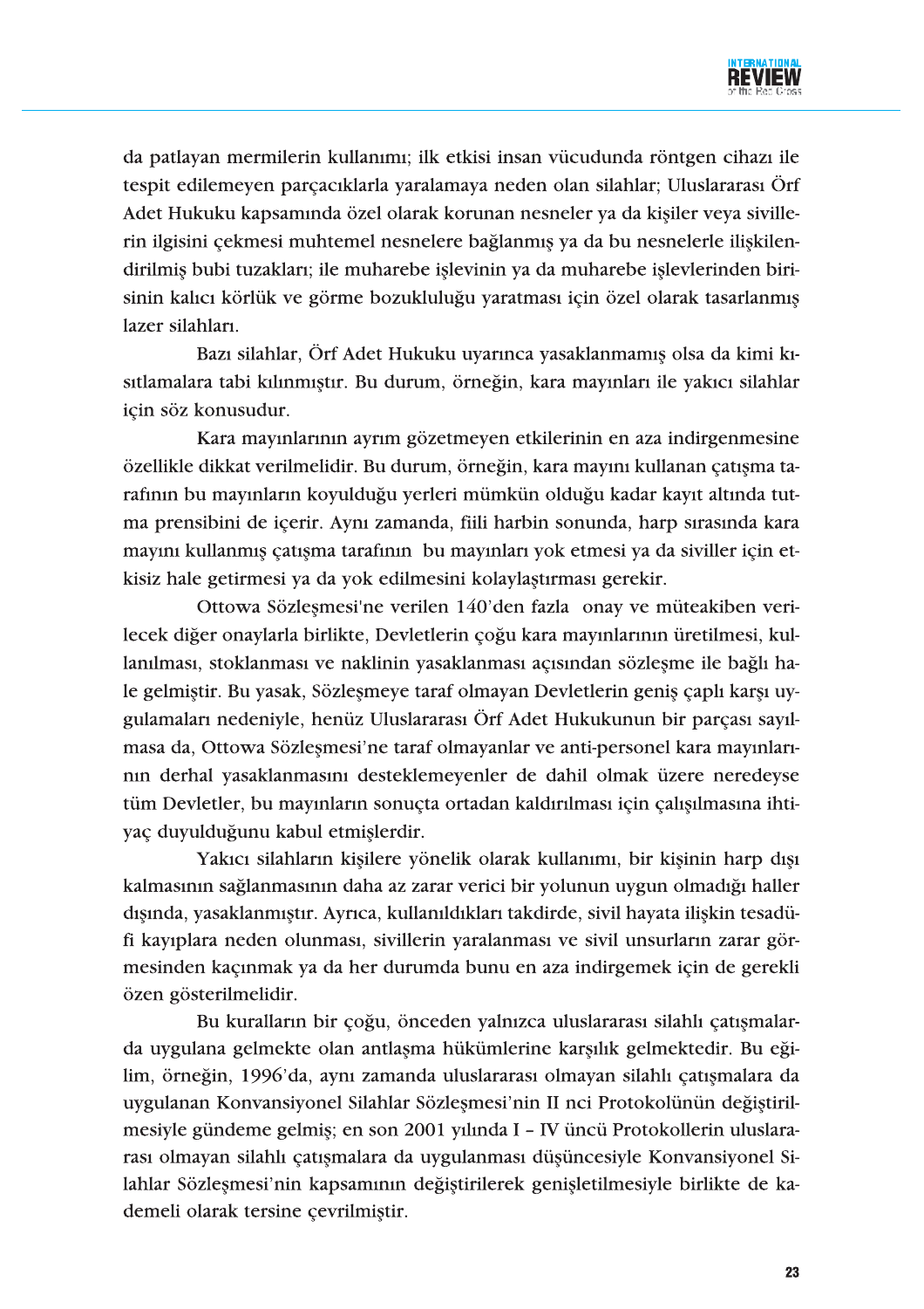da patlayan mermilerin kullanımı; ilk etkisi insan vücudunda röntgen cihazı ile tespit edilemeyen parçacıklarla yaralamaya neden olan silahlar; Uluslararası Örf Adet Hukuku kapsamında özel olarak korunan nesneler ya da kişiler veya sivillerin ilgisini çekmesi muhtemel nesnelere bağlanmış ya da bu nesnelerle ilişkilendirilmiş bubi tuzakları; ile muharebe işlevinin ya da muharebe işlevlerinden birisinin kalıcı körlük ve görme bozukluğu yaratması için özel olarak tasarlanmış lazer silahları.

Bazı silahlar, Örf Adet Hukuku uyarınca yasaklanmamış olsa da kimi kısıtlamalara tabi kılınmıştır. Bu durum, örneğin, kara mayınları ile yakıcı silahlar için söz konusudur.

Kara mayınlarının ayrım gözetmeyen etkilerinin en aza indirgenmesine özellikle dikkat verilmelidir. Bu durum, örneğin, kara mayını kullanan çatışma tarafının bu mayınların koyulduğu yerleri mümkün olduğu kadar kayıt altında tutma prensibini de içerir. Aynı zamanda, fiili harbin sonunda, harp sırasında kara mayını kullanmış çatışma tarafının bu mayınları yok etmesi ya da siviller için etkisiz hale getirmesi ya da yok edilmesini kolaylaştırması gerekir.

Ottowa Sözleşmesi'ne verilen 140'den fazla onay ve müteakiben verilecek diğer onaylarla birlikte, Devletlerin çoğu kara mayınlarının üretilmesi, kullanılması, stoklanması ve naklinin yasaklanması açısından sözleşme ile bağlı hale gelmiştir. Bu yasak, Sözleşmeye taraf olmayan Devletlerin geniş çaplı karşı uygulamaları nedeniyle, henüz Uluslararası Örf Adet Hukukunun bir parçası sayılmasa da, Ottowa Sözleşmesi'ne taraf olmayanlar ve anti-personel kara mayınlarının derhal yasaklanmasını desteklemeyenler de dahil olmak üzere neredeyse tüm Devletler, bu mayınların sonuçta ortadan kaldırılması için çalışılmasına ihtiyaç duyulduğunu kabul etmişlerdir.

Yakıcı silahların kişilere yönelik olarak kullanımı, bir kişinin harp dışı kalmasının sağlanmasının daha az zarar verici bir yolunun uygun olmadığı haller dışında, yasaklanmıştır. Ayrıca, kullanıldıkları takdirde, sivil hayata ilişkin tesadüfi kayıplara neden olunması, sivillerin yaralanması ve sivil unsurların zarar görmesinden kaçınmak ya da her durumda bunu en aza indirgemek için de gerekli özen gösterilmelidir.

Bu kuralların bir çoğu, önceden yalnızca uluslararası silahlı çatışmalarda uygulana gelmekte olan antlaşma hükümlerine karşılık gelmektedir. Bu eğilim, örneğin, 1996'da, aynı zamanda uluslararası olmayan silahlı çatışmalara da uygulanan Konvansiyonel Silahlar Sözleşmesi'nin II nci Protokolünün değiştirilmesiyle gündeme gelmiş; en son 2001 yılında I – IV üncü Protokollerin uluslararası olmayan silahlı çatışmalara da uygulanması düşüncesiyle Konvansiyonel Silahlar Sözleşmesi'nin kapsamının değiştirilerek genişletilmesiyle birlikte de kademeli olarak tersine çevrilmiştir.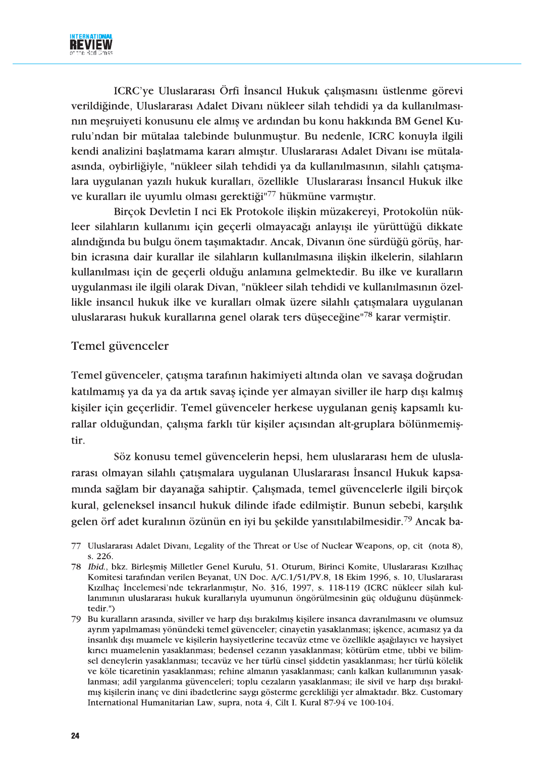ICRC'ye Uluslararası Örfi İnsancıl Hukuk çalışmasını üstlenme görevi verildiğinde, Uluslararası Adalet Divanı nükleer silah tehdidi ya da kullanılmasının meşruiyeti konusunu ele almış ve ardından bu konu hakkında BM Genel Kurulu'ndan bir mütalaa talebinde bulunmuştur. Bu nedenle, ICRC konuyla ilgili kendi analizini başlatmama kararı almıştır. Uluslararası Adalet Divanı ise mütalaasında, oybirliğiyle, "nükleer silah tehdidi ya da kullanılmasının, silahlı çatışmalara uygulanan yazılı hukuk kuralları, özellikle Uluslararası İnsancıl Hukuk ilke ve kuralları ile uyumlu olması gerektiği"[77] hükmüne varmıştır.

Birçok Devletin I nci Ek Protokole ilişkin müzakereyi, Protokolün nükleer silahların kullanımı için geçerli olmayacağı anlayışı ile yürüttüğü dikkate alındığında bu bulgu önem taşımaktadır. Ancak, Divanın öne sürdüğü görüş, harbin icrasına dair kurallar ile silahların kullanılmasına ilişkin ilkelerin, silahların kullanılması için de geçerli olduğu anlamına gelmektedir. Bu ilke ve kuralların uygulanması ile ilgili olarak Divan, "nükleer silah tehdidi ve kullanılmasının özellikle insancıl hukuk ilke ve kuralları olmak üzere silahlı çatışmalara uygulanan uluslararası hukuk kurallarına genel olarak ters düşeceğine"[78] karar vermiştir.

## Temel güvenceler

Temel güvenceler, çatışma tarafının hakimiyeti altında olan ve savaşa doğrudan katılmamış ya da ya da artık savaş içinde yer almayan siviller ile harp dışı kalmış kişiler için geçerlidir. Temel güvenceler herkese uygulanan geniş kapsamlı kurallar olduğundan, çalışma farklı tür kişiler açısından alt-gruplara bölünmemiştir.

Söz konusu temel güvencelerin hepsi, hem uluslararası hem de uluslararası olmayan silahlı çatışmalara uygulanan Uluslararası İnsancıl Hukuk kapsamında sağlam bir dayanağa sahiptir. Çalışmada, temel güvencelerle ilgili birçok kural, geleneksel insancıl hukuk dilinde ifade edilmiştir. Bunun sebebi, karşılık gelen örf adet kuralının özünün en iyi bu şekilde yansıtılabilmesidir.[79] Ancak ba-

---

77 Uluslararası Adalet Divanı, Legality of the Threat or Use of Nuclear Weapons, op, cit (nota 8), s. 226.

78 *Ibid.*, bkz. Birleşmiş Milletler Genel Kurulu, 51. Oturum, Birinci Komite, Uluslararası Kızılhaç Komitesi tarafından verilen Beyanat, UN Doc. A/C.1/51/PV.8, 18 Ekim 1996, s. 10, Uluslararası Kızılhaç İncelemesi'nde tekrarlanmıştır, No. 316, 1997, s. 118-119 (ICRC nükleer silah kullanımının uluslararası hukuk kurallarıyla uyumunun öngörülmesinin güç olduğunu düşünmektedir.")

79 Bu kuralların arasında, siviller ve harp dışı bırakılmış kişilere insanca davranılmasını ve olumsuz ayrım yapılmaması yönündeki temel güvenceler; cinayetin yasaklanması; işkence, acımasız ya da insanlık dışı muamele ve kişilerin haysiyetlerine tecavüz etme ve özellikle aşağılayıcı ve haysiyet kırıcı muamelenin yasaklanması; bedensel cezanın yasaklanması; kötürüm etme, tıbbi ve bilimsel deneylerin yasaklanması; tecavüz ve her türlü cinsel şiddetin yasaklanması; her türlü kölelik ve köle ticaretinin yasaklanması; rehine almanın yasaklanması; canlı kalkan kullanımının yasaklanması; adil yargılanma güvenceleri; toplu cezaların yasaklanması; ile sivil ve harp dışı bırakılmış kişilerin inanç ve dini ibadetlerine saygı gösterme gerekliliği yer almaktadır. Bkz. Customary International Humanitarian Law, supra, nota 4, Cilt I. Kural 87-94 ve 100-104.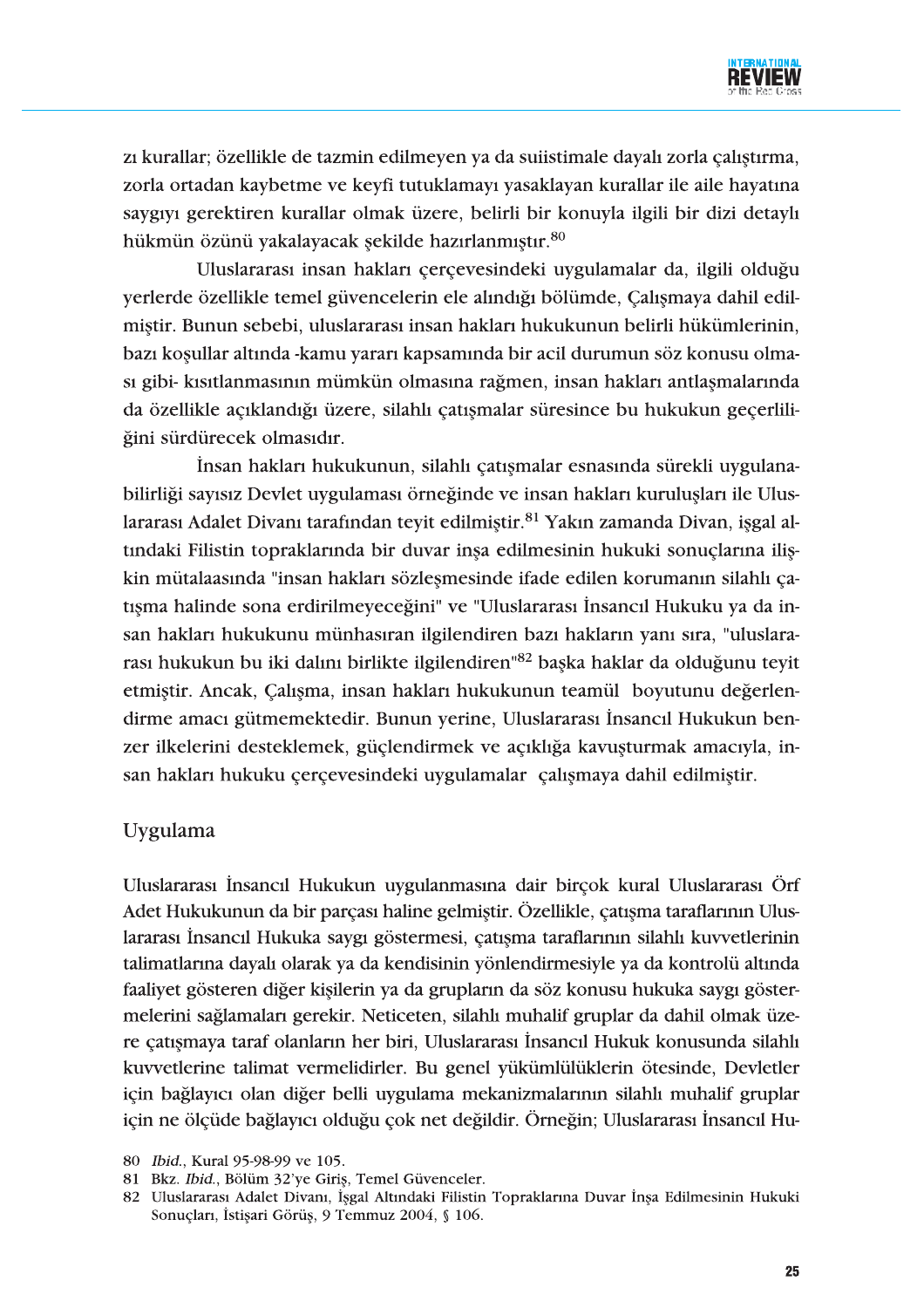zı kurallar; özellikle de tazmin edilmeyen ya da suiistimale dayalı zorla çalıştırma, zorla ortadan kaybetme ve keyfi tutuklamayı yasaklayan kurallar ile aile hayatına saygıyı gerektiren kurallar olmak üzere, belirli bir konuyla ilgili bir dizi detaylı hükmün özünü yakalayacak şekilde hazırlanmıştır.[80]

Uluslararası insan hakları çerçevesindeki uygulamalar da, ilgili olduğu yerlerde özellikle temel güvencelerin ele alındığı bölümde, Çalışmaya dahil edilmiştir. Bunun sebebi, uluslararası insan hakları hukukunun belirli hükümlerinin, bazı koşullar altında -kamu yararı kapsamında bir acil durumun söz konusu olması gibi- kısıtlanmasının mümkün olmasına rağmen, insan hakları antlaşmalarında da özellikle açıklandığı üzere, silahlı çatışmalar süresince bu hukukun geçerliliğini sürdürecek olmasıdır.

İnsan hakları hukukunun, silahlı çatışmalar esnasında sürekli uygulanabilirliği sayısız Devlet uygulaması örneğinde ve insan hakları kuruluşları ile Uluslararası Adalet Divanı tarafından teyit edilmiştir.[81] Yakın zamanda Divan, işgal altındaki Filistin topraklarında bir duvar inşa edilmesinin hukuki sonuçlarına ilişkin mütalaasında "insan hakları sözleşmesinde ifade edilen korumanın silahlı çatışma halinde sona erdirilmeyeceğini" ve "Uluslararası İnsancıl Hukuku ya da insan hakları hukukunu münhasıran ilgilendiren bazı hakların yanı sıra, "uluslararası hukukun bu iki dalını birlikte ilgilendiren"[82] başka haklar da olduğunu teyit etmiştir. Ancak, Çalışma, insan hakları hukukunun teamül boyutunu değerlendirme amacı gütmemektedir. Bunun yerine, Uluslararası İnsancıl Hukukun benzer ilkelerini desteklemek, güçlendirmek ve açıklığa kavuşturmak amacıyla, insan hakları hukuku çerçevesindeki uygulamalar çalışmaya dahil edilmiştir.

## Uygulama

Uluslararası İnsancıl Hukukun uygulanmasına dair birçok kural Uluslararası Örf Adet Hukukunun da bir parçası haline gelmiştir. Özellikle, çatışma taraflarının Uluslararası İnsancıl Hukuka saygı göstermesi, çatışma taraflarının silahlı kuvvetlerinin talimatlarına dayalı olarak ya da kendisinin yönlendirmesiyle ya da kontrolü altında faaliyet gösteren diğer kişilerin ya da grupların da söz konusu hukuka saygı göstermelerini sağlamaları gerekir. Neticeten, silahlı muhalif gruplar da dahil olmak üzere çatışmaya taraf olanların her biri, Uluslararası İnsancıl Hukuk konusunda silahlı kuvvetlerine talimat vermelidirler. Bu genel yükümlülüklerin ötesinde, Devletler için bağlayıcı olan diğer belli uygulama mekanizmalarının silahlı muhalif gruplar için ne ölçüde bağlayıcı olduğu çok net değildir. Örneğin; Uluslararası İnsancıl Hu-

80 *Ibid.*, Kural 95-98-99 ve 105.

81 Bkz. *Ibid.*, Bölüm 32'ye Giriş, Temel Güvenceler.

82 Uluslararası Adalet Divanı, İşgal Altındaki Filistin Topraklarına Duvar İnşa Edilmesinin Hukuki Sonuçları, İstişari Görüş, 9 Temmuz 2004, § 106.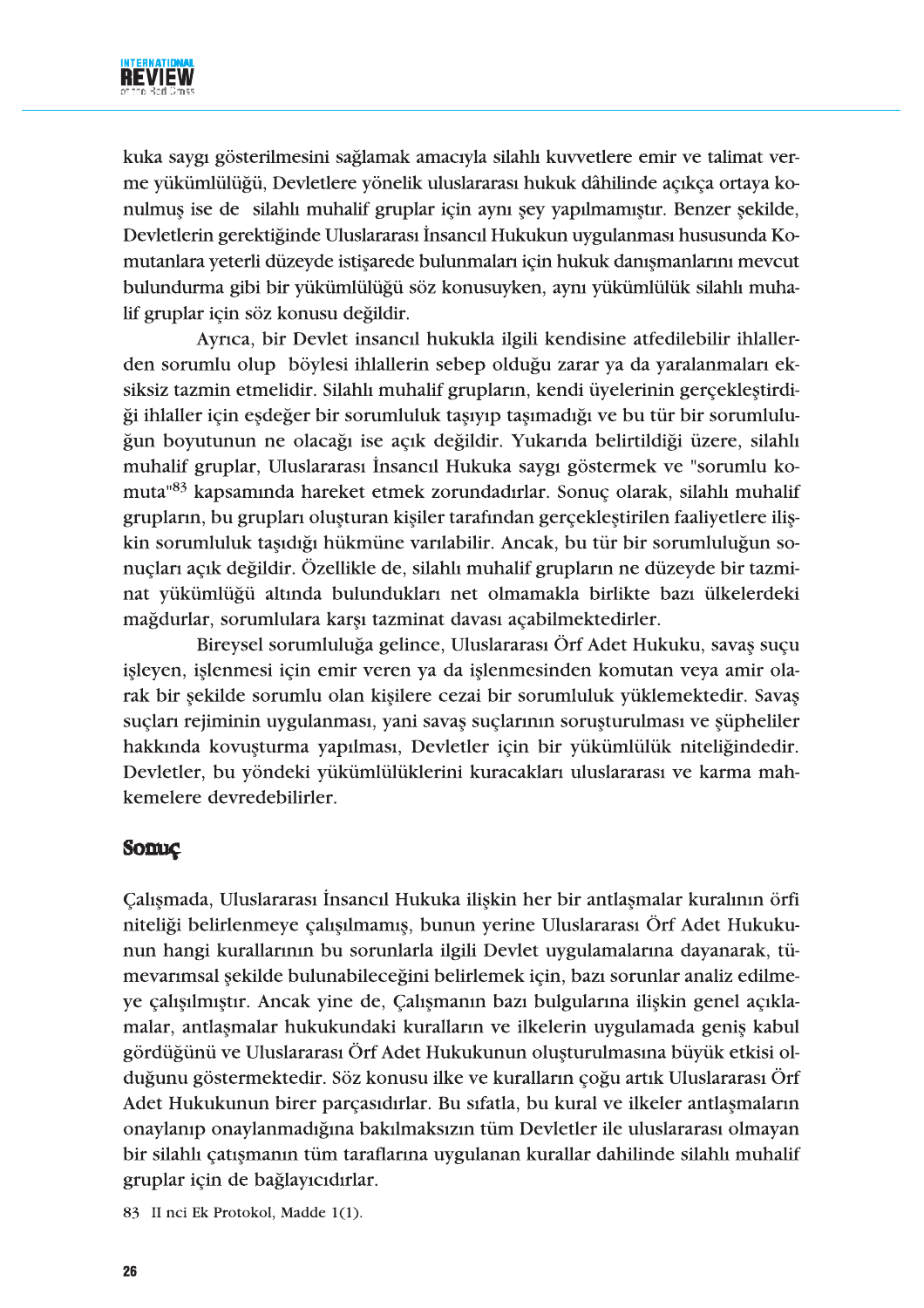kuka saygı gösterilmesini sağlamak amacıyla silahlı kuvvetlere emir ve talimat verme yükümlülüğü, Devletlere yönelik uluslararası hukuk dâhilinde açıkça ortaya konulmuş ise de silahlı muhalif gruplar için aynı şey yapılmamıştır. Benzer şekilde, Devletlerin gerektiğinde Uluslararası İnsancıl Hukukun uygulanması hususunda Komutanlara yeterli düzeyde istişarede bulunmaları için hukuk danışmanlarını mevcut bulundurma gibi bir yükümlülüğü söz konusuyken, aynı yükümlülük silahlı muhalif gruplar için söz konusu değildir.

Ayrıca, bir Devlet insancıl hukukla ilgili kendisine atfedilebilir ihlallerden sorumlu olup böylesi ihlallerin sebep olduğu zarar ya da yaralanmaları eksiksiz tazmin etmelidir. Silahlı muhalif grupların, kendi üyelerinin gerçekleştirdiği ihlaller için eşdeğer bir sorumluluk taşıyıp taşımadığı ve bu tür bir sorumluluğun boyutunun ne olacağı ise açık değildir. Yukarıda belirtildiği üzere, silahlı muhalif gruplar, Uluslararası İnsancıl Hukuka saygı göstermek ve "sorumlu komuta"[83] kapsamında hareket etmek zorundadırlar. Sonuç olarak, silahlı muhalif grupların, bu grupları oluşturan kişiler tarafından gerçekleştirilen faaliyetlere ilişkin sorumluluk taşıdığı hükmüne varılabilir. Ancak, bu tür bir sorumluluğun sonuçları açık değildir. Özellikle de, silahlı muhalif grupların ne düzeyde bir tazminat yükümlüğü altında bulundukları net olmamakla birlikte bazı ülkelerdeki mağdurlar, sorumlulara karşı tazminat davası açabilmektedirler.

Bireysel sorumluluğa gelince, Uluslararası Örf Adet Hukuku, savaş suçu işleyen, işlenmesi için emir veren ya da işlenmesinden komutan veya amir olarak bir şekilde sorumlu olan kişilere cezai bir sorumluluk yüklemektedir. Savaş suçları rejiminin uygulanması, yani savaş suçlarının soruşturulması ve şüpheliler hakkında kovuşturma yapılması, Devletler için bir yükümlülük niteliğindedir. Devletler, bu yöndeki yükümlülüklerini kuracakları uluslararası ve karma mahkemelere devredebilirler.

## Sonuç

Çalışmada, Uluslararası İnsancıl Hukuka ilişkin her bir antlaşmalar kuralının örfi niteliği belirlenmeye çalışılmamış, bunun yerine Uluslararası Örf Adet Hukukunun hangi kurallarının bu sorunlarla ilgili Devlet uygulamalarına dayanarak, tümevarımsal şekilde bulunabileceğini belirlemek için, bazı sorunlar analiz edilmeye çalışılmıştır. Ancak yine de, Çalışmanın bazı bulgularına ilişkin genel açıklamalar, antlaşmalar hukukundaki kuralların ve ilkelerin uygulamada geniş kabul gördüğünü ve Uluslararası Örf Adet Hukukunun oluşturulmasına büyük etkisi olduğunu göstermektedir. Söz konusu ilke ve kuralların çoğu artık Uluslararası Örf Adet Hukukunun birer parçasıdırlar. Bu sıfatla, bu kural ve ilkeler antlaşmaların onaylanıp onaylanmadığına bakılmaksızın tüm Devletler ile uluslararası olmayan bir silahlı çatışmanın tüm taraflarına uygulanan kurallar dahilinde silahlı muhalif gruplar için de bağlayıcıdırlar.

83 II nci Ek Protokol, Madde 1(1).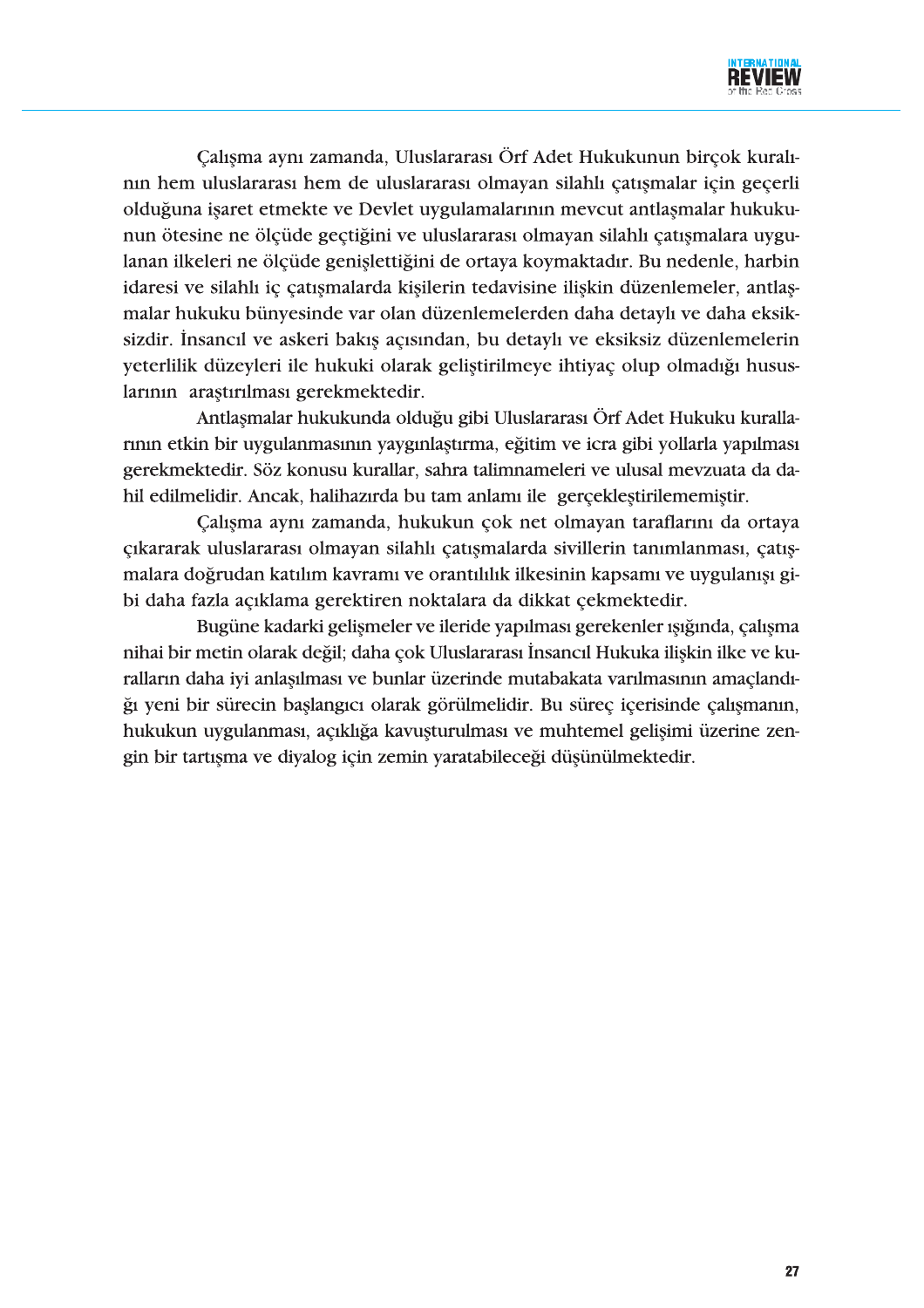Çalışma aynı zamanda, Uluslararası Örf Adet Hukukunun birçok kuralının hem uluslararası hem de uluslararası olmayan silahlı çatışmalar için geçerli olduğuna işaret etmekte ve Devlet uygulamalarının mevcut antlaşmalar hukukunun ötesine ne ölçüde geçtiğini ve uluslararası olmayan silahlı çatışmalara uygulanan ilkeleri ne ölçüde genişlettiğini de ortaya koymaktadır. Bu nedenle, harbin idaresi ve silahlı iç çatışmalarda kişilerin tedavisine ilişkin düzenlemeler, antlaşmalar hukuku bünyesinde var olan düzenlemelerden daha detaylı ve daha eksiksizdir. İnsancıl ve askeri bakış açısından, bu detaylı ve eksiksiz düzenlemelerin yeterlilik düzeyleri ile hukuki olarak geliştirilmeye ihtiyaç olup olmadığı hususlarının araştırılması gerekmektedir.

Antlaşmalar hukukunda olduğu gibi Uluslararası Örf Adet Hukuku kurallarının etkin bir uygulanmasının yaygınlaştırma, eğitim ve icra gibi yollarla yapılması gerekmektedir. Söz konusu kurallar, sahra talimnameleri ve ulusal mevzuata da dahil edilmelidir. Ancak, halihazırda bu tam anlamı ile gerçekleştirilememiştir.

Çalışma aynı zamanda, hukukun çok net olmayan taraflarını da ortaya çıkararak uluslararası olmayan silahlı çatışmalarda sivillerin tanımlanması, çatışmalara doğrudan katılım kavramı ve orantılılık ilkesinin kapsamı ve uygulanışı gibi daha fazla açıklama gerektiren noktalara da dikkat çekmektedir.

Bugüne kadarki gelişmeler ve ileride yapılması gerekenler ışığında, çalışma nihai bir metin olarak değil; daha çok Uluslararası İnsancıl Hukuka ilişkin ilke ve kuralların daha iyi anlaşılması ve bunlar üzerinde mutabakata varılmasının amaçlandığı yeni bir sürecin başlangıcı olarak görülmelidir. Bu süreç içerisinde çalışmanın, hukukun uygulanması, açıklığa kavuşturulması ve muhtemel gelişimi üzerine zengin bir tartışma ve diyalog için zemin yaratabileceği düşünülmektedir.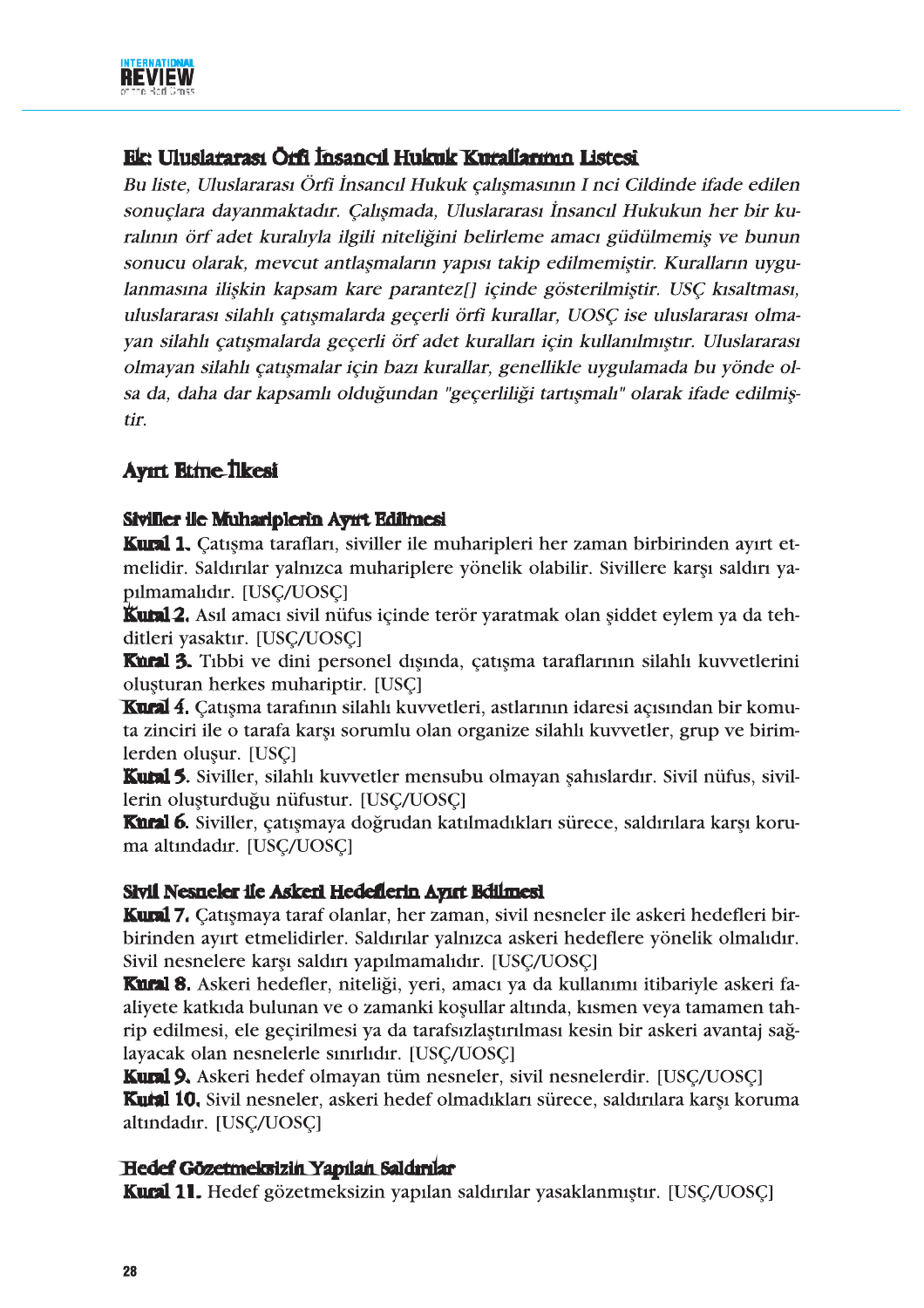## Ek: Uluslararası Örfi İnsancıl Hukuk Kurallarının Listesi

*Bu liste, Uluslararası Örfi İnsancıl Hukuk çalışmasının I nci Cildinde ifade edilen sonuçlara dayanmaktadır. Çalışmada, Uluslararası İnsancıl Hukukun her bir kuralının örf adet kuralıyla ilgili niteliğini belirleme amacı güdülmemiş ve bunun sonucu olarak, mevcut antlaşmaların yapısı takip edilmemiştir. Kuralların uygulanmasına ilişkin kapsam kare parantez[] içinde gösterilmiştir. USÇ kısaltması, uluslararası silahlı çatışmalarda geçerli örfi kurallar, UOSÇ ise uluslararası olmayan silahlı çatışmalarda geçerli örf adet kuralları için kullanılmıştır. Uluslararası olmayan silahlı çatışmalar için bazı kurallar, genellikle uygulamada bu yönde olsa da, daha dar kapsamlı olduğundan "geçerliliği tartışmalı" olarak ifade edilmiştir.*

### Ayırt Etme İlkesi

#### Siviller ile Muhariplerin Ayırt Edilmesi

**Kural 1.** Çatışma tarafları, siviller ile muharipleri her zaman birbirinden ayırt etmelidir. Saldırılar yalnızca muhariplere yönelik olabilir. Sivillere karşı saldırı yapılmamalıdır. [USÇ/UOSÇ]

**Kural 2.** Asıl amacı sivil nüfus içinde terör yaratmak olan şiddet eylem ya da tehditleri yasaktır. [USÇ/UOSÇ]

**Kural 3.** Tıbbi ve dini personel dışında, çatışma taraflarının silahlı kuvvetlerini oluşturan herkes muhariptir. [USÇ]

**Kural 4.** Çatışma tarafının silahlı kuvvetleri, astlarının idaresi açısından bir komuta zinciri ile o tarafa karşı sorumlu olan organize silahlı kuvvetler, grup ve birimlerden oluşur. [USÇ]

**Kural 5.** Siviller, silahlı kuvvetler mensubu olmayan şahıslardır. Sivil nüfus, sivillerin oluşturduğu nüfustur. [USÇ/UOSÇ]

**Kural 6.** Siviller, çatışmaya doğrudan katılmadıkları sürece, saldırılara karşı koruma altındadır. [USÇ/UOSÇ]

#### Sivil Nesneler ile Askeri Hedeflerin Ayırt Edilmesi

**Kural 7.** Çatışmaya taraf olanlar, her zaman, sivil nesneler ile askeri hedefleri birbirinden ayırt etmelidirler. Saldırılar yalnızca askeri hedeflere yönelik olmalıdır. Sivil nesnelere karşı saldırı yapılmamalıdır. [USÇ/UOSÇ]

**Kural 8.** Askeri hedefler, niteliği, yeri, amacı ya da kullanımı itibariyle askeri faaliyete katkıda bulunan ve o zamanki koşullar altında, kısmen veya tamamen tahrip edilmesi, ele geçirilmesi ya da tarafsızlaştırılması kesin bir askeri avantaj sağlayacak olan nesnelerle sınırlıdır. [USÇ/UOSÇ]

**Kural 9.** Askeri hedef olmayan tüm nesneler, sivil nesnelerdir. [USÇ/UOSÇ]

**Kural 10.** Sivil nesneler, askeri hedef olmadıkları sürece, saldırılara karşı koruma altındadır. [USÇ/UOSÇ]

#### Hedef Gözetmeksizin Yapılan Saldırılar

**Kural 11.** Hedef gözetmeksizin yapılan saldırılar yasaklanmıştır. [USÇ/UOSÇ]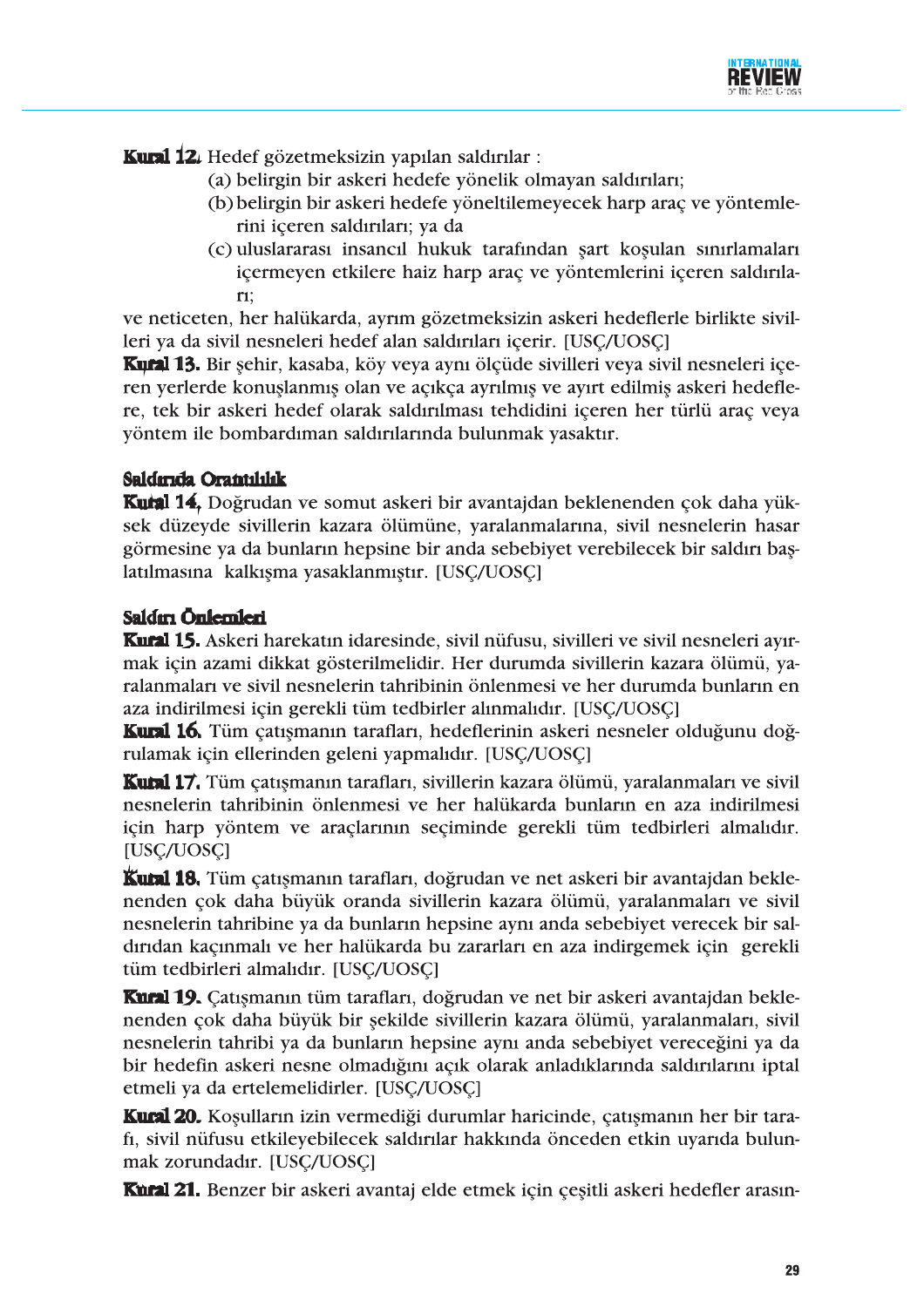**Kural 12.** Hedef gözetmeksizin yapılan saldırılar :

(a) belirgin bir askeri hedefe yönelik olmayan saldırıları;

(b) belirgin bir askeri hedefe yöneltilemeyecek harp araç ve yöntemlerini içeren saldırıları; ya da

(c) uluslararası insancıl hukuk tarafından şart koşulan sınırlamaları içermeyen etkilere haiz harp araç ve yöntemlerini içeren saldırıları;

ve neticeten, her halükarda, ayrım gözetmeksizin askeri hedeflerle birlikte sivilleri ya da sivil nesneleri hedef alan saldırıları içerir. [USÇ/UOSÇ]

**Kural 13.** Bir şehir, kasaba, köy veya aynı ölçüde sivilleri veya sivil nesneleri içeren yerlerde konuşlanmış olan ve açıkça ayrılmış ve ayırt edilmiş askeri hedeflere, tek bir askeri hedef olarak saldırılması tehdidini içeren her türlü araç veya yöntem ile bombardıman saldırılarında bulunmak yasaktır.

### Saldırıda Orantılılık

**Kural 14.** Doğrudan ve somut askeri bir avantajdan beklenenden çok daha yüksek düzeyde sivillerin kazara ölümüne, yaralanmalarına, sivil nesnelerin hasar görmesine ya da bunların hepsine bir anda sebebiyet verebilecek bir saldırı başlatılmasına kalkışma yasaklanmıştır. [USÇ/UOSÇ]

### Saldırı Önlemleri

**Kural 15.** Askeri harekatın idaresinde, sivil nüfusu, sivilleri ve sivil nesneleri ayırmak için azami dikkat gösterilmelidir. Her durumda sivillerin kazara ölümü, yaralanmaları ve sivil nesnelerin tahribinin önlenmesi ve her durumda bunların en aza indirilmesi için gerekli tüm tedbirler alınmalıdır. [USÇ/UOSÇ]

**Kural 16.** Tüm çatışmanın tarafları, hedeflerinin askeri nesneler olduğunu doğrulamak için ellerinden geleni yapmalıdır. [USÇ/UOSÇ]

**Kural 17.** Tüm çatışmanın tarafları, sivillerin kazara ölümü, yaralanmaları ve sivil nesnelerin tahribinin önlenmesi ve her halükarda bunların en aza indirilmesi için harp yöntem ve araçlarının seçiminde gerekli tüm tedbirleri almalıdır. [USÇ/UOSÇ]

**Kural 18.** Tüm çatışmanın tarafları, doğrudan ve net askeri bir avantajdan beklenenden çok daha büyük oranda sivillerin kazara ölümü, yaralanmaları ve sivil nesnelerin tahribine ya da bunların hepsine aynı anda sebebiyet verecek bir saldırıdan kaçınmalı ve her halükarda bu zararları en aza indirgemek için gerekli tüm tedbirleri almalıdır. [USÇ/UOSÇ]

**Kural 19.** Çatışmanın tüm tarafları, doğrudan ve net bir askeri avantajdan beklenenden çok daha büyük bir şekilde sivillerin kazara ölümü, yaralanmaları, sivil nesnelerin tahribi ya da bunların hepsine aynı anda sebebiyet vereceğini ya da bir hedefin askeri nesne olmadığını açık olarak anladıklarında saldırılarını iptal etmeli ya da ertelemelidirler. [USÇ/UOSÇ]

**Kural 20.** Koşulların izin vermediği durumlar haricinde, çatışmanın her bir tarafı, sivil nüfusu etkileyebilecek saldırılar hakkında önceden etkin uyarıda bulunmak zorundadır. [USÇ/UOSÇ]

**Kural 21.** Benzer bir askeri avantaj elde etmek için çeşitli askeri hedefler arasın-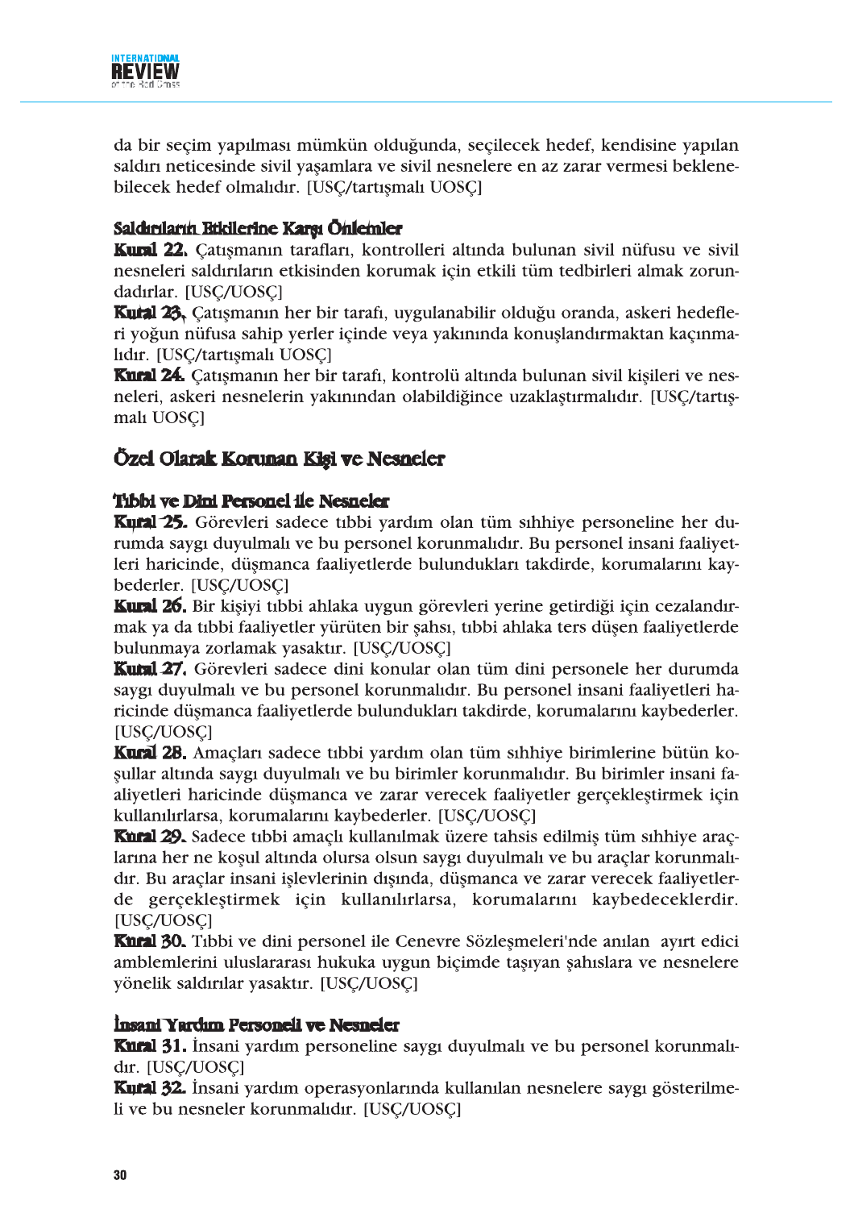da bir seçim yapılması mümkün olduğunda, seçilecek hedef, kendisine yapılan saldırı neticesinde sivil yaşamlara ve sivil nesnelere en az zarar vermesi beklenebilecek hedef olmalıdır. [USÇ/tartışmalı UOSÇ]

### Saldırıların Etkilerine Karşı Önlemler

**Kural 22.** Çatışmanın tarafları, kontrolleri altında bulunan sivil nüfusu ve sivil nesneleri saldırıların etkisinden korumak için etkili tüm tedbirleri almak zorundadırlar. [USÇ/UOSÇ]

**Kural 23.** Çatışmanın her bir tarafı, uygulanabilir olduğu oranda, askeri hedefleri yoğun nüfusa sahip yerler içinde veya yakınında konuşlandırmaktan kaçınmalıdır. [USÇ/tartışmalı UOSÇ]

**Kural 24.** Çatışmanın her bir tarafı, kontrolü altında bulunan sivil kişileri ve nesneleri, askeri nesnelerin yakınından olabildiğince uzaklaştırmalıdır. [USÇ/tartışmalı UOSÇ]

## Özel Olarak Korunan Kişi ve Nesneler

### Tıbbi ve Dini Personel ile Nesneler

**Kural 25.** Görevleri sadece tıbbi yardım olan tüm sıhhiye personeline her durumda saygı duyulmalı ve bu personel korunmalıdır. Bu personel insani faaliyetleri haricinde, düşmanca faaliyetlerde bulundukları takdirde, korumalarını kaybederler. [USÇ/UOSÇ]

**Kural 26.** Bir kişiyi tıbbi ahlaka uygun görevleri yerine getirdiği için cezalandırmak ya da tıbbi faaliyetler yürüten bir şahsı, tıbbi ahlaka ters düşen faaliyetlerde bulunmaya zorlamak yasaktır. [USÇ/UOSÇ]

**Kural 27.** Görevleri sadece dini konular olan tüm dini personele her durumda saygı duyulmalı ve bu personel korunmalıdır. Bu personel insani faaliyetleri haricinde düşmanca faaliyetlerde bulundukları takdirde, korumalarını kaybederler. [USÇ/UOSÇ]

**Kural 28.** Amaçları sadece tıbbi yardım olan tüm sıhhiye birimlerine bütün koşullar altında saygı duyulmalı ve bu birimler korunmalıdır. Bu birimler insani faaliyetleri haricinde düşmanca ve zarar verecek faaliyetler gerçekleştirmek için kullanılırlarsa, korumalarını kaybederler. [USÇ/UOSÇ]

**Kural 29.** Sadece tıbbi amaçlı kullanılmak üzere tahsis edilmiş tüm sıhhiye araçlarına her ne koşul altında olursa olsun saygı duyulmalı ve bu araçlar korunmalıdır. Bu araçlar insani işlevlerinin dışında, düşmanca ve zarar verecek faaliyetlerde gerçekleştirmek için kullanılırlarsa, korumalarını kaybedeceklerdir. [USÇ/UOSÇ]

**Kural 30.** Tıbbi ve dini personel ile Cenevre Sözleşmeleri'nde anılan ayırt edici amblemlerini uluslararası hukuka uygun biçimde taşıyan şahıslara ve nesnelere yönelik saldırılar yasaktır. [USÇ/UOSÇ]

### İnsani Yardım Personeli ve Nesneler

**Kural 31.** İnsani yardım personeline saygı duyulmalı ve bu personel korunmalıdır. [USÇ/UOSÇ]

**Kural 32.** İnsani yardım operasyonlarında kullanılan nesnelere saygı gösterilmeli ve bu nesneler korunmalıdır. [USÇ/UOSÇ]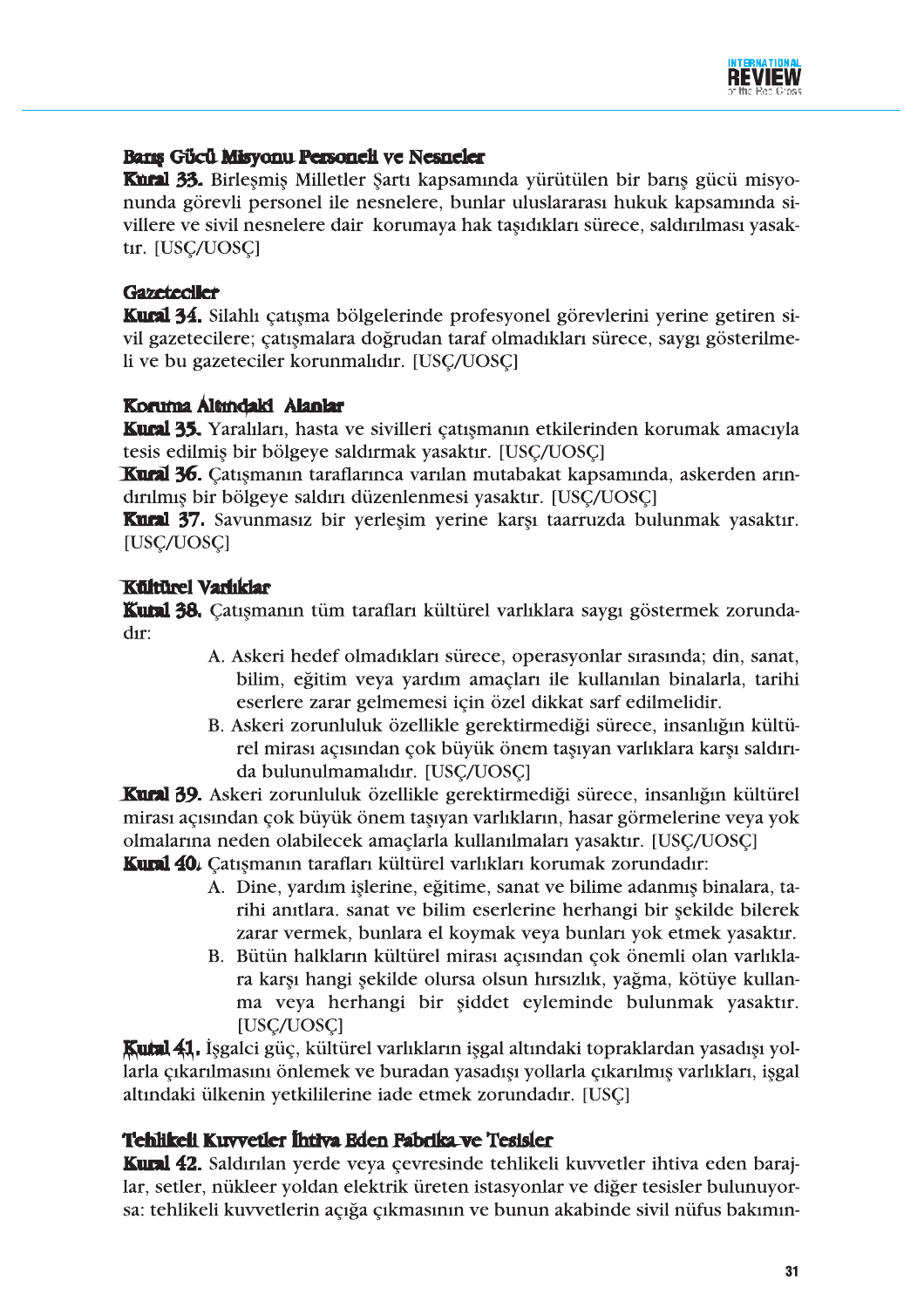### Barış Gücü Misyonu Personeli ve Nesneler

**Kural 33.** Birleşmiş Milletler Şartı kapsamında yürütülen bir barış gücü misyonunda görevli personel ile nesnelere, bunlar uluslararası hukuk kapsamında sivillere ve sivil nesnelere dair korumaya hak taşıdıkları sürece, saldırılması yasaktır. [USÇ/UOSÇ]

### Gazeteciler

**Kural 34.** Silahlı çatışma bölgelerinde profesyonel görevlerini yerine getiren sivil gazetecilere; çatışmalara doğrudan taraf olmadıkları sürece, saygı gösterilmeli ve bu gazeteciler korunmalıdır. [USÇ/UOSÇ]

### Koruma Altındaki Alanlar

**Kural 35.** Yaralıları, hasta ve sivilleri çatışmanın etkilerinden korumak amacıyla tesis edilmiş bir bölgeye saldırmak yasaktır. [USÇ/UOSÇ]

**Kural 36.** Çatışmanın taraflarınca varılan mutabakat kapsamında, askerden arındırılmış bir bölgeye saldırı düzenlenmesi yasaktır. [USÇ/UOSÇ]

**Kural 37.** Savunmasız bir yerleşim yerine karşı taarruzda bulunmak yasaktır. [USÇ/UOSÇ]

### Kültürel Varlıklar

**Kural 38.** Çatışmanın tüm tarafları kültürel varlıklara saygı göstermek zorundadır:

A. Askeri hedef olmadıkları sürece, operasyonlar sırasında; din, sanat, bilim, eğitim veya yardım amaçları ile kullanılan binalarla, tarihi eserlere zarar gelmemesi için özel dikkat sarf edilmelidir.

B. Askeri zorunluluk özellikle gerektirmediği sürece, insanlığın kültürel mirası açısından çok büyük önem taşıyan varlıklara karşı saldırıda bulunulmamalıdır. [USÇ/UOSÇ]

**Kural 39.** Askeri zorunluluk özellikle gerektirmediği sürece, insanlığın kültürel mirası açısından çok büyük önem taşıyan varlıkların, hasar görmelerine veya yok olmalarına neden olabilecek amaçlarla kullanılmaları yasaktır. [USÇ/UOSÇ]

**Kural 40.** Çatışmanın tarafları kültürel varlıkları korumak zorundadır:

A. Dine, yardım işlerine, eğitime, sanat ve bilime adanmış binalara, tarihi anıtlara. sanat ve bilim eserlerine herhangi bir şekilde bilerek zarar vermek, bunlara el koymak veya bunları yok etmek yasaktır.

B. Bütün halkların kültürel mirası açısından çok önemli olan varlıklara karşı hangi şekilde olursa olsun hırsızlık, yağma, kötüye kullanma veya herhangi bir şiddet eyleminde bulunmak yasaktır. [USÇ/UOSÇ]

**Kural 41.** İşgalci güç, kültürel varlıkların işgal altındaki topraklardan yasadışı yollarla çıkarılmasını önlemek ve buradan yasadışı yollarla çıkarılmış varlıkları, işgal altındaki ülkenin yetkililerine iade etmek zorundadır. [USÇ]

### Tehlikeli Kuvvetler İhtiva Eden Fabrika ve Tesisler

**Kural 42.** Saldırılan yerde veya çevresinde tehlikeli kuvvetler ihtiva eden barajlar, setler, nükleer yoldan elektrik üreten istasyonlar ve diğer tesisler bulunuyorsa: tehlikeli kuvvetlerin açığa çıkmasının ve bunun akabinde sivil nüfus bakımın-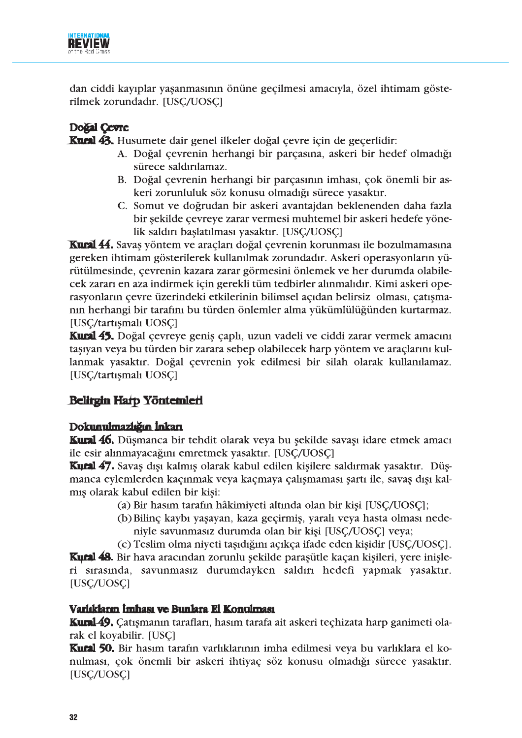dan ciddi kayıplar yaşanmasının önüne geçilmesi amacıyla, özel ihtimam gösterilmek zorundadır. [USÇ/UOSÇ]

### Doğal Çevre

**Kural 43.** Husumete dair genel ilkeler doğal çevre için de geçerlidir:

A. Doğal çevrenin herhangi bir parçasına, askeri bir hedef olmadığı sürece saldırılamaz.

B. Doğal çevrenin herhangi bir parçasının imhası, çok önemli bir askeri zorunluluk söz konusu olmadığı sürece yasaktır.

C. Somut ve doğrudan bir askeri avantajdan beklenenden daha fazla bir şekilde çevreye zarar vermesi muhtemel bir askeri hedefe yönelik saldırı başlatılması yasaktır. [USÇ/UOSÇ]

**Kural 44.** Savaş yöntem ve araçları doğal çevrenin korunması ile bozulmamasına gereken ihtimam gösterilerek kullanılmak zorundadır. Askeri operasyonların yürütülmesinde, çevrenin kazara zarar görmesini önlemek ve her durumda olabilecek zararı en aza indirmek için gerekli tüm tedbirler alınmalıdır. Kimi askeri operasyonların çevre üzerindeki etkilerinin bilimsel açıdan belirsiz olması, çatışmanın herhangi bir tarafını bu türden önlemler alma yükümlülüğünden kurtarmaz. [USÇ/tartışmalı UOSÇ]

**Kural 45.** Doğal çevreye geniş çaplı, uzun vadeli ve ciddi zarar vermek amacını taşıyan veya bu türden bir zarara sebep olabilecek harp yöntem ve araçlarını kullanmak yasaktır. Doğal çevrenin yok edilmesi bir silah olarak kullanılamaz. [USÇ/tartışmalı UOSÇ]

## Belirgin Harp Yöntemleri

### Dokunulmazlığın İnkarı

**Kural 46.** Düşmanca bir tehdit olarak veya bu şekilde savaşı idare etmek amacı ile esir alınmayacağını emretmek yasaktır. [USÇ/UOSÇ]

**Kural 47.** Savaş dışı kalmış olarak kabul edilen kişilere saldırmak yasaktır. Düşmanca eylemlerden kaçınmak veya kaçmaya çalışmaması şartı ile, savaş dışı kalmış olarak kabul edilen bir kişi:

(a) Bir hasım tarafın hâkimiyeti altında olan bir kişi [USÇ/UOSÇ];

(b) Bilinç kaybı yaşayan, kaza geçirmiş, yaralı veya hasta olması nedeniyle savunmasız durumda olan bir kişi [USÇ/UOSÇ] veya;

(c) Teslim olma niyeti taşıdığını açıkça ifade eden kişidir [USÇ/UOSÇ].

**Kural 48.** Bir hava aracından zorunlu şekilde paraşütle kaçan kişileri, yere inişleri sırasında, savunmasız durumdayken saldırı hedefi yapmak yasaktır. [USÇ/UOSÇ]

### Varlıkların İmhası ve Bunlara El Konulması

**Kural 49.** Çatışmanın tarafları, hasım tarafa ait askeri teçhizata harp ganimeti olarak el koyabilir. [USÇ]

**Kural 50.** Bir hasım tarafın varlıklarının imha edilmesi veya bu varlıklara el konulması, çok önemli bir askeri ihtiyaç söz konusu olmadığı sürece yasaktır. [USÇ/UOSÇ]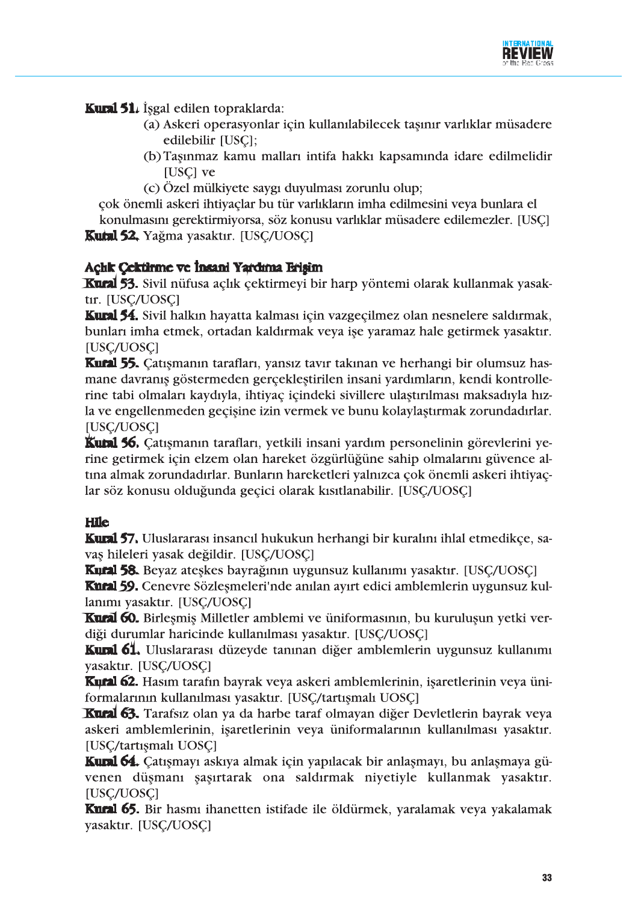**Kural 51.** İşgal edilen topraklarda:

(a) Askeri operasyonlar için kullanılabilecek taşınır varlıklar müsadere edilebilir [USÇ];

(b) Taşınmaz kamu malları intifa hakkı kapsamında idare edilmelidir [USÇ] ve

(c) Özel mülkiyete saygı duyulması zorunlu olup;

çok önemli askeri ihtiyaçlar bu tür varlıkların imha edilmesini veya bunlara el konulmasını gerektirmiyorsa, söz konusu varlıklar müsadere edilemezler. [USÇ]

**Kural 52.** Yağma yasaktır. [USÇ/UOSÇ]

## Açlık Çektirme ve İnsani Yardıma Erişim

**Kural 53.** Sivil nüfusa açlık çektirmeyi bir harp yöntemi olarak kullanmak yasaktır. [USÇ/UOSÇ]

**Kural 54.** Sivil halkın hayatta kalması için vazgeçilmez olan nesnelere saldırmak, bunları imha etmek, ortadan kaldırmak veya işe yaramaz hale getirmek yasaktır. [USÇ/UOSÇ]

**Kural 55.** Çatışmanın tarafları, yansız tavır takınan ve herhangi bir olumsuz hasmane davranış göstermeden gerçekleştirilen insani yardımların, kendi kontrollerine tabi olmaları kaydıyla, ihtiyaç içindeki sivillere ulaştırılması maksadıyla hızla ve engellenmeden geçişine izin vermek ve bunu kolaylaştırmak zorundadırlar. [USÇ/UOSÇ]

**Kural 56.** Çatışmanın tarafları, yetkili insani yardım personelinin görevlerini yerine getirmek için elzem olan hareket özgürlüğüne sahip olmalarını güvence altına almak zorundadırlar. Bunların hareketleri yalnızca çok önemli askeri ihtiyaçlar söz konusu olduğunda geçici olarak kısıtlanabilir. [USÇ/UOSÇ]

## Hile

**Kural 57.** Uluslararası insancıl hukukun herhangi bir kuralını ihlal etmedikçe, savaş hileleri yasak değildir. [USÇ/UOSÇ]

**Kural 58.** Beyaz ateşkes bayrağının uygunsuz kullanımı yasaktır. [USÇ/UOSÇ]

**Kural 59.** Cenevre Sözleşmeleri'nde anılan ayırt edici amblemlerin uygunsuz kullanımı yasaktır. [USÇ/UOSÇ]

**Kural 60.** Birleşmiş Milletler amblemi ve üniformasının, bu kuruluşun yetki verdiği durumlar haricinde kullanılması yasaktır. [USÇ/UOSÇ]

**Kural 61.** Uluslararası düzeyde tanınan diğer amblemlerin uygunsuz kullanımı yasaktır. [USÇ/UOSÇ]

**Kural 62.** Hasım tarafın bayrak veya askeri amblemlerinin, işaretlerinin veya üniformalarının kullanılması yasaktır. [USÇ/tartışmalı UOSÇ]

**Kural 63.** Tarafsız olan ya da harbe taraf olmayan diğer Devletlerin bayrak veya askeri amblemlerinin, işaretlerinin veya üniformalarının kullanılması yasaktır. [USÇ/tartışmalı UOSÇ]

**Kural 64.** Çatışmayı askıya almak için yapılacak bir anlaşmayı, bu anlaşmaya güvenen düşmanı şaşırtarak ona saldırmak niyetiyle kullanmak yasaktır. [USÇ/UOSÇ]

**Kural 65.** Bir hasmı ihanetten istifade ile öldürmek, yaralamak veya yakalamak yasaktır. [USÇ/UOSÇ]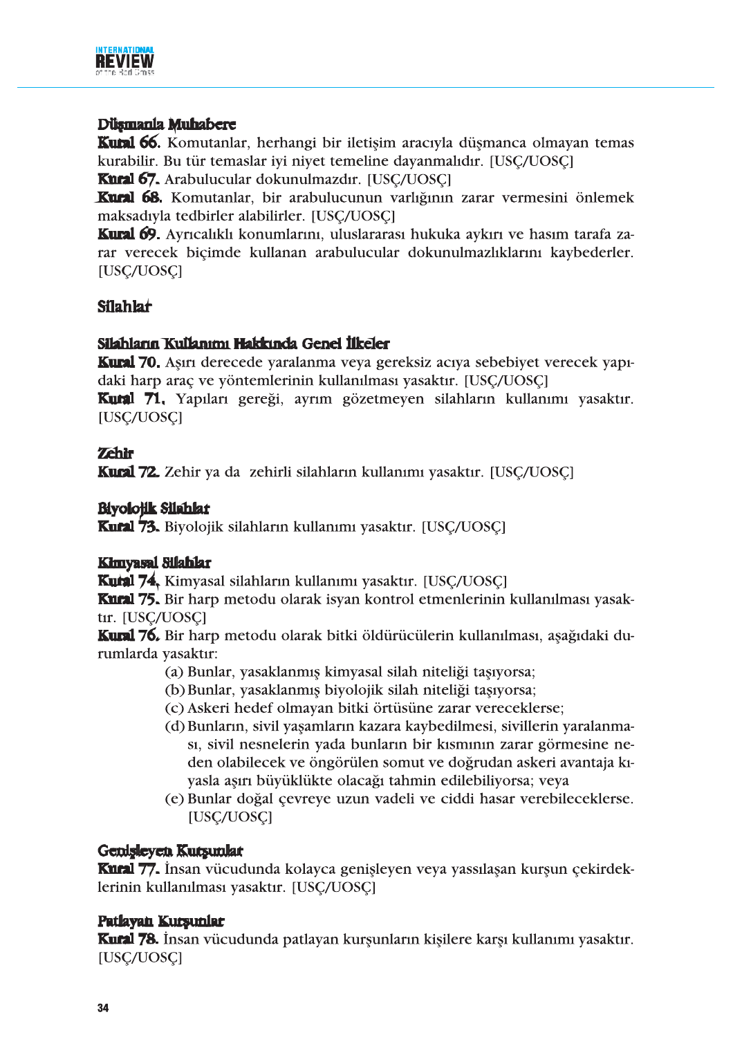### Düşmanla Muhabere

**Kural 66.** Komutanlar, herhangi bir iletişim aracıyla düşmanca olmayan temas kurabilir. Bu tür temaslar iyi niyet temeline dayanmalıdır. [USÇ/UOSÇ]

**Kural 67.** Arabulucular dokunulmazdır. [USÇ/UOSÇ]

**Kural 68.** Komutanlar, bir arabulucunun varlığının zarar vermesini önlemek maksadıyla tedbirler alabilirler. [USÇ/UOSÇ]

**Kural 69.** Ayrıcalıklı konumlarını, uluslararası hukuka aykırı ve hasım tarafa zarar verecek biçimde kullanan arabulucular dokunulmazlıklarını kaybederler. [USÇ/UOSÇ]

## Silahlar

### Silahların Kullanımı Hakkında Genel İlkeler

**Kural 70.** Aşırı derecede yaralanma veya gereksiz acıya sebebiyet verecek yapıdaki harp araç ve yöntemlerinin kullanılması yasaktır. [USÇ/UOSÇ]

**Kural 71.** Yapıları gereği, ayrım gözetmeyen silahların kullanımı yasaktır. [USÇ/UOSÇ]

### Zehir

**Kural 72.** Zehir ya da zehirli silahların kullanımı yasaktır. [USÇ/UOSÇ]

### Biyolojik Silahlar

**Kural 73.** Biyolojik silahların kullanımı yasaktır. [USÇ/UOSÇ]

### Kimyasal Silahlar

**Kural 74.** Kimyasal silahların kullanımı yasaktır. [USÇ/UOSÇ]

**Kural 75.** Bir harp metodu olarak isyan kontrol etmenlerinin kullanılması yasaktır. [USÇ/UOSÇ]

**Kural 76.** Bir harp metodu olarak bitki öldürücülerin kullanılması, aşağıdaki durumlarda yasaktır:

- (a) Bunlar, yasaklanmış kimyasal silah niteliği taşıyorsa;
- (b) Bunlar, yasaklanmış biyolojik silah niteliği taşıyorsa;
- (c) Askeri hedef olmayan bitki örtüsüne zarar vereceklerse;
- (d) Bunların, sivil yaşamların kazara kaybedilmesi, sivillerin yaralanması, sivil nesnelerin yada bunların bir kısmının zarar görmesine neden olabilecek ve öngörülen somut ve doğrudan askeri avantaja kıyasla aşırı büyüklükte olacağı tahmin edilebiliyorsa; veya
- (e) Bunlar doğal çevreye uzun vadeli ve ciddi hasar verebileceklerse. [USÇ/UOSÇ]

### Genişleyen Kurşunlar

**Kural 77.** İnsan vücudunda kolayca genişleyen veya yassılaşan kurşun çekirdeklerinin kullanılması yasaktır. [USÇ/UOSÇ]

### Patlayan Kurşunlar

**Kural 78.** İnsan vücudunda patlayan kurşunların kişilere karşı kullanımı yasaktır. [USÇ/UOSÇ]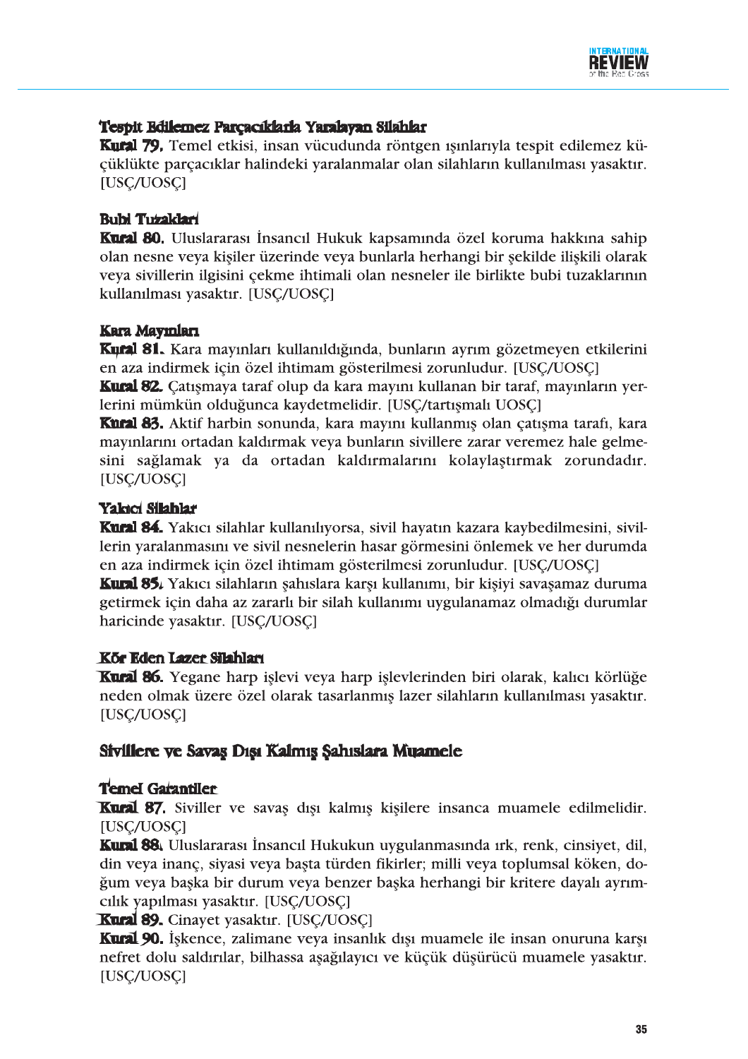### Tespit Edilemez Parçacıklarla Yaralayan Silahlar

**Kural 79.** Temel etkisi, insan vücudunda röntgen ışınlarıyla tespit edilemez küçüklükte parçacıklar halindeki yaralanmalar olan silahların kullanılması yasaktır. [USÇ/UOSÇ]

### Bubi Tuzakları

**Kural 80.** Uluslararası İnsancıl Hukuk kapsamında özel koruma hakkına sahip olan nesne veya kişiler üzerinde veya bunlarla herhangi bir şekilde ilişkili olarak veya sivillerin ilgisini çekme ihtimali olan nesneler ile birlikte bubi tuzaklarının kullanılması yasaktır. [USÇ/UOSÇ]

### Kara Mayınları

**Kural 81.** Kara mayınları kullanıldığında, bunların ayrım gözetmeyen etkilerini en aza indirmek için özel ihtimam gösterilmesi zorunludur. [USÇ/UOSÇ]

**Kural 82.** Çatışmaya taraf olup da kara mayını kullanan bir taraf, mayınların yerlerini mümkün olduğunca kaydetmelidir. [USÇ/tartışmalı UOSÇ]

**Kural 83.** Aktif harbin sonunda, kara mayını kullanmış olan çatışma tarafı, kara mayınlarını ortadan kaldırmak veya bunların sivillere zarar veremez hale gelmesini sağlamak ya da ortadan kaldırmalarını kolaylaştırmak zorundadır. [USÇ/UOSÇ]

### Yakıcı Silahlar

**Kural 84.** Yakıcı silahlar kullanılıyorsa, sivil hayatın kazara kaybedilmesini, sivillerin yaralanmasını ve sivil nesnelerin hasar görmesini önlemek ve her durumda en aza indirmek için özel ihtimam gösterilmesi zorunludur. [USÇ/UOSÇ]

**Kural 85.** Yakıcı silahların şahıslara karşı kullanımı, bir kişiyi savaşamaz duruma getirmek için daha az zararlı bir silah kullanımı uygulanamaz olmadığı durumlar haricinde yasaktır. [USÇ/UOSÇ]

### Kör Eden Lazer Silahları

**Kural 86.** Yegane harp işlevi veya harp işlevlerinden biri olarak, kalıcı körlüğe neden olmak üzere özel olarak tasarlanmış lazer silahların kullanılması yasaktır. [USÇ/UOSÇ]

## Sivillere ve Savaş Dışı Kalmış Şahıslara Muamele

### Temel Garantiler

**Kural 87.** Siviller ve savaş dışı kalmış kişilere insanca muamele edilmelidir. [USÇ/UOSÇ]

**Kural 88.** Uluslararası İnsancıl Hukukun uygulanmasında ırk, renk, cinsiyet, dil, din veya inanç, siyasi veya başta türden fikirler; milli veya toplumsal köken, doğum veya başka bir durum veya benzer başka herhangi bir kritere dayalı ayrımcılık yapılması yasaktır. [USÇ/UOSÇ]

**Kural 89.** Cinayet yasaktır. [USÇ/UOSÇ]

**Kural 90.** İşkence, zalimane veya insanlık dışı muamele ile insan onuruna karşı nefret dolu saldırılar, bilhassa aşağılayıcı ve küçük düşürücü muamele yasaktır. [USÇ/UOSÇ]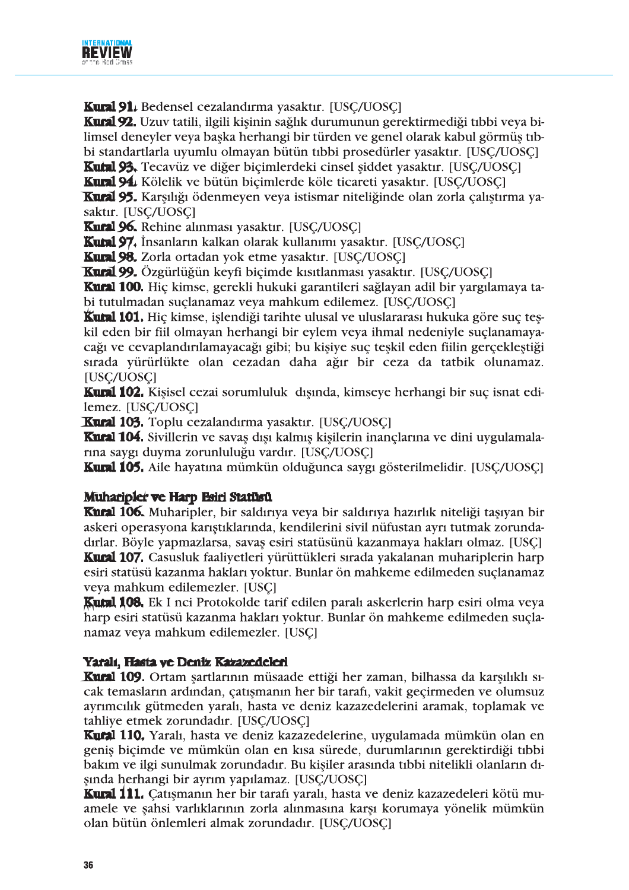**Kural 91.** Bedensel cezalandırma yasaktır. [USÇ/UOSÇ]

**Kural 92.** Uzuv tatili, ilgili kişinin sağlık durumunun gerektirmediği tıbbi veya bilimsel deneyler veya başka herhangi bir türden ve genel olarak kabul görmüş tıbbi standartlarla uyumlu olmayan bütün tıbbi prosedürler yasaktır. [USÇ/UOSÇ]

**Kural 93.** Tecavüz ve diğer biçimlerdeki cinsel şiddet yasaktır. [USÇ/UOSÇ]

**Kural 94.** Kölelik ve bütün biçimlerde köle ticareti yasaktır. [USÇ/UOSÇ]

**Kural 95.** Karşılığı ödenmeyen veya istismar niteliğinde olan zorla çalıştırma yasaktır. [USÇ/UOSÇ]

**Kural 96.** Rehine alınması yasaktır. [USÇ/UOSÇ]

**Kural 97.** İnsanların kalkan olarak kullanımı yasaktır. [USÇ/UOSÇ]

**Kural 98.** Zorla ortadan yok etme yasaktır. [USÇ/UOSÇ]

**Kural 99.** Özgürlüğün keyfi biçimde kısıtlanması yasaktır. [USÇ/UOSÇ]

**Kural 100.** Hiç kimse, gerekli hukuki garantileri sağlayan adil bir yargılamaya tabi tutulmadan suçlanamaz veya mahkum edilemez. [USÇ/UOSÇ]

**Kural 101.** Hiç kimse, işlendiği tarihte ulusal ve uluslararası hukuka göre suç teşkil eden bir fiil olmayan herhangi bir eylem veya ihmal nedeniyle suçlanamayacağı ve cevaplandırılamayacağı gibi; bu kişiye suç teşkil eden fiilin gerçekleştiği sırada yürürlükte olan cezadan daha ağır bir ceza da tatbik olunamaz. [USÇ/UOSÇ]

**Kural 102.** Kişisel cezai sorumluluk dışında, kimseye herhangi bir suç isnat edilemez. [USÇ/UOSÇ]

**Kural 103.** Toplu cezalandırma yasaktır. [USÇ/UOSÇ]

**Kural 104.** Sivillerin ve savaş dışı kalmış kişilerin inançlarına ve dini uygulamalarına saygı duyma zorunluluğu vardır. [USÇ/UOSÇ]

**Kural 105.** Aile hayatına mümkün olduğunca saygı gösterilmelidir. [USÇ/UOSÇ]

### Muharipler ve Harp Esiri Statüsü

**Kural 106.** Muharipler, bir saldırıya veya bir saldırıya hazırlık niteliği taşıyan bir askeri operasyona karıştıklarında, kendilerini sivil nüfustan ayrı tutmak zorundadırlar. Böyle yapmazlarsa, savaş esiri statüsünü kazanmaya hakları olmaz. [USÇ]

**Kural 107.** Casusluk faaliyetleri yürüttükleri sırada yakalanan muhariplerin harp esiri statüsü kazanma hakları yoktur. Bunlar ön mahkeme edilmeden suçlanamaz veya mahkum edilemezler. [USÇ]

**Kural 108.** Ek I nci Protokolde tarif edilen paralı askerlerin harp esiri olma veya harp esiri statüsü kazanma hakları yoktur. Bunlar ön mahkeme edilmeden suçlanamaz veya mahkum edilemezler. [USÇ]

### Yaralı, Hasta ve Deniz Kazazedeleri

**Kural 109.** Ortam şartlarının müsaade ettiği her zaman, bilhassa da karşılıklı sıcak temasların ardından, çatışmanın her bir tarafı, vakit geçirmeden ve olumsuz ayrımcılık gütmeden yaralı, hasta ve deniz kazazedelerini aramak, toplamak ve tahliye etmek zorundadır. [USÇ/UOSÇ]

**Kural 110.** Yaralı, hasta ve deniz kazazedelerine, uygulamada mümkün olan en geniş biçimde ve mümkün olan en kısa sürede, durumlarının gerektirdiği tıbbi bakım ve ilgi sunulmak zorundadır. Bu kişiler arasında tıbbi nitelikli olanların dışında herhangi bir ayrım yapılamaz. [USÇ/UOSÇ]

**Kural 111.** Çatışmanın her bir tarafı yaralı, hasta ve deniz kazazedeleri kötü muamele ve şahsi varlıklarının zorla alınmasına karşı korumaya yönelik mümkün olan bütün önlemleri almak zorundadır. [USÇ/UOSÇ]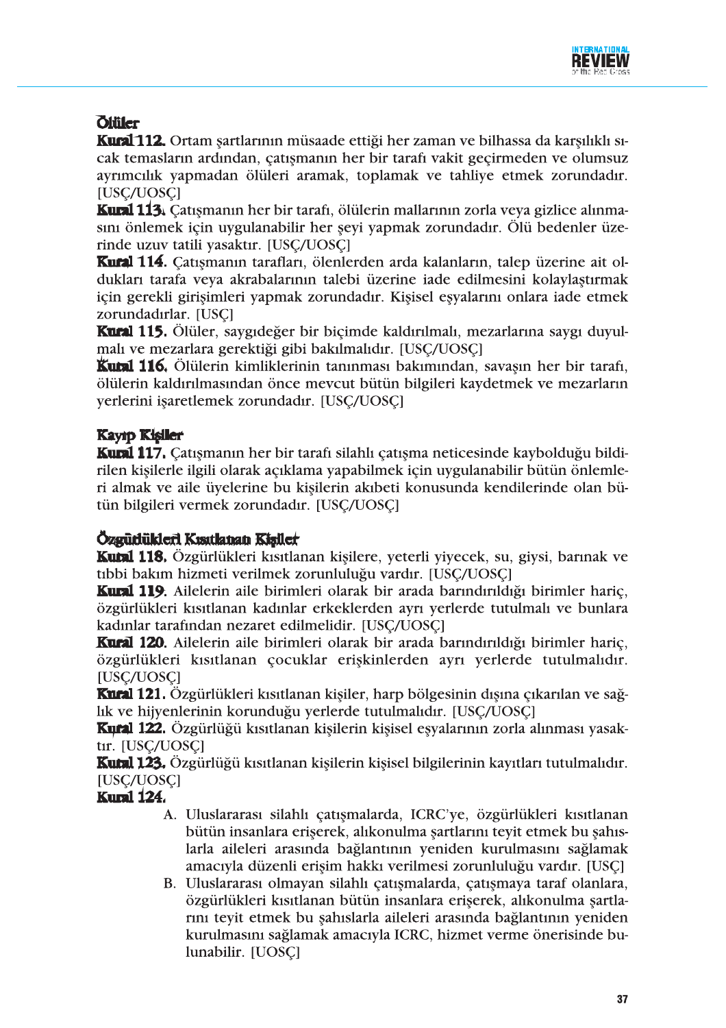### Ölüler

**Kural 112.** Ortam şartlarının müsaade ettiği her zaman ve bilhassa da karşılıklı sıcak temasların ardından, çatışmanın her bir tarafı vakit geçirmeden ve olumsuz ayrımcılık yapmadan ölüleri aramak, toplamak ve tahliye etmek zorundadır. [USÇ/UOSÇ]

**Kural 113.** Çatışmanın her bir tarafı, ölülerin mallarının zorla veya gizlice alınmasını önlemek için uygulanabilir her şeyi yapmak zorundadır. Ölü bedenler üzerinde uzuv tatili yasaktır. [USÇ/UOSÇ]

**Kural 114.** Çatışmanın tarafları, ölenlerden arda kalanların, talep üzerine ait oldukları tarafa veya akrabalarının talebi üzerine iade edilmesini kolaylaştırmak için gerekli girişimleri yapmak zorundadır. Kişisel eşyalarını onlara iade etmek zorundadırlar. [USÇ]

**Kural 115.** Ölüler, saygıdeğer bir biçimde kaldırılmalı, mezarlarına saygı duyulmalı ve mezarlara gerektiği gibi bakılmalıdır. [USÇ/UOSÇ]

**Kural 116.** Ölülerin kimliklerinin tanınması bakımından, savaşın her bir tarafı, ölülerin kaldırılmasından önce mevcut bütün bilgileri kaydetmek ve mezarların yerlerini işaretlemek zorundadır. [USÇ/UOSÇ]

### Kayıp Kişiler

**Kural 117.** Çatışmanın her bir tarafı silahlı çatışma neticesinde kaybolduğu bildirilen kişilerle ilgili olarak açıklama yapabilmek için uygulanabilir bütün önlemleri almak ve aile üyelerine bu kişilerin akıbeti konusunda kendilerinde olan bütün bilgileri vermek zorundadır. [USÇ/UOSÇ]

### Özgürlükleri Kısıtlanan Kişiler

**Kural 118.** Özgürlükleri kısıtlanan kişilere, yeterli yiyecek, su, giysi, barınak ve tıbbi bakım hizmeti verilmek zorunluluğu vardır. [USÇ/UOSÇ]

**Kural 119.** Ailelerin aile birimleri olarak bir arada barındırıldığı birimler hariç, özgürlükleri kısıtlanan kadınlar erkeklerden ayrı yerlerde tutulmalı ve bunlara kadınlar tarafından nezaret edilmelidir. [USÇ/UOSÇ]

**Kural 120.** Ailelerin aile birimleri olarak bir arada barındırıldığı birimler hariç, özgürlükleri kısıtlanan çocuklar erişkinlerden ayrı yerlerde tutulmalıdır. [USÇ/UOSÇ]

**Kural 121.** Özgürlükleri kısıtlanan kişiler, harp bölgesinin dışına çıkarılan ve sağlık ve hijyenlerinin korunduğu yerlerde tutulmalıdır. [USÇ/UOSÇ]

**Kural 122.** Özgürlüğü kısıtlanan kişilerin kişisel eşyalarının zorla alınması yasaktır. [USÇ/UOSÇ]

**Kural 123.** Özgürlüğü kısıtlanan kişilerin kişisel bilgilerinin kayıtları tutulmalıdır. [USÇ/UOSÇ]

**Kural 124.**

A. Uluslararası silahlı çatışmalarda, ICRC'ye, özgürlükleri kısıtlanan bütün insanlara erişerek, alıkonulma şartlarını teyit etmek bu şahıslarla aileleri arasında bağlantının yeniden kurulmasını sağlamak amacıyla düzenli erişim hakkı verilmesi zorunluluğu vardır. [USÇ]

B. Uluslararası olmayan silahlı çatışmalarda, çatışmaya taraf olanlara, özgürlükleri kısıtlanan bütün insanlara erişerek, alıkonulma şartlarını teyit etmek bu şahıslarla aileleri arasında bağlantının yeniden kurulmasını sağlamak amacıyla ICRC, hizmet verme önerisinde bulunabilir. [UOSÇ]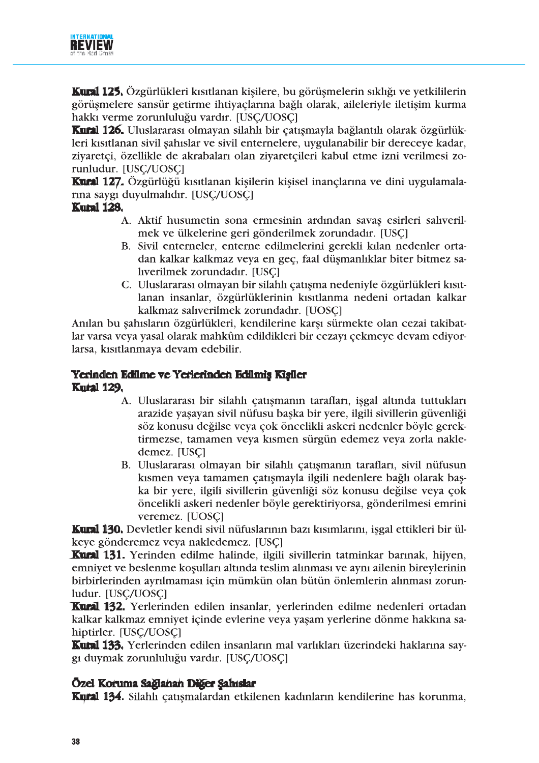**Kural 125.** Özgürlükleri kısıtlanan kişilere, bu görüşmelerin sıklığı ve yetkililerin görüşmelere sansür getirme ihtiyaçlarına bağlı olarak, aileleriyle iletişim kurma hakkı verme zorunluluğu vardır. [USÇ/UOSÇ]

**Kural 126.** Uluslararası olmayan silahlı bir çatışmayla bağlantılı olarak özgürlükleri kısıtlanan sivil şahıslar ve sivil enternelere, uygulanabilir bir dereceye kadar, ziyaretçi, özellikle de akrabaları olan ziyaretçileri kabul etme izni verilmesi zorunludur. [USÇ/UOSÇ]

**Kural 127.** Özgürlüğü kısıtlanan kişilerin kişisel inançlarına ve dini uygulamalarına saygı duyulmalıdır. [USÇ/UOSÇ]

**Kural 128.**

A. Aktif husumetin sona ermesinin ardından savaş esirleri salıverilmek ve ülkelerine geri gönderilmek zorundadır. [USÇ]

B. Sivil enterneler, enterne edilmelerini gerekli kılan nedenler ortadan kalkar kalkmaz veya en geç, faal düşmanlıklar biter bitmez salıverilmek zorundadır. [USÇ]

C. Uluslararası olmayan bir silahlı çatışma nedeniyle özgürlükleri kısıtlanan insanlar, özgürlüklerinin kısıtlanma nedeni ortadan kalkar kalkmaz salıverilmek zorundadır. [UOSÇ]

Anılan bu şahısların özgürlükleri, kendilerine karşı sürmekte olan cezai takibatlar varsa veya yasal olarak mahkûm edildikleri bir cezayı çekmeye devam ediyorlarsa, kısıtlanmaya devam edebilir.

## Yerinden Edilme ve Yerlerinden Edilmiş Kişiler

**Kural 129.**

A. Uluslararası bir silahlı çatışmanın tarafları, işgal altında tuttukları arazide yaşayan sivil nüfusu başka bir yere, ilgili sivillerin güvenliği söz konusu değilse veya çok öncelikli askeri nedenler böyle gerektirmezse, tamamen veya kısmen sürgün edemez veya zorla nakledemez. [USÇ]

B. Uluslararası olmayan bir silahlı çatışmanın tarafları, sivil nüfusun kısmen veya tamamen çatışmayla ilgili nedenlere bağlı olarak başka bir yere, ilgili sivillerin güvenliği söz konusu değilse veya çok öncelikli askeri nedenler böyle gerektiriyorsa, gönderilmesi emrini veremez. [UOSÇ]

**Kural 130.** Devletler kendi sivil nüfuslarının bazı kısımlarını, işgal ettikleri bir ülkeye gönderemez veya nakledemez. [USÇ]

**Kural 131.** Yerinden edilme halinde, ilgili sivillerin tatminkar barınak, hijyen, emniyet ve beslenme koşulları altında teslim alınması ve aynı ailenin bireylerinin birbirlerinden ayrılmaması için mümkün olan bütün önlemlerin alınması zorunludur. [USÇ/UOSÇ]

**Kural 132.** Yerlerinden edilen insanlar, yerlerinden edilme nedenleri ortadan kalkar kalkmaz emniyet içinde evlerine veya yaşam yerlerine dönme hakkına sahiptirler. [USÇ/UOSÇ]

**Kural 133.** Yerlerinden edilen insanların mal varlıkları üzerindeki haklarına saygı duymak zorunluluğu vardır. [USÇ/UOSÇ]

## Özel Koruma Sağlanan Diğer Şahıslar

**Kural 134.** Silahlı çatışmalardan etkilenen kadınların kendilerine has korunma,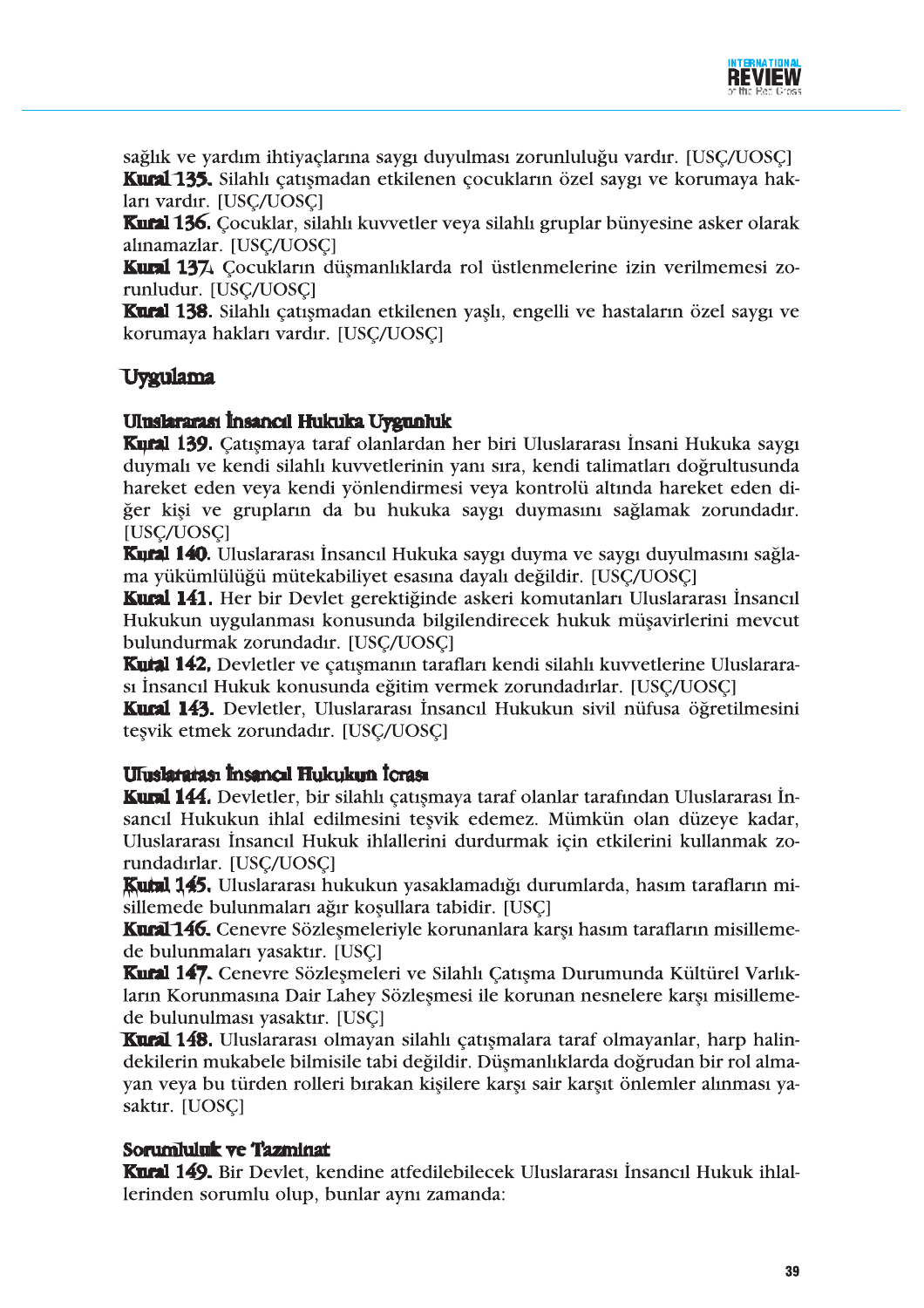sağlık ve yardım ihtiyaçlarına saygı duyulması zorunluluğu vardır. [USÇ/UOSÇ]

**Kural 135.** Silahlı çatışmadan etkilenen çocukların özel saygı ve korumaya hakları vardır. [USÇ/UOSÇ]

**Kural 136.** Çocuklar, silahlı kuvvetler veya silahlı gruplar bünyesine asker olarak alınamazlar. [USÇ/UOSÇ]

**Kural 137.** Çocukların düşmanlıklarda rol üstlenmelerine izin verilmemesi zorunludur. [USÇ/UOSÇ]

**Kural 138.** Silahlı çatışmadan etkilenen yaşlı, engelli ve hastaların özel saygı ve korumaya hakları vardır. [USÇ/UOSÇ]

## Uygulama

### Uluslararası İnsancıl Hukuka Uygunluk

**Kural 139.** Çatışmaya taraf olanlardan her biri Uluslararası İnsani Hukuka saygı duymalı ve kendi silahlı kuvvetlerinin yanı sıra, kendi talimatları doğrultusunda hareket eden veya kendi yönlendirmesi veya kontrolü altında hareket eden diğer kişi ve grupların da bu hukuka saygı duymasını sağlamak zorundadır. [USÇ/UOSÇ]

**Kural 140.** Uluslararası İnsancıl Hukuka saygı duyma ve saygı duyulmasını sağlama yükümlülüğü mütekabiliyet esasına dayalı değildir. [USÇ/UOSÇ]

**Kural 141.** Her bir Devlet gerektiğinde askeri komutanları Uluslararası İnsancıl Hukukun uygulanması konusunda bilgilendirecek hukuk müşavirlerini mevcut bulundurmak zorundadır. [USÇ/UOSÇ]

**Kural 142.** Devletler ve çatışmanın tarafları kendi silahlı kuvvetlerine Uluslararası İnsancıl Hukuk konusunda eğitim vermek zorundadırlar. [USÇ/UOSÇ]

**Kural 143.** Devletler, Uluslararası İnsancıl Hukukun sivil nüfusa öğretilmesini teşvik etmek zorundadır. [USÇ/UOSÇ]

### Uluslararası İnsancıl Hukukun İcrası

**Kural 144.** Devletler, bir silahlı çatışmaya taraf olanlar tarafından Uluslararası İnsancıl Hukukun ihlal edilmesini teşvik edemez. Mümkün olan düzeye kadar, Uluslararası İnsancıl Hukuk ihlallerini durdurmak için etkilerini kullanmak zorundadırlar. [USÇ/UOSÇ]

**Kural 145.** Uluslararası hukukun yasaklamadığı durumlarda, hasım tarafların misillemede bulunmaları ağır koşullara tabidir. [USÇ]

**Kural 146.** Cenevre Sözleşmeleriyle korunanlara karşı hasım tarafların misillemede bulunmaları yasaktır. [USÇ]

**Kural 147.** Cenevre Sözleşmeleri ve Silahlı Çatışma Durumunda Kültürel Varlıkların Korunmasına Dair Lahey Sözleşmesi ile korunan nesnelere karşı misillemede bulunulması yasaktır. [USÇ]

**Kural 148.** Uluslararası olmayan silahlı çatışmalara taraf olmayanlar, harp halindekilerin mukabele bilmisile tabi değildir. Düşmanlıklarda doğrudan bir rol almayan veya bu türden rolleri bırakan kişilere karşı sair karşıt önlemler alınması yasaktır. [UOSÇ]

### Sorumluluk ve Tazminat

**Kural 149.** Bir Devlet, kendine atfedilebilecek Uluslararası İnsancıl Hukuk ihlallerinden sorumlu olup, bunlar aynı zamanda: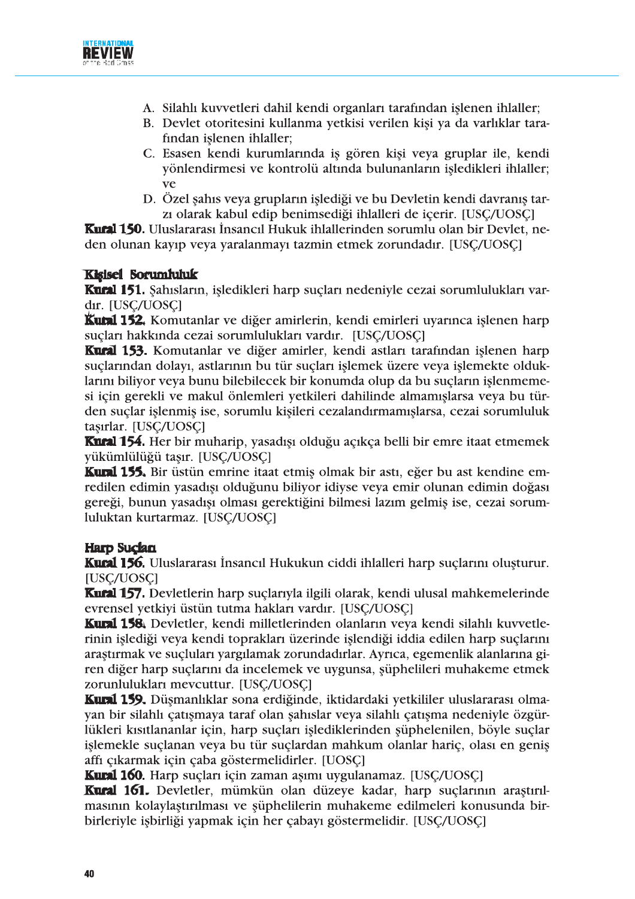A. Silahlı kuvvetleri dahil kendi organları tarafından işlenen ihlaller;
B. Devlet otoritesini kullanma yetkisi verilen kişi ya da varlıklar tarafından işlenen ihlaller;
C. Esasen kendi kurumlarında iş gören kişi veya gruplar ile, kendi yönlendirmesi ve kontrolü altında bulunanların işledikleri ihlaller; ve
D. Özel şahıs veya grupların işlediği ve bu Devletin kendi davranış tarzı olarak kabul edip benimsediği ihlalleri de içerir. [USÇ/UOSÇ]

**Kural 150.** Uluslararası İnsancıl Hukuk ihlallerinden sorumlu olan bir Devlet, neden olunan kayıp veya yaralanmayı tazmin etmek zorundadır. [USÇ/UOSÇ]

### Kişisel Sorumluluk

**Kural 151.** Şahısların, işledikleri harp suçları nedeniyle cezai sorumlulukları vardır. [USÇ/UOSÇ]

**Kural 152.** Komutanlar ve diğer amirlerin, kendi emirleri uyarınca işlenen harp suçları hakkında cezai sorumlulukları vardır. [USÇ/UOSÇ]

**Kural 153.** Komutanlar ve diğer amirler, kendi astları tarafından işlenen harp suçlarından dolayı, astlarının bu tür suçları işlemek üzere veya işlemekte olduklarını biliyor veya bunu bilebilecek bir konumda olup da bu suçların işlenmemesi için gerekli ve makul önlemleri yetkileri dahilinde almamışlarsa veya bu türden suçlar işlenmiş ise, sorumlu kişileri cezalandırmamışlarsa, cezai sorumluluk taşırlar. [USÇ/UOSÇ]

**Kural 154.** Her bir muharip, yasadışı olduğu açıkça belli bir emre itaat etmemek yükümlülüğü taşır. [USÇ/UOSÇ]

**Kural 155.** Bir üstün emrine itaat etmiş olmak bir astı, eğer bu ast kendine emredilen edimin yasadışı olduğunu biliyor idiyse veya emir olunan edimin doğası gereği, bunun yasadışı olması gerektiğini bilmesi lazım gelmiş ise, cezai sorumluluktan kurtarmaz. [USÇ/UOSÇ]

### Harp Suçları

**Kural 156.** Uluslararası İnsancıl Hukukun ciddi ihlalleri harp suçlarını oluşturur. [USÇ/UOSÇ]

**Kural 157.** Devletlerin harp suçlarıyla ilgili olarak, kendi ulusal mahkemelerinde evrensel yetkiyi üstün tutma hakları vardır. [USÇ/UOSÇ]

**Kural 158.** Devletler, kendi milletlerinden olanların veya kendi silahlı kuvvetlerinin işlediği veya kendi toprakları üzerinde işlendiği iddia edilen harp suçlarını araştırmak ve suçluları yargılamak zorundadırlar. Ayrıca, egemenlik alanlarına giren diğer harp suçlarını da incelemek ve uygunsa, şüphelileri muhakeme etmek zorunlulukları mevcuttur. [USÇ/UOSÇ]

**Kural 159.** Düşmanlıklar sona erdiğinde, iktidardaki yetkililer uluslararası olmayan bir silahlı çatışmaya taraf olan şahıslar veya silahlı çatışma nedeniyle özgürlükleri kısıtlananlar için, harp suçları işlediklerinden şüphelenilen, böyle suçlar işlemekle suçlanan veya bu tür suçlardan mahkum olanlar hariç, olası en geniş affı çıkarmak için çaba göstermelidirler. [UOSÇ]

**Kural 160.** Harp suçları için zaman aşımı uygulanamaz. [USÇ/UOSÇ]

**Kural 161.** Devletler, mümkün olan düzeye kadar, harp suçlarının araştırılmasının kolaylaştırılması ve şüphelilerin muhakeme edilmeleri konusunda birbirleriyle işbirliği yapmak için her çabayı göstermelidir. [USÇ/UOSÇ]